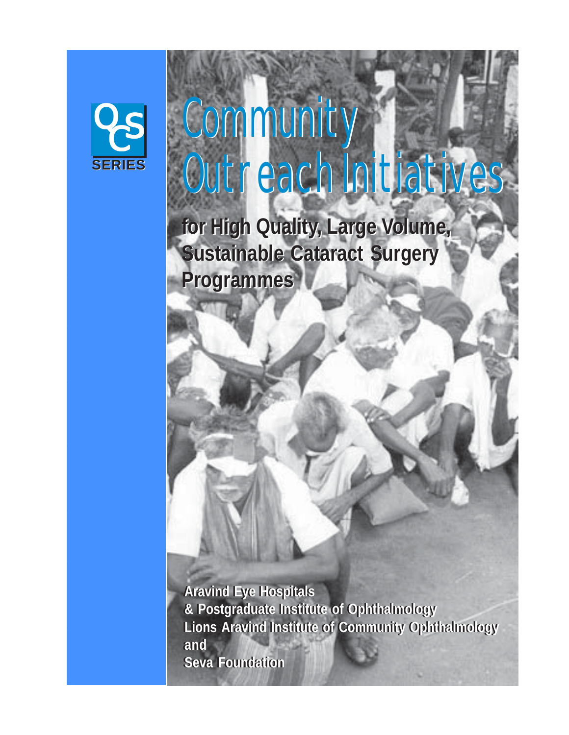OCS SERIES

# Community Outreach Initiatives

## for High Quality, Large Volume, Sustainable Cataract Surgery Programmes

**Aravind Eye Hospitals**
**& Postgraduate Institute of Ophthalmology**
**Lions Aravind Institute of Community Ophthalmology**
**and**
**Seva Foundation**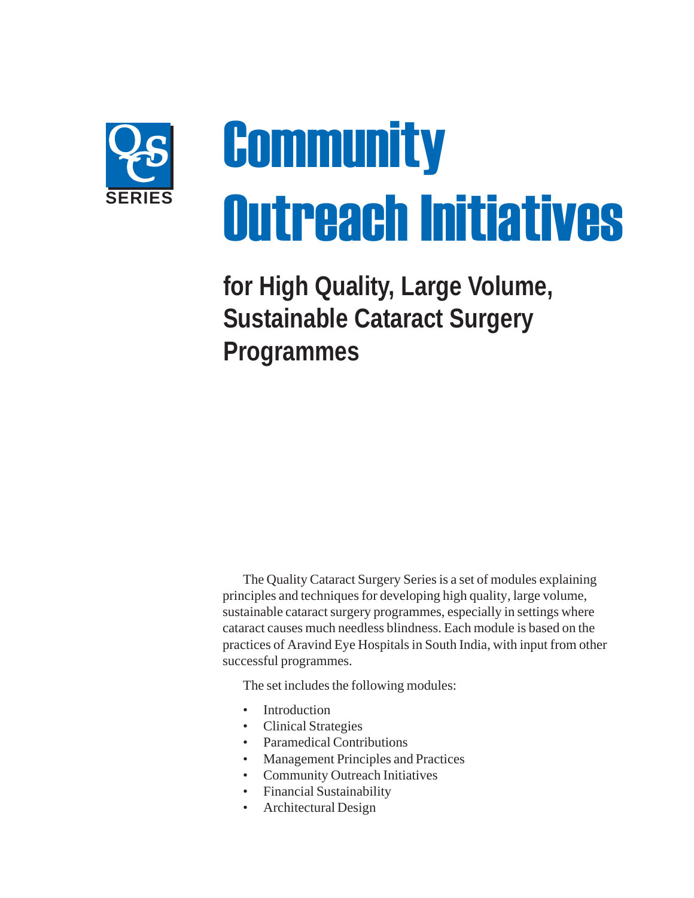QCS SERIES

# Community Outreach Initiatives

## for High Quality, Large Volume, Sustainable Cataract Surgery Programmes

The Quality Cataract Surgery Series is a set of modules explaining principles and techniques for developing high quality, large volume, sustainable cataract surgery programmes, especially in settings where cataract causes much needless blindness. Each module is based on the practices of Aravind Eye Hospitals in South India, with input from other successful programmes.

The set includes the following modules:

- Introduction
- Clinical Strategies
- Paramedical Contributions
- Management Principles and Practices
- Community Outreach Initiatives
- Financial Sustainability
- Architectural Design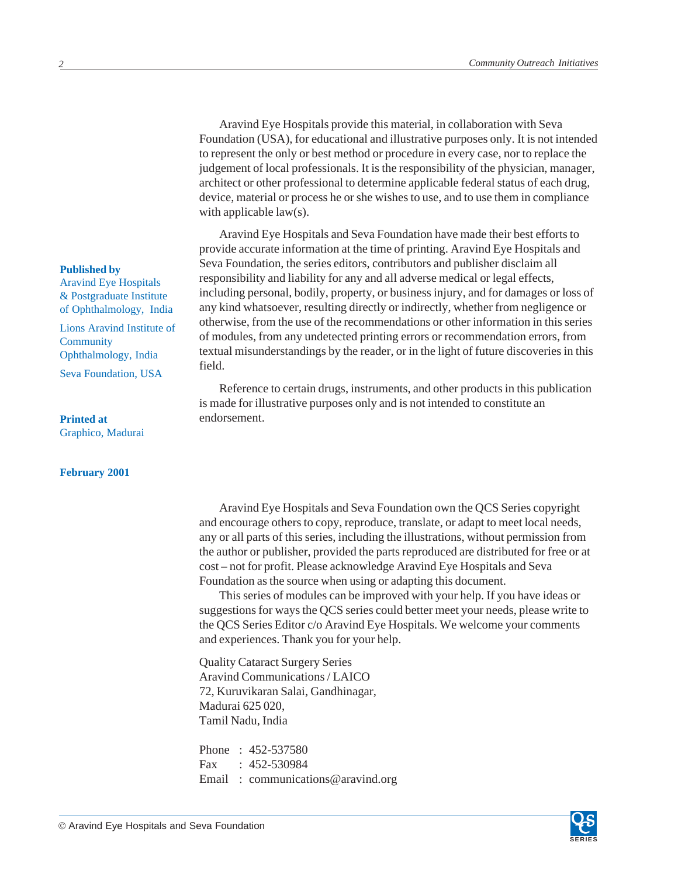**Published by**
Aravind Eye Hospitals & Postgraduate Institute of Ophthalmology, India

Lions Aravind Institute of Community Ophthalmology, India

Seva Foundation, USA

**Printed at**
Graphico, Madurai

**February 2001**

Aravind Eye Hospitals provide this material, in collaboration with Seva Foundation (USA), for educational and illustrative purposes only. It is not intended to represent the only or best method or procedure in every case, nor to replace the judgement of local professionals. It is the responsibility of the physician, manager, architect or other professional to determine applicable federal status of each drug, device, material or process he or she wishes to use, and to use them in compliance with applicable law(s).

Aravind Eye Hospitals and Seva Foundation have made their best efforts to provide accurate information at the time of printing. Aravind Eye Hospitals and Seva Foundation, the series editors, contributors and publisher disclaim all responsibility and liability for any and all adverse medical or legal effects, including personal, bodily, property, or business injury, and for damages or loss of any kind whatsoever, resulting directly or indirectly, whether from negligence or otherwise, from the use of the recommendations or other information in this series of modules, from any undetected printing errors or recommendation errors, from textual misunderstandings by the reader, or in the light of future discoveries in this field.

Reference to certain drugs, instruments, and other products in this publication is made for illustrative purposes only and is not intended to constitute an endorsement.

Aravind Eye Hospitals and Seva Foundation own the QCS Series copyright and encourage others to copy, reproduce, translate, or adapt to meet local needs, any or all parts of this series, including the illustrations, without permission from the author or publisher, provided the parts reproduced are distributed for free or at cost – not for profit. Please acknowledge Aravind Eye Hospitals and Seva Foundation as the source when using or adapting this document.

This series of modules can be improved with your help. If you have ideas or suggestions for ways the QCS series could better meet your needs, please write to the QCS Series Editor c/o Aravind Eye Hospitals. We welcome your comments and experiences. Thank you for your help.

Quality Cataract Surgery Series
Aravind Communications / LAICO
72, Kuruvikaran Salai, Gandhinagar,
Madurai 625 020,
Tamil Nadu, India

Phone : 452-537580
Fax : 452-530984
Email : communications@aravind.org

© Aravind Eye Hospitals and Seva Foundation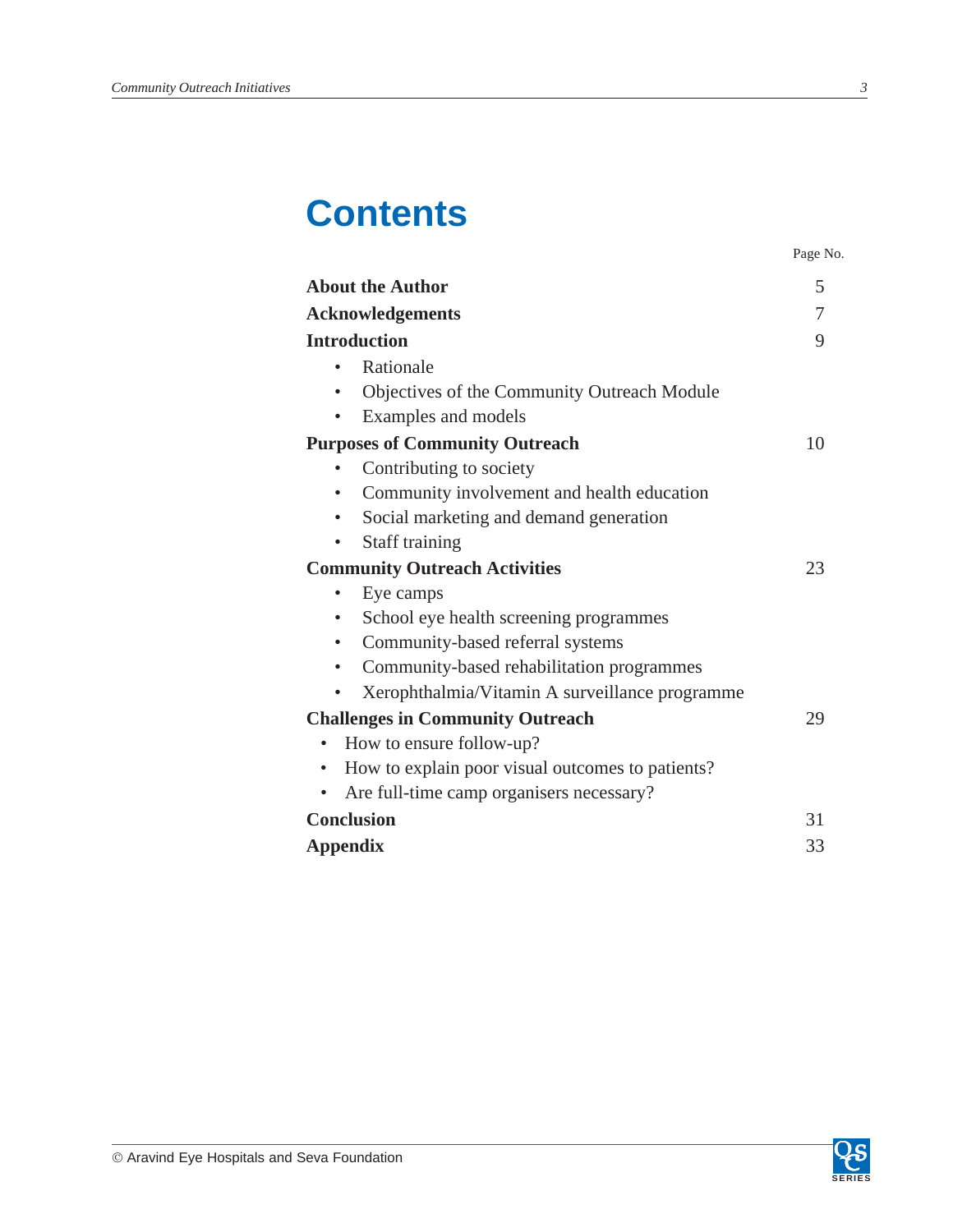# Contents

| | Page No. |
|---|---|
| **About the Author** | 5 |
| **Acknowledgements** | 7 |
| **Introduction** | 9 |
| • Rationale | |
| • Objectives of the Community Outreach Module | |
| • Examples and models | |
| **Purposes of Community Outreach** | 10 |
| • Contributing to society | |
| • Community involvement and health education | |
| • Social marketing and demand generation | |
| • Staff training | |
| **Community Outreach Activities** | 23 |
| • Eye camps | |
| • School eye health screening programmes | |
| • Community-based referral systems | |
| • Community-based rehabilitation programmes | |
| • Xerophthalmia/Vitamin A surveillance programme | |
| **Challenges in Community Outreach** | 29 |
| • How to ensure follow-up? | |
| • How to explain poor visual outcomes to patients? | |
| • Are full-time camp organisers necessary? | |
| **Conclusion** | 31 |
| **Appendix** | 33 |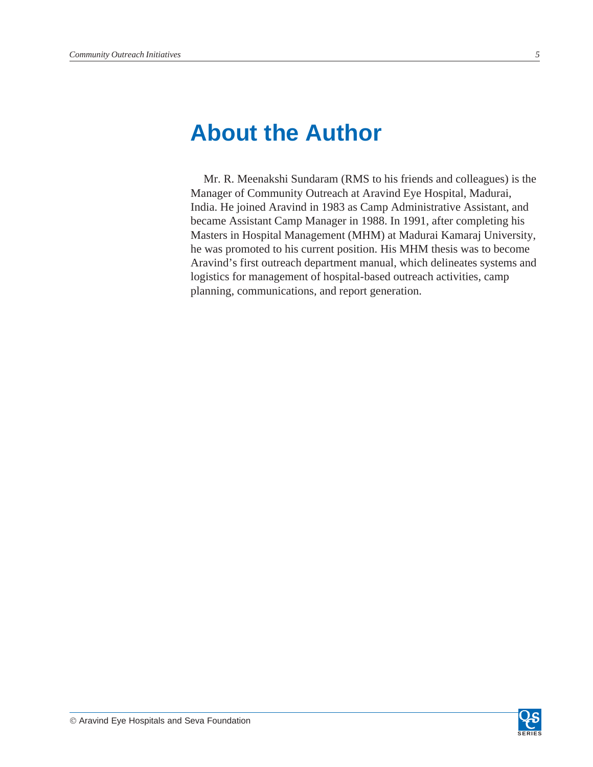# About the Author

Mr. R. Meenakshi Sundaram (RMS to his friends and colleagues) is the Manager of Community Outreach at Aravind Eye Hospital, Madurai, India. He joined Aravind in 1983 as Camp Administrative Assistant, and became Assistant Camp Manager in 1988. In 1991, after completing his Masters in Hospital Management (MHM) at Madurai Kamaraj University, he was promoted to his current position. His MHM thesis was to become Aravind's first outreach department manual, which delineates systems and logistics for management of hospital-based outreach activities, camp planning, communications, and report generation.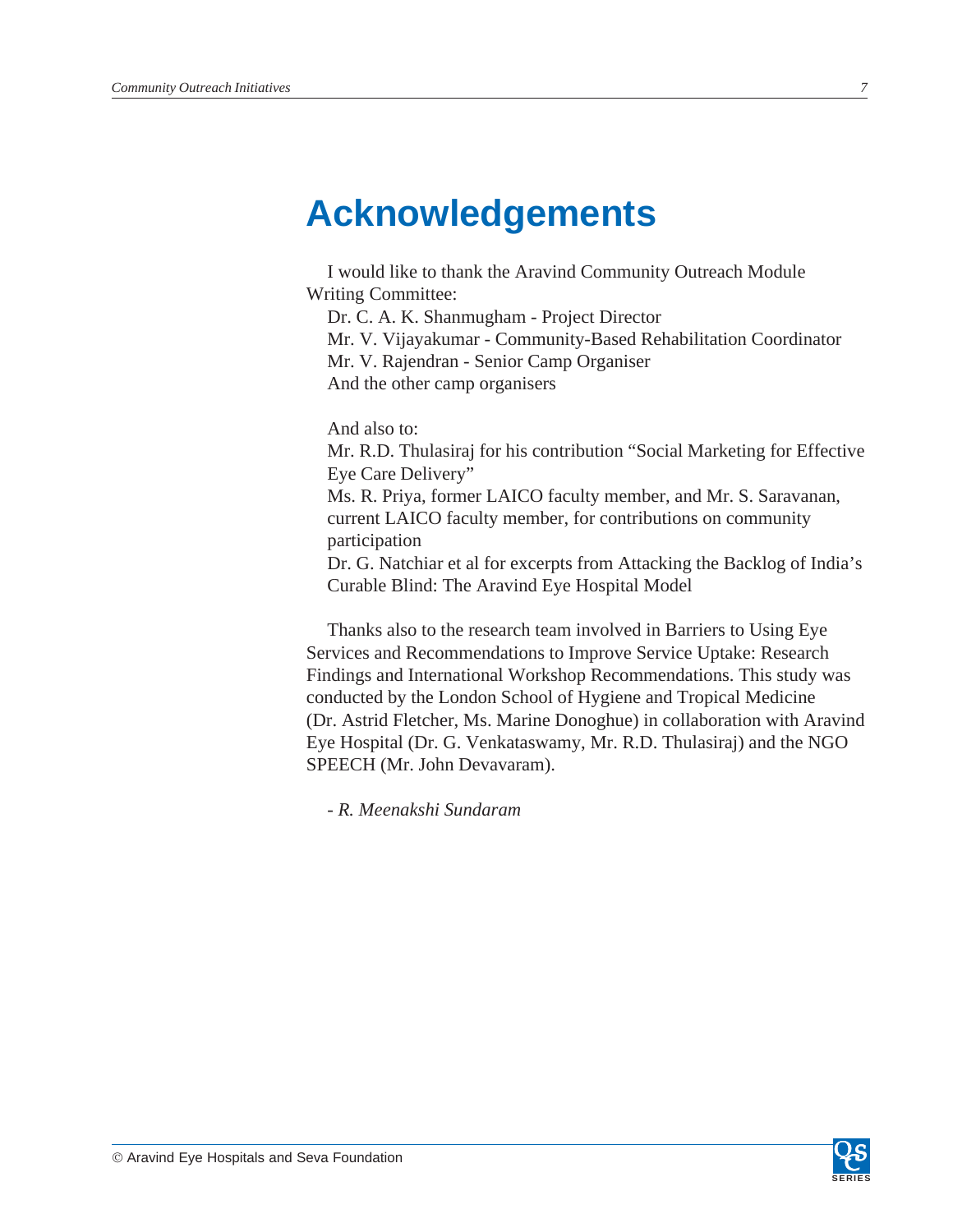# Acknowledgements

I would like to thank the Aravind Community Outreach Module Writing Committee:

Dr. C. A. K. Shanmugham - Project Director
Mr. V. Vijayakumar - Community-Based Rehabilitation Coordinator
Mr. V. Rajendran - Senior Camp Organiser
And the other camp organisers

And also to:

Mr. R.D. Thulasiraj for his contribution "Social Marketing for Effective Eye Care Delivery"
Ms. R. Priya, former LAICO faculty member, and Mr. S. Saravanan, current LAICO faculty member, for contributions on community participation
Dr. G. Natchiar et al for excerpts from Attacking the Backlog of India's Curable Blind: The Aravind Eye Hospital Model

Thanks also to the research team involved in Barriers to Using Eye Services and Recommendations to Improve Service Uptake: Research Findings and International Workshop Recommendations. This study was conducted by the London School of Hygiene and Tropical Medicine (Dr. Astrid Fletcher, Ms. Marine Donoghue) in collaboration with Aravind Eye Hospital (Dr. G. Venkataswamy, Mr. R.D. Thulasiraj) and the NGO SPEECH (Mr. John Devavaram).

- *R. Meenakshi Sundaram*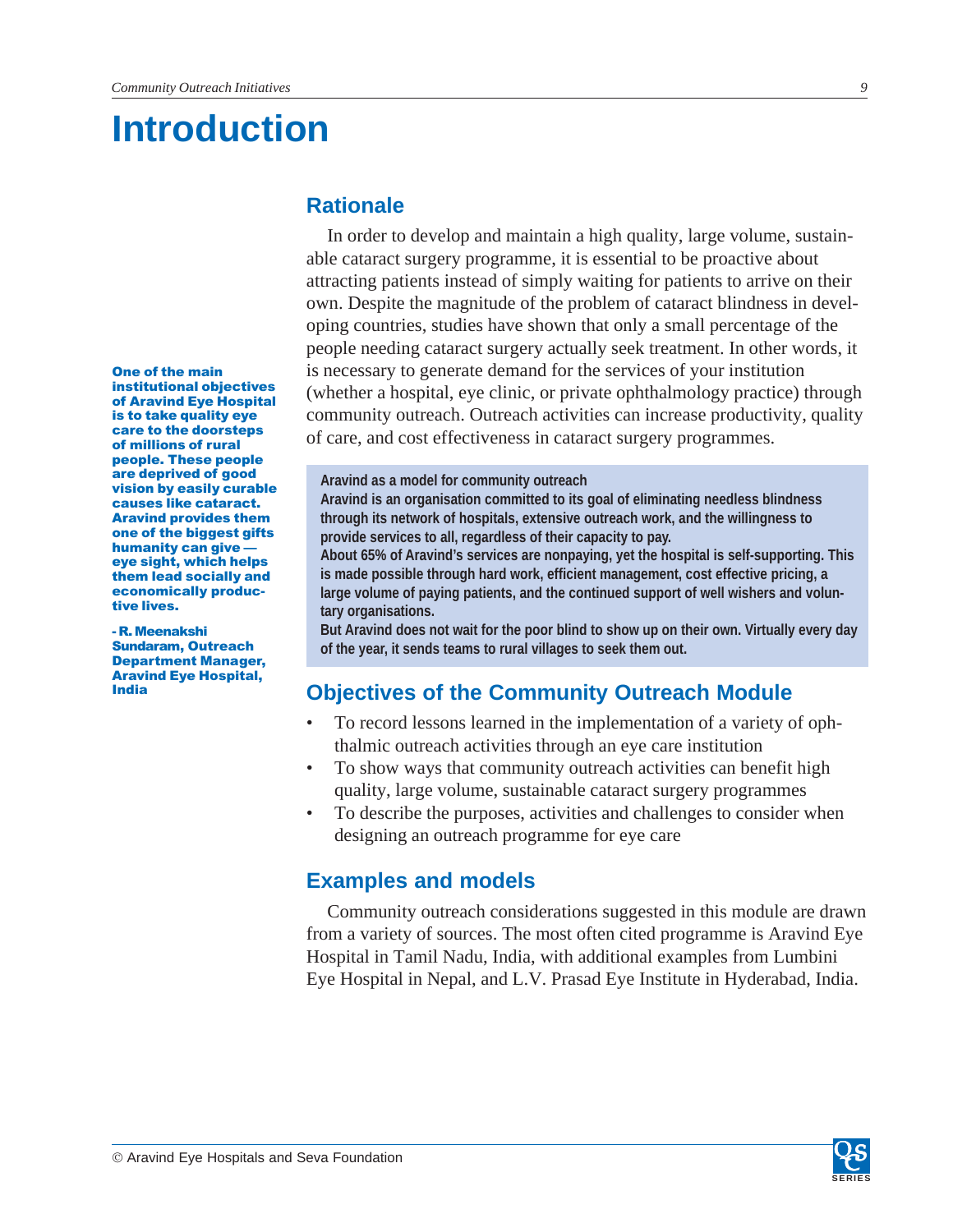// Introduction

## Rationale

In order to develop and maintain a high quality, large volume, sustainable cataract surgery programme, it is essential to be proactive about attracting patients instead of simply waiting for patients to arrive on their own. Despite the magnitude of the problem of cataract blindness in developing countries, studies have shown that only a small percentage of the people needing cataract surgery actually seek treatment. In other words, it is necessary to generate demand for the services of your institution (whether a hospital, eye clinic, or private ophthalmology practice) through community outreach. Outreach activities can increase productivity, quality of care, and cost effectiveness in cataract surgery programmes.

**One of the main institutional objectives of Aravind Eye Hospital is to take quality eye care to the doorsteps of millions of rural people. These people are deprived of good vision by easily curable causes like cataract. Aravind provides them one of the biggest gifts humanity can give — eye sight, which helps them lead socially and economically productive lives.**

**- R. Meenakshi Sundaram, Outreach Department Manager, Aravind Eye Hospital, India**

**Aravind as a model for community outreach**

**Aravind is an organisation committed to its goal of eliminating needless blindness through its network of hospitals, extensive outreach work, and the willingness to provide services to all, regardless of their capacity to pay.**

**About 65% of Aravind's services are nonpaying, yet the hospital is self-supporting. This is made possible through hard work, efficient management, cost effective pricing, a large volume of paying patients, and the continued support of well wishers and voluntary organisations.**

**But Aravind does not wait for the poor blind to show up on their own. Virtually every day of the year, it sends teams to rural villages to seek them out.**

## Objectives of the Community Outreach Module

- To record lessons learned in the implementation of a variety of ophthalmic outreach activities through an eye care institution
- To show ways that community outreach activities can benefit high quality, large volume, sustainable cataract surgery programmes
- To describe the purposes, activities and challenges to consider when designing an outreach programme for eye care

## Examples and models

Community outreach considerations suggested in this module are drawn from a variety of sources. The most often cited programme is Aravind Eye Hospital in Tamil Nadu, India, with additional examples from Lumbini Eye Hospital in Nepal, and L.V. Prasad Eye Institute in Hyderabad, India.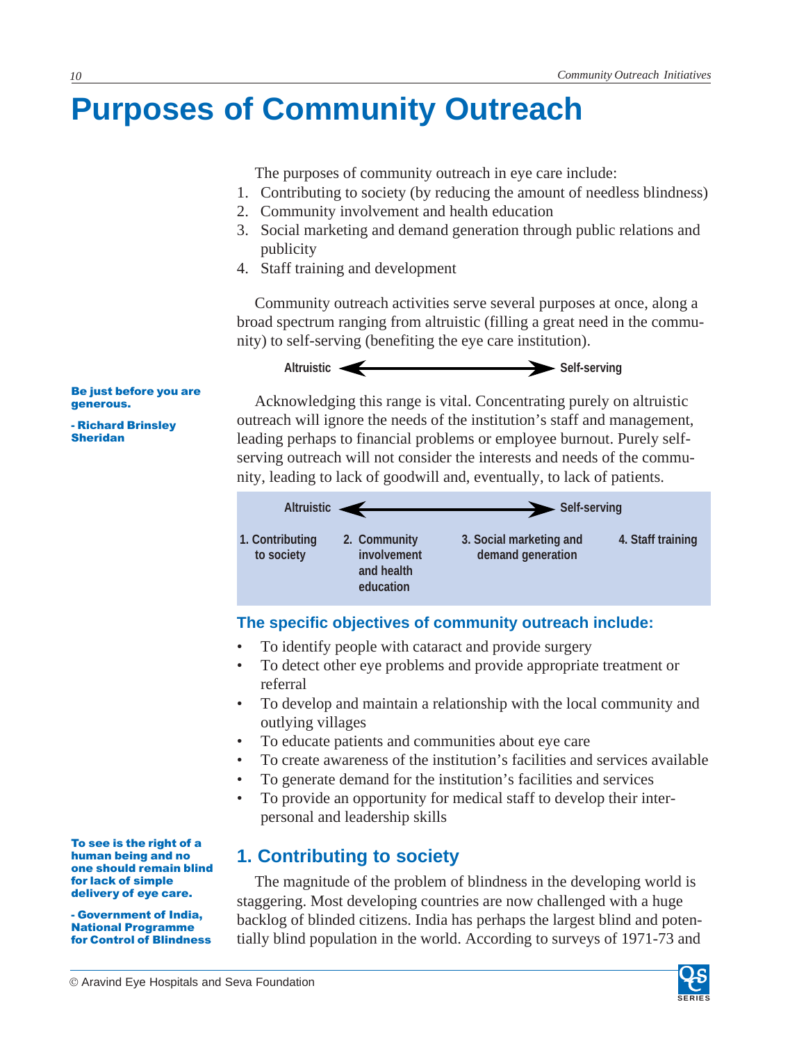# Purposes of Community Outreach

The purposes of community outreach in eye care include:

1. Contributing to society (by reducing the amount of needless blindness)
2. Community involvement and health education
3. Social marketing and demand generation through public relations and publicity
4. Staff training and development

Community outreach activities serve several purposes at once, along a broad spectrum ranging from altruistic (filling a great need in the community) to self-serving (benefiting the eye care institution).

**Altruistic** ⟷ **Self-serving**

> **Be just before you are generous.**
>
> **- Richard Brinsley Sheridan**

Acknowledging this range is vital. Concentrating purely on altruistic outreach will ignore the needs of the institution's staff and management, leading perhaps to financial problems or employee burnout. Purely self-serving outreach will not consider the interests and needs of the community, leading to lack of goodwill and, eventually, to lack of patients.

**Altruistic** ⟷ **Self-serving**

| 1. Contributing to society | 2. Community involvement and health education | 3. Social marketing and demand generation | 4. Staff training |
|---|---|---|---|

### The specific objectives of community outreach include:

- To identify people with cataract and provide surgery
- To detect other eye problems and provide appropriate treatment or referral
- To develop and maintain a relationship with the local community and outlying villages
- To educate patients and communities about eye care
- To create awareness of the institution's facilities and services available
- To generate demand for the institution's facilities and services
- To provide an opportunity for medical staff to develop their interpersonal and leadership skills

> **To see is the right of a human being and no one should remain blind for lack of simple delivery of eye care.**
>
> **- Government of India, National Programme for Control of Blindness**

## 1. Contributing to society

The magnitude of the problem of blindness in the developing world is staggering. Most developing countries are now challenged with a huge backlog of blinded citizens. India has perhaps the largest blind and potentially blind population in the world. According to surveys of 1971-73 and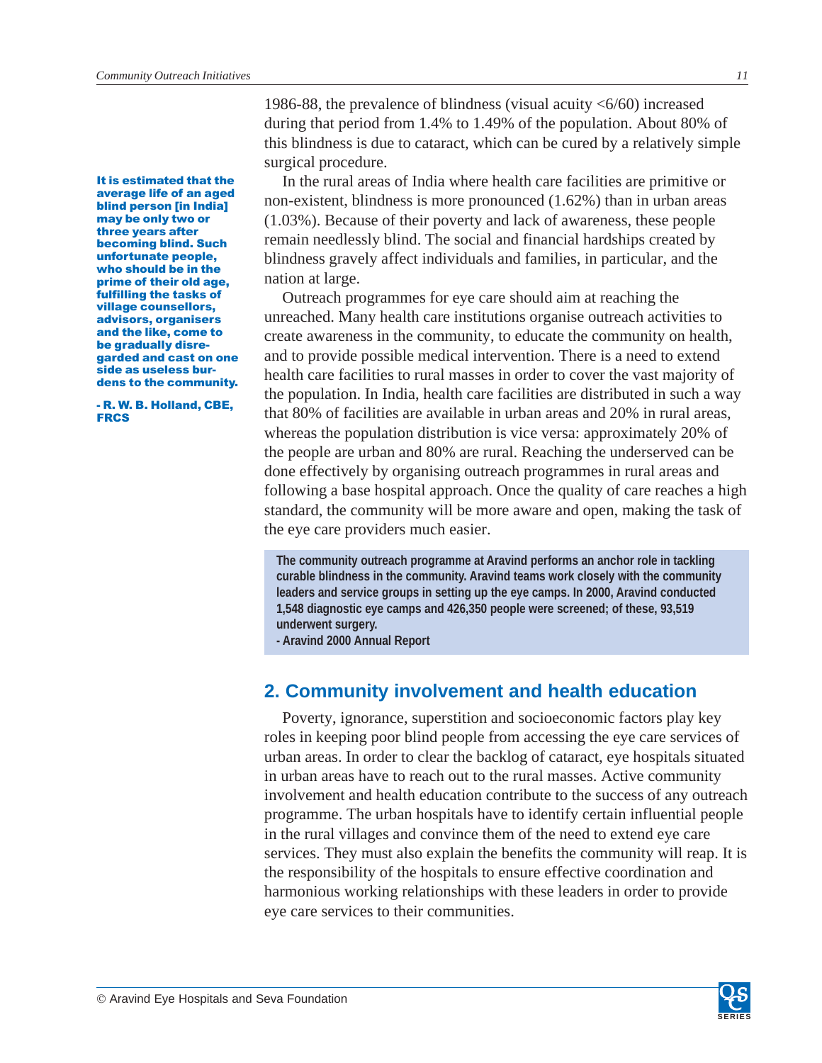1986-88, the prevalence of blindness (visual acuity <6/60) increased during that period from 1.4% to 1.49% of the population. About 80% of this blindness is due to cataract, which can be cured by a relatively simple surgical procedure.

**It is estimated that the average life of an aged blind person [in India] may be only two or three years after becoming blind. Such unfortunate people, who should be in the prime of their old age, fulfilling the tasks of village counsellors, advisors, organisers and the like, come to be gradually disregarded and cast on one side as useless burdens to the community.**

**- R. W. B. Holland, CBE, FRCS**

In the rural areas of India where health care facilities are primitive or non-existent, blindness is more pronounced (1.62%) than in urban areas (1.03%). Because of their poverty and lack of awareness, these people remain needlessly blind. The social and financial hardships created by blindness gravely affect individuals and families, in particular, and the nation at large.

Outreach programmes for eye care should aim at reaching the unreached. Many health care institutions organise outreach activities to create awareness in the community, to educate the community on health, and to provide possible medical intervention. There is a need to extend health care facilities to rural masses in order to cover the vast majority of the population. In India, health care facilities are distributed in such a way that 80% of facilities are available in urban areas and 20% in rural areas, whereas the population distribution is vice versa: approximately 20% of the people are urban and 80% are rural. Reaching the underserved can be done effectively by organising outreach programmes in rural areas and following a base hospital approach. Once the quality of care reaches a high standard, the community will be more aware and open, making the task of the eye care providers much easier.

> **The community outreach programme at Aravind performs an anchor role in tackling curable blindness in the community. Aravind teams work closely with the community leaders and service groups in setting up the eye camps. In 2000, Aravind conducted 1,548 diagnostic eye camps and 426,350 people were screened; of these, 93,519 underwent surgery.**
> **- Aravind 2000 Annual Report**

## 2. Community involvement and health education

Poverty, ignorance, superstition and socioeconomic factors play key roles in keeping poor blind people from accessing the eye care services of urban areas. In order to clear the backlog of cataract, eye hospitals situated in urban areas have to reach out to the rural masses. Active community involvement and health education contribute to the success of any outreach programme. The urban hospitals have to identify certain influential people in the rural villages and convince them of the need to extend eye care services. They must also explain the benefits the community will reap. It is the responsibility of the hospitals to ensure effective coordination and harmonious working relationships with these leaders in order to provide eye care services to their communities.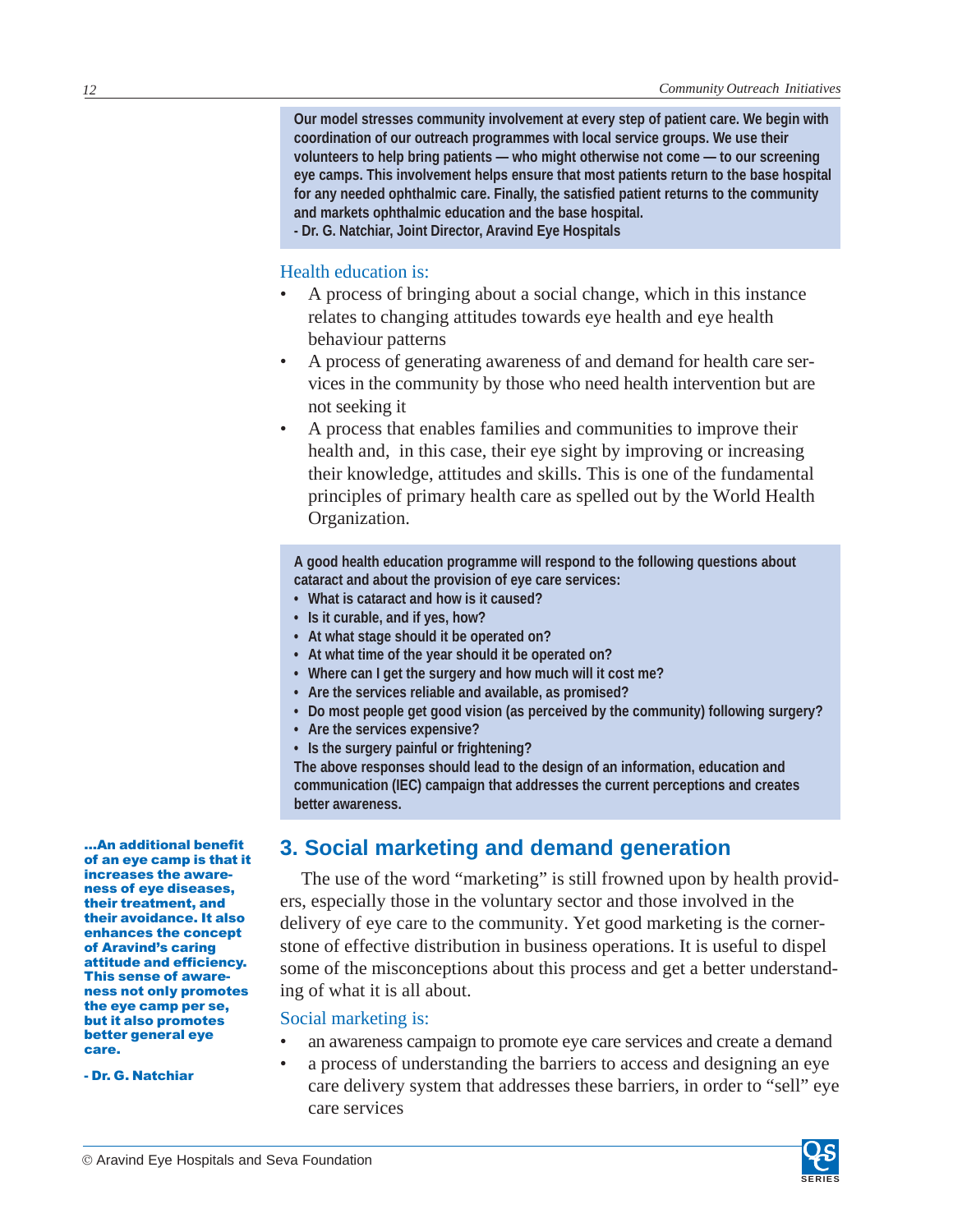**Our model stresses community involvement at every step of patient care. We begin with coordination of our outreach programmes with local service groups. We use their volunteers to help bring patients — who might otherwise not come — to our screening eye camps. This involvement helps ensure that most patients return to the base hospital for any needed ophthalmic care. Finally, the satisfied patient returns to the community and markets ophthalmic education and the base hospital.**
**- Dr. G. Natchiar, Joint Director, Aravind Eye Hospitals**

Health education is:

- A process of bringing about a social change, which in this instance relates to changing attitudes towards eye health and eye health behaviour patterns
- A process of generating awareness of and demand for health care services in the community by those who need health intervention but are not seeking it
- A process that enables families and communities to improve their health and, in this case, their eye sight by improving or increasing their knowledge, attitudes and skills. This is one of the fundamental principles of primary health care as spelled out by the World Health Organization.

**A good health education programme will respond to the following questions about cataract and about the provision of eye care services:**

- **What is cataract and how is it caused?**
- **Is it curable, and if yes, how?**
- **At what stage should it be operated on?**
- **At what time of the year should it be operated on?**
- **Where can I get the surgery and how much will it cost me?**
- **Are the services reliable and available, as promised?**
- **Do most people get good vision (as perceived by the community) following surgery?**
- **Are the services expensive?**
- **Is the surgery painful or frightening?**

**The above responses should lead to the design of an information, education and communication (IEC) campaign that addresses the current perceptions and creates better awareness.**

## 3. Social marketing and demand generation

**...An additional benefit of an eye camp is that it increases the awareness of eye diseases, their treatment, and their avoidance. It also enhances the concept of Aravind's caring attitude and efficiency. This sense of awareness not only promotes the eye camp per se, but it also promotes better general eye care.**

**- Dr. G. Natchiar**

The use of the word "marketing" is still frowned upon by health providers, especially those in the voluntary sector and those involved in the delivery of eye care to the community. Yet good marketing is the cornerstone of effective distribution in business operations. It is useful to dispel some of the misconceptions about this process and get a better understanding of what it is all about.

Social marketing is:

- an awareness campaign to promote eye care services and create a demand
- a process of understanding the barriers to access and designing an eye care delivery system that addresses these barriers, in order to "sell" eye care services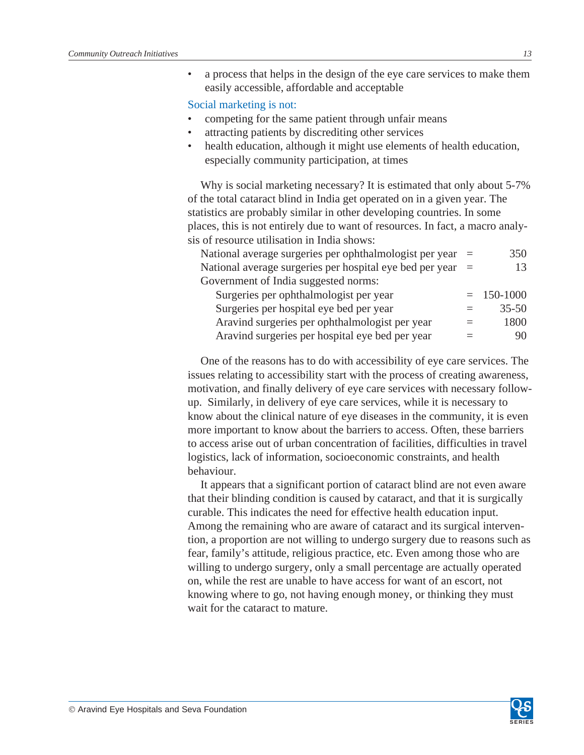- a process that helps in the design of the eye care services to make them easily accessible, affordable and acceptable

Social marketing is not:

- competing for the same patient through unfair means
- attracting patients by discrediting other services
- health education, although it might use elements of health education, especially community participation, at times

Why is social marketing necessary? It is estimated that only about 5-7% of the total cataract blind in India get operated on in a given year. The statistics are probably similar in other developing countries. In some places, this is not entirely due to want of resources. In fact, a macro analysis of resource utilisation in India shows:

| | | |
|---|---|---|
| National average surgeries per ophthalmologist per year | = | 350 |
| National average surgeries per hospital eye bed per year | = | 13 |
| Government of India suggested norms: | | |
| Surgeries per ophthalmologist per year | = | 150-1000 |
| Surgeries per hospital eye bed per year | = | 35-50 |
| Aravind surgeries per ophthalmologist per year | = | 1800 |
| Aravind surgeries per hospital eye bed per year | = | 90 |

One of the reasons has to do with accessibility of eye care services. The issues relating to accessibility start with the process of creating awareness, motivation, and finally delivery of eye care services with necessary follow-up. Similarly, in delivery of eye care services, while it is necessary to know about the clinical nature of eye diseases in the community, it is even more important to know about the barriers to access. Often, these barriers to access arise out of urban concentration of facilities, difficulties in travel logistics, lack of information, socioeconomic constraints, and health behaviour.

It appears that a significant portion of cataract blind are not even aware that their blinding condition is caused by cataract, and that it is surgically curable. This indicates the need for effective health education input. Among the remaining who are aware of cataract and its surgical intervention, a proportion are not willing to undergo surgery due to reasons such as fear, family's attitude, religious practice, etc. Even among those who are willing to undergo surgery, only a small percentage are actually operated on, while the rest are unable to have access for want of an escort, not knowing where to go, not having enough money, or thinking they must wait for the cataract to mature.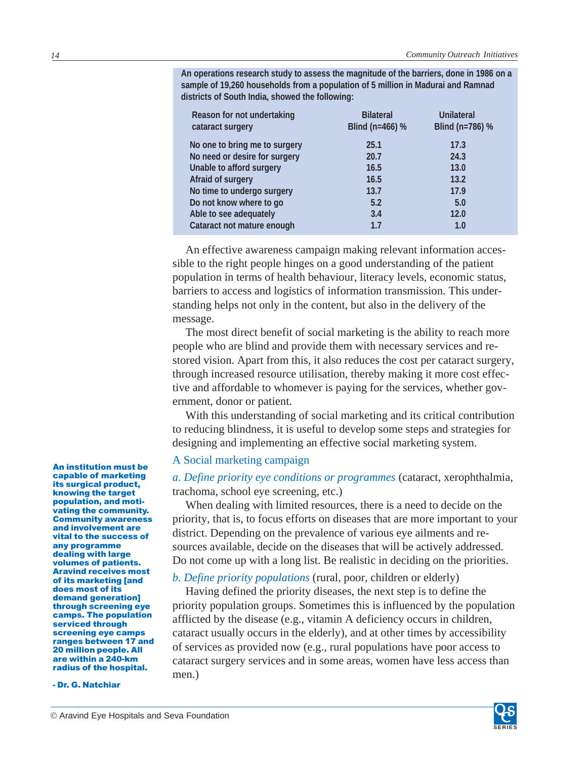**An operations research study to assess the magnitude of the barriers, done in 1986 on a sample of 19,260 households from a population of 5 million in Madurai and Ramnad districts of South India, showed the following:**

| Reason for not undertaking cataract surgery | Bilateral Blind (n=466) % | Unilateral Blind (n=786) % |
|---|---|---|
| No one to bring me to surgery | 25.1 | 17.3 |
| No need or desire for surgery | 20.7 | 24.3 |
| Unable to afford surgery | 16.5 | 13.0 |
| Afraid of surgery | 16.5 | 13.2 |
| No time to undergo surgery | 13.7 | 17.9 |
| Do not know where to go | 5.2 | 5.0 |
| Able to see adequately | 3.4 | 12.0 |
| Cataract not mature enough | 1.7 | 1.0 |

An effective awareness campaign making relevant information accessible to the right people hinges on a good understanding of the patient population in terms of health behaviour, literacy levels, economic status, barriers to access and logistics of information transmission. This understanding helps not only in the content, but also in the delivery of the message.

The most direct benefit of social marketing is the ability to reach more people who are blind and provide them with necessary services and restored vision. Apart from this, it also reduces the cost per cataract surgery, through increased resource utilisation, thereby making it more cost effective and affordable to whomever is paying for the services, whether government, donor or patient.

With this understanding of social marketing and its critical contribution to reducing blindness, it is useful to develop some steps and strategies for designing and implementing an effective social marketing system.

## A Social marketing campaign

*a. Define priority eye conditions or programmes* (cataract, xerophthalmia, trachoma, school eye screening, etc.)

When dealing with limited resources, there is a need to decide on the priority, that is, to focus efforts on diseases that are more important to your district. Depending on the prevalence of various eye ailments and resources available, decide on the diseases that will be actively addressed. Do not come up with a long list. Be realistic in deciding on the priorities.

*b. Define priority populations* (rural, poor, children or elderly)

Having defined the priority diseases, the next step is to define the priority population groups. Sometimes this is influenced by the population afflicted by the disease (e.g., vitamin A deficiency occurs in children, cataract usually occurs in the elderly), and at other times by accessibility of services as provided now (e.g., rural populations have poor access to cataract surgery services and in some areas, women have less access than men.)

**An institution must be capable of marketing its surgical product, knowing the target population, and motivating the community. Community awareness and involvement are vital to the success of any programme dealing with large volumes of patients. Aravind receives most of its marketing [and does most of its demand generation] through screening eye camps. The population serviced through screening eye camps ranges between 17 and 20 million people. All are within a 240-km radius of the hospital.**

**- Dr. G. Natchiar**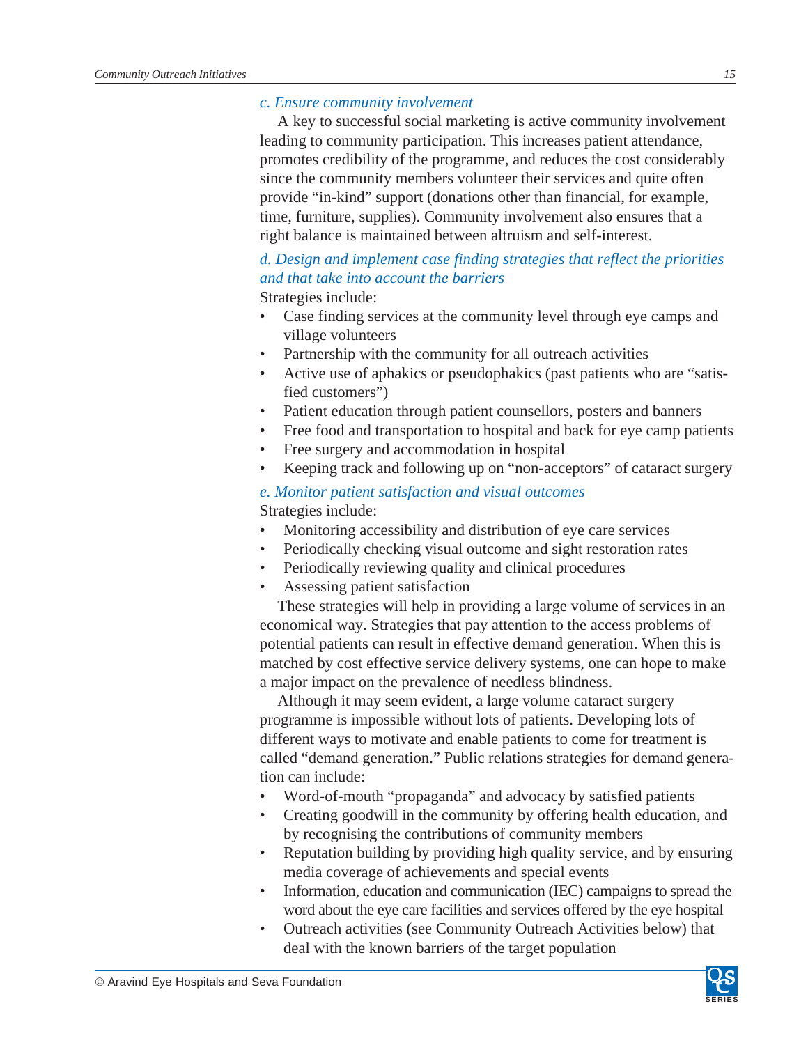*c. Ensure community involvement*

A key to successful social marketing is active community involvement leading to community participation. This increases patient attendance, promotes credibility of the programme, and reduces the cost considerably since the community members volunteer their services and quite often provide "in-kind" support (donations other than financial, for example, time, furniture, supplies). Community involvement also ensures that a right balance is maintained between altruism and self-interest.

*d. Design and implement case finding strategies that reflect the priorities and that take into account the barriers*

Strategies include:

- Case finding services at the community level through eye camps and village volunteers
- Partnership with the community for all outreach activities
- Active use of aphakics or pseudophakics (past patients who are "satisfied customers")
- Patient education through patient counsellors, posters and banners
- Free food and transportation to hospital and back for eye camp patients
- Free surgery and accommodation in hospital
- Keeping track and following up on "non-acceptors" of cataract surgery

*e. Monitor patient satisfaction and visual outcomes*

Strategies include:

- Monitoring accessibility and distribution of eye care services
- Periodically checking visual outcome and sight restoration rates
- Periodically reviewing quality and clinical procedures
- Assessing patient satisfaction

These strategies will help in providing a large volume of services in an economical way. Strategies that pay attention to the access problems of potential patients can result in effective demand generation. When this is matched by cost effective service delivery systems, one can hope to make a major impact on the prevalence of needless blindness.

Although it may seem evident, a large volume cataract surgery programme is impossible without lots of patients. Developing lots of different ways to motivate and enable patients to come for treatment is called "demand generation." Public relations strategies for demand generation can include:

- Word-of-mouth "propaganda" and advocacy by satisfied patients
- Creating goodwill in the community by offering health education, and by recognising the contributions of community members
- Reputation building by providing high quality service, and by ensuring media coverage of achievements and special events
- Information, education and communication (IEC) campaigns to spread the word about the eye care facilities and services offered by the eye hospital
- Outreach activities (see Community Outreach Activities below) that deal with the known barriers of the target population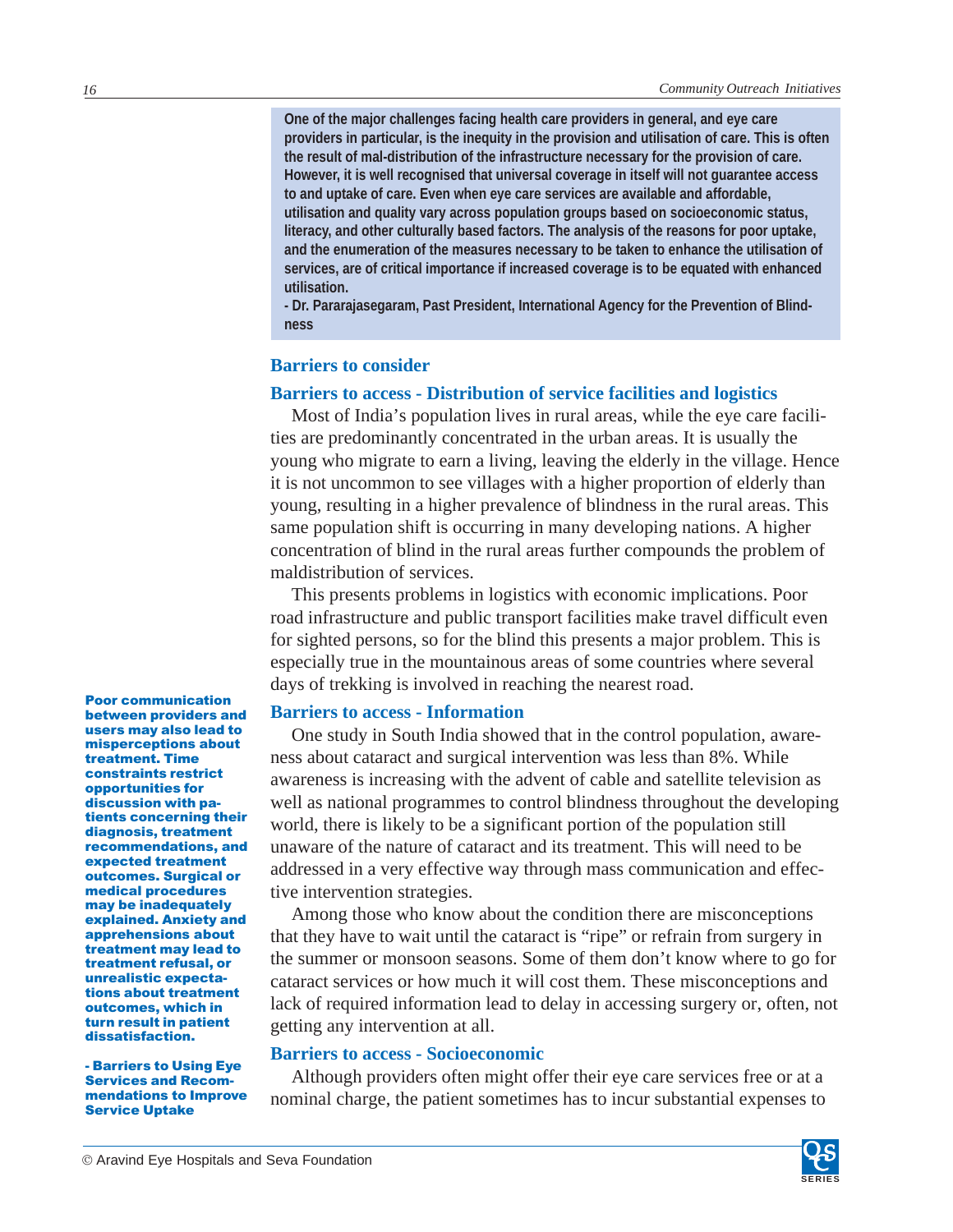> **One of the major challenges facing health care providers in general, and eye care providers in particular, is the inequity in the provision and utilisation of care. This is often the result of mal-distribution of the infrastructure necessary for the provision of care. However, it is well recognised that universal coverage in itself will not guarantee access to and uptake of care. Even when eye care services are available and affordable, utilisation and quality vary across population groups based on socioeconomic status, literacy, and other culturally based factors. The analysis of the reasons for poor uptake, and the enumeration of the measures necessary to be taken to enhance the utilisation of services, are of critical importance if increased coverage is to be equated with enhanced utilisation.**
>
> **- Dr. Pararajasegaram, Past President, International Agency for the Prevention of Blindness**

## Barriers to consider

### Barriers to access - Distribution of service facilities and logistics

Most of India's population lives in rural areas, while the eye care facilities are predominantly concentrated in the urban areas. It is usually the young who migrate to earn a living, leaving the elderly in the village. Hence it is not uncommon to see villages with a higher proportion of elderly than young, resulting in a higher prevalence of blindness in the rural areas. This same population shift is occurring in many developing nations. A higher concentration of blind in the rural areas further compounds the problem of maldistribution of services.

This presents problems in logistics with economic implications. Poor road infrastructure and public transport facilities make travel difficult even for sighted persons, so for the blind this presents a major problem. This is especially true in the mountainous areas of some countries where several days of trekking is involved in reaching the nearest road.

### Barriers to access - Information

One study in South India showed that in the control population, awareness about cataract and surgical intervention was less than 8%. While awareness is increasing with the advent of cable and satellite television as well as national programmes to control blindness throughout the developing world, there is likely to be a significant portion of the population still unaware of the nature of cataract and its treatment. This will need to be addressed in a very effective way through mass communication and effective intervention strategies.

Among those who know about the condition there are misconceptions that they have to wait until the cataract is "ripe" or refrain from surgery in the summer or monsoon seasons. Some of them don't know where to go for cataract services or how much it will cost them. These misconceptions and lack of required information lead to delay in accessing surgery or, often, not getting any intervention at all.

> **Poor communication between providers and users may also lead to misperceptions about treatment. Time constraints restrict opportunities for discussion with patients concerning their diagnosis, treatment recommendations, and expected treatment outcomes. Surgical or medical procedures may be inadequately explained. Anxiety and apprehensions about treatment may lead to treatment refusal, or unrealistic expectations about treatment outcomes, which in turn result in patient dissatisfaction.**
>
> **- Barriers to Using Eye Services and Recommendations to Improve Service Uptake**

### Barriers to access - Socioeconomic

Although providers often might offer their eye care services free or at a nominal charge, the patient sometimes has to incur substantial expenses to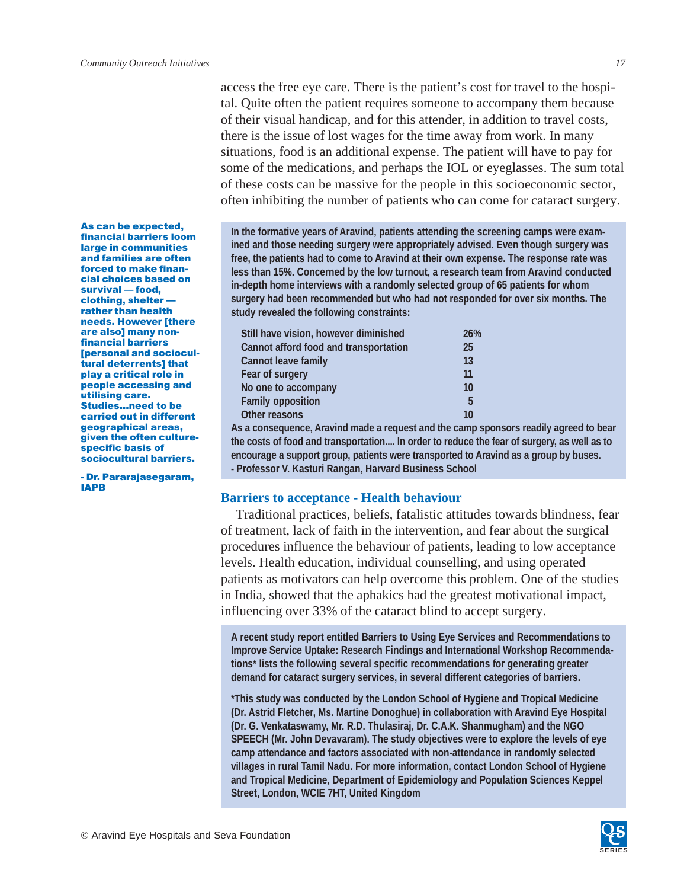access the free eye care. There is the patient's cost for travel to the hospital. Quite often the patient requires someone to accompany them because of their visual handicap, and for this attender, in addition to travel costs, there is the issue of lost wages for the time away from work. In many situations, food is an additional expense. The patient will have to pay for some of the medications, and perhaps the IOL or eyeglasses. The sum total of these costs can be massive for the people in this socioeconomic sector, often inhibiting the number of patients who can come for cataract surgery.

**As can be expected, financial barriers loom large in communities and families are often forced to make financial choices based on survival — food, clothing, shelter — rather than health needs. However [there are also] many non-financial barriers [personal and sociocultural deterrents] that play a critical role in people accessing and utilising care. Studies...need to be carried out in different geographical areas, given the often culture-specific basis of sociocultural barriers.**

**- Dr. Pararajasegaram, IAPB**

**In the formative years of Aravind, patients attending the screening camps were examined and those needing surgery were appropriately advised. Even though surgery was free, the patients had to come to Aravind at their own expense. The response rate was less than 15%. Concerned by the low turnout, a research team from Aravind conducted in-depth home interviews with a randomly selected group of 65 patients for whom surgery had been recommended but who had not responded for over six months. The study revealed the following constraints:**

| Constraint | % |
|---|---|
| Still have vision, however diminished | 26% |
| Cannot afford food and transportation | 25 |
| Cannot leave family | 13 |
| Fear of surgery | 11 |
| No one to accompany | 10 |
| Family opposition | 5 |
| Other reasons | 10 |

**As a consequence, Aravind made a request and the camp sponsors readily agreed to bear the costs of food and transportation.... In order to reduce the fear of surgery, as well as to encourage a support group, patients were transported to Aravind as a group by buses.**
**- Professor V. Kasturi Rangan, Harvard Business School**

### Barriers to acceptance - Health behaviour

Traditional practices, beliefs, fatalistic attitudes towards blindness, fear of treatment, lack of faith in the intervention, and fear about the surgical procedures influence the behaviour of patients, leading to low acceptance levels. Health education, individual counselling, and using operated patients as motivators can help overcome this problem. One of the studies in India, showed that the aphakics had the greatest motivational impact, influencing over 33% of the cataract blind to accept surgery.

**A recent study report entitled Barriers to Using Eye Services and Recommendations to Improve Service Uptake: Research Findings and International Workshop Recommendations* lists the following several specific recommendations for generating greater demand for cataract surgery services, in several different categories of barriers.**

***This study was conducted by the London School of Hygiene and Tropical Medicine (Dr. Astrid Fletcher, Ms. Martine Donoghue) in collaboration with Aravind Eye Hospital (Dr. G. Venkataswamy, Mr. R.D. Thulasiraj, Dr. C.A.K. Shanmugham) and the NGO SPEECH (Mr. John Devavaram). The study objectives were to explore the levels of eye camp attendance and factors associated with non-attendance in randomly selected villages in rural Tamil Nadu. For more information, contact London School of Hygiene and Tropical Medicine, Department of Epidemiology and Population Sciences Keppel Street, London, WCIE 7HT, United Kingdom**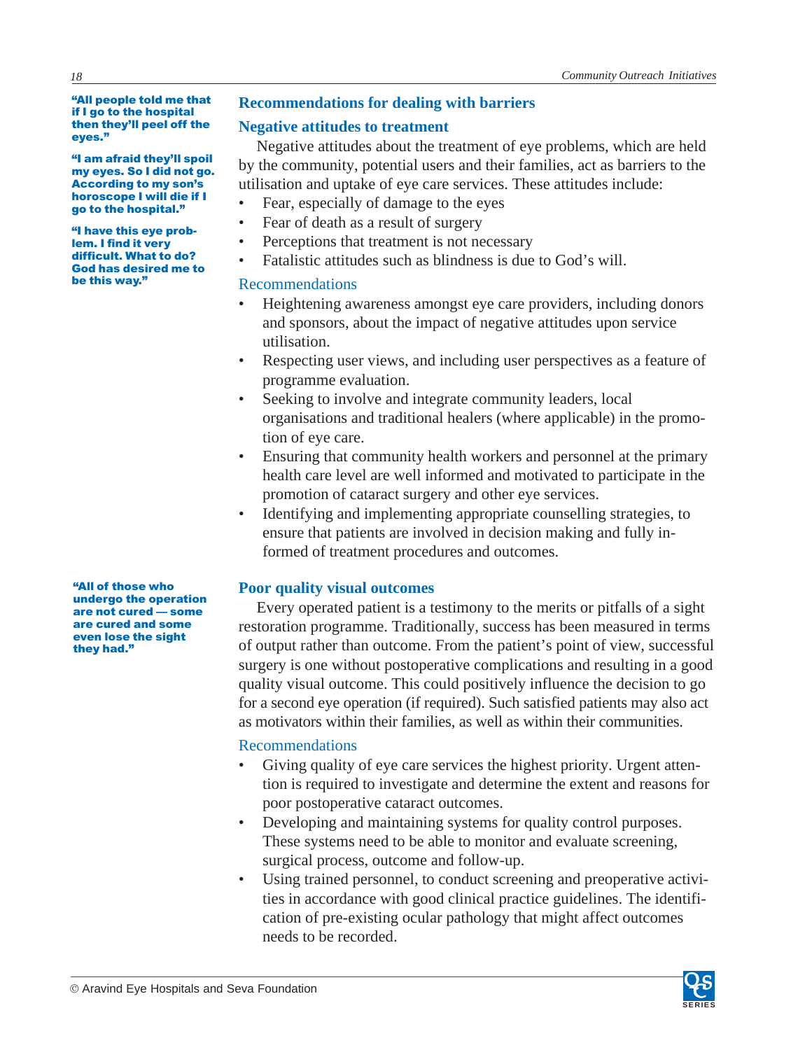> **"All people told me that if I go to the hospital then they'll peel off the eyes."**
>
> **"I am afraid they'll spoil my eyes. So I did not go. According to my son's horoscope I will die if I go to the hospital."**
>
> **"I have this eye problem. I find it very difficult. What to do? God has desired me to be this way."**

## Recommendations for dealing with barriers

### Negative attitudes to treatment

Negative attitudes about the treatment of eye problems, which are held by the community, potential users and their families, act as barriers to the utilisation and uptake of eye care services. These attitudes include:

- Fear, especially of damage to the eyes
- Fear of death as a result of surgery
- Perceptions that treatment is not necessary
- Fatalistic attitudes such as blindness is due to God's will.

#### Recommendations

- Heightening awareness amongst eye care providers, including donors and sponsors, about the impact of negative attitudes upon service utilisation.
- Respecting user views, and including user perspectives as a feature of programme evaluation.
- Seeking to involve and integrate community leaders, local organisations and traditional healers (where applicable) in the promotion of eye care.
- Ensuring that community health workers and personnel at the primary health care level are well informed and motivated to participate in the promotion of cataract surgery and other eye services.
- Identifying and implementing appropriate counselling strategies, to ensure that patients are involved in decision making and fully informed of treatment procedures and outcomes.

> **"All of those who undergo the operation are not cured — some are cured and some even lose the sight they had."**

### Poor quality visual outcomes

Every operated patient is a testimony to the merits or pitfalls of a sight restoration programme. Traditionally, success has been measured in terms of output rather than outcome. From the patient's point of view, successful surgery is one without postoperative complications and resulting in a good quality visual outcome. This could positively influence the decision to go for a second eye operation (if required). Such satisfied patients may also act as motivators within their families, as well as within their communities.

#### Recommendations

- Giving quality of eye care services the highest priority. Urgent attention is required to investigate and determine the extent and reasons for poor postoperative cataract outcomes.
- Developing and maintaining systems for quality control purposes. These systems need to be able to monitor and evaluate screening, surgical process, outcome and follow-up.
- Using trained personnel, to conduct screening and preoperative activities in accordance with good clinical practice guidelines. The identification of pre-existing ocular pathology that might affect outcomes needs to be recorded.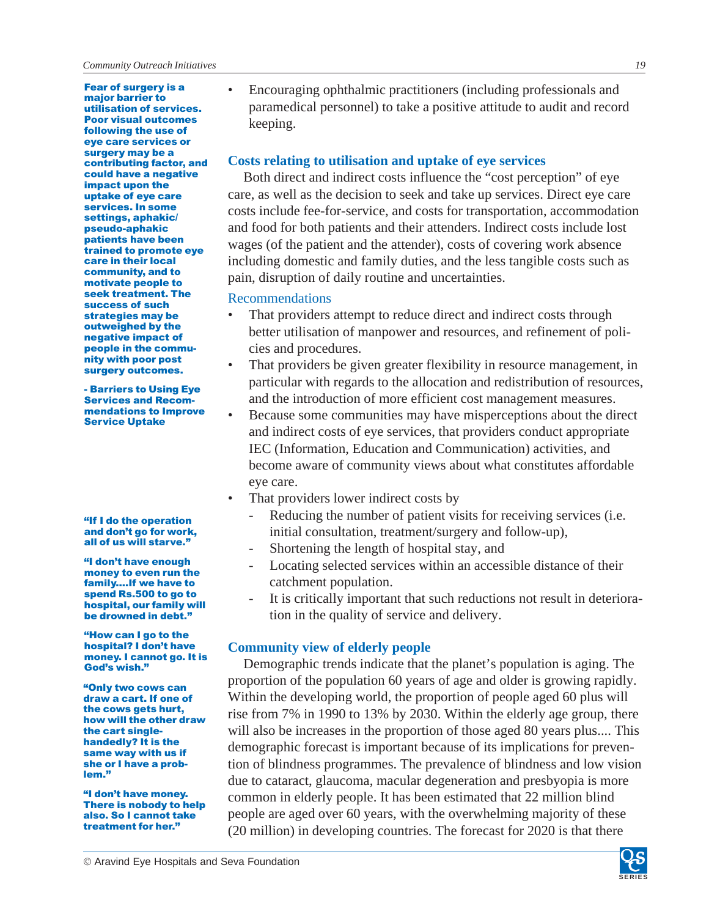**Fear of surgery is a major barrier to utilisation of services. Poor visual outcomes following the use of eye care services or surgery may be a contributing factor, and could have a negative impact upon the uptake of eye care services. In some settings, aphakic/ pseudo-aphakic patients have been trained to promote eye care in their local community, and to motivate people to seek treatment. The success of such strategies may be outweighed by the negative impact of people in the community with poor post surgery outcomes.**

**- Barriers to Using Eye Services and Recommendations to Improve Service Uptake**

- Encouraging ophthalmic practitioners (including professionals and paramedical personnel) to take a positive attitude to audit and record keeping.

## Costs relating to utilisation and uptake of eye services

Both direct and indirect costs influence the "cost perception" of eye care, as well as the decision to seek and take up services. Direct eye care costs include fee-for-service, and costs for transportation, accommodation and food for both patients and their attenders. Indirect costs include lost wages (of the patient and the attender), costs of covering work absence including domestic and family duties, and the less tangible costs such as pain, disruption of daily routine and uncertainties.

### Recommendations

- That providers attempt to reduce direct and indirect costs through better utilisation of manpower and resources, and refinement of policies and procedures.
- That providers be given greater flexibility in resource management, in particular with regards to the allocation and redistribution of resources, and the introduction of more efficient cost management measures.
- Because some communities may have misperceptions about the direct and indirect costs of eye services, that providers conduct appropriate IEC (Information, Education and Communication) activities, and become aware of community views about what constitutes affordable eye care.
- That providers lower indirect costs by
  - Reducing the number of patient visits for receiving services (i.e. initial consultation, treatment/surgery and follow-up),
  - Shortening the length of hospital stay, and
  - Locating selected services within an accessible distance of their catchment population.
  - It is critically important that such reductions not result in deterioration in the quality of service and delivery.

**"If I do the operation and don't go for work, all of us will starve."**

**"I don't have enough money to even run the family....If we have to spend Rs.500 to go to hospital, our family will be drowned in debt."**

**"How can I go to the hospital? I don't have money. I cannot go. It is God's wish."**

**"Only two cows can draw a cart. If one of the cows gets hurt, how will the other draw the cart single-handedly? It is the same way with us if she or I have a problem."**

**"I don't have money. There is nobody to help also. So I cannot take treatment for her."**

## Community view of elderly people

Demographic trends indicate that the planet's population is aging. The proportion of the population 60 years of age and older is growing rapidly. Within the developing world, the proportion of people aged 60 plus will rise from 7% in 1990 to 13% by 2030. Within the elderly age group, there will also be increases in the proportion of those aged 80 years plus.... This demographic forecast is important because of its implications for prevention of blindness programmes. The prevalence of blindness and low vision due to cataract, glaucoma, macular degeneration and presbyopia is more common in elderly people. It has been estimated that 22 million blind people are aged over 60 years, with the overwhelming majority of these (20 million) in developing countries. The forecast for 2020 is that there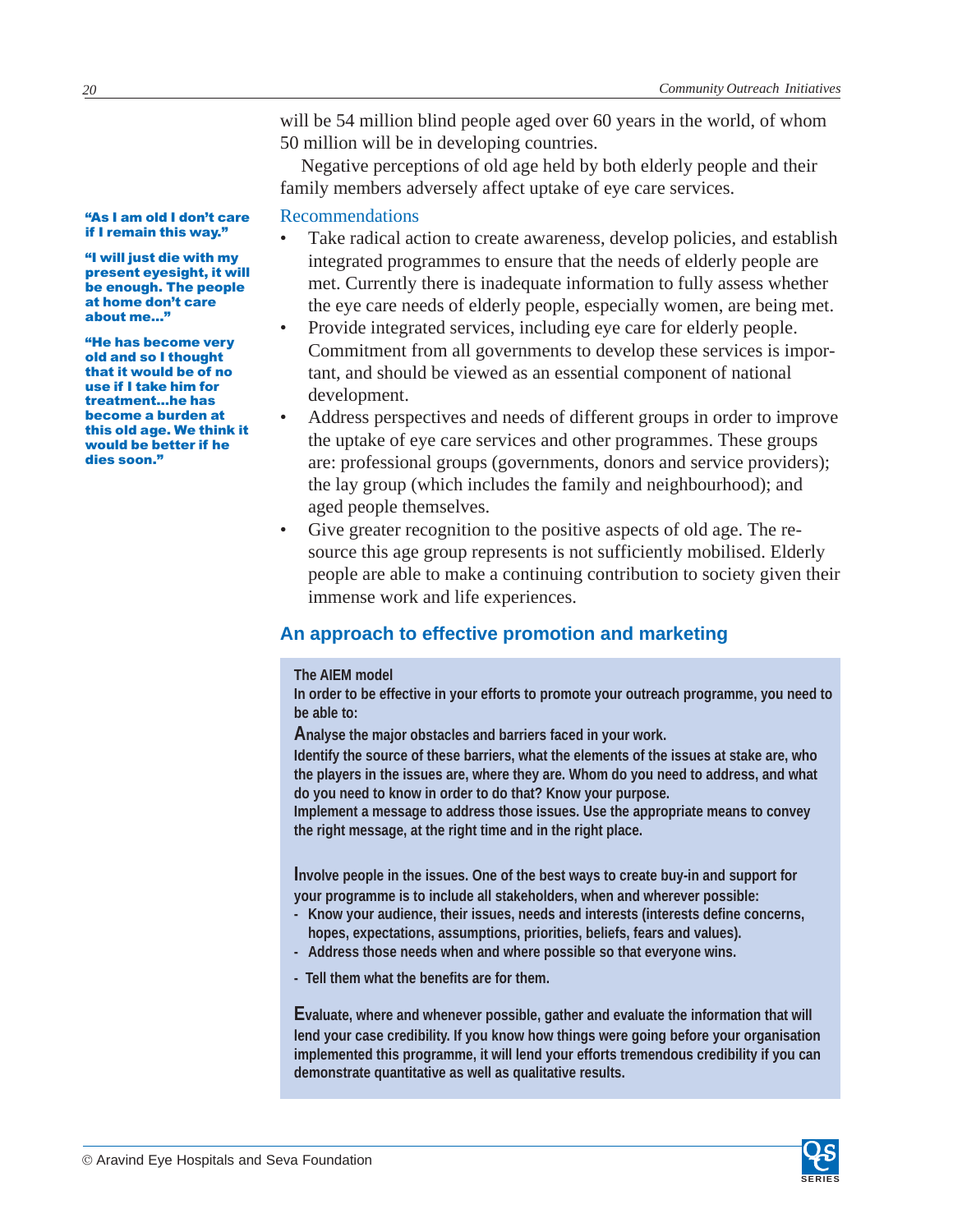will be 54 million blind people aged over 60 years in the world, of whom 50 million will be in developing countries.

Negative perceptions of old age held by both elderly people and their family members adversely affect uptake of eye care services.

**"As I am old I don't care if I remain this way."**

**"I will just die with my present eyesight, it will be enough. The people at home don't care about me..."**

**"He has become very old and so I thought that it would be of no use if I take him for treatment...he has become a burden at this old age. We think it would be better if he dies soon."**

### Recommendations

- Take radical action to create awareness, develop policies, and establish integrated programmes to ensure that the needs of elderly people are met. Currently there is inadequate information to fully assess whether the eye care needs of elderly people, especially women, are being met.
- Provide integrated services, including eye care for elderly people. Commitment from all governments to develop these services is important, and should be viewed as an essential component of national development.
- Address perspectives and needs of different groups in order to improve the uptake of eye care services and other programmes. These groups are: professional groups (governments, donors and service providers); the lay group (which includes the family and neighbourhood); and aged people themselves.
- Give greater recognition to the positive aspects of old age. The resource this age group represents is not sufficiently mobilised. Elderly people are able to make a continuing contribution to society given their immense work and life experiences.

## An approach to effective promotion and marketing

**The AIEM model**

**In order to be effective in your efforts to promote your outreach programme, you need to be able to:**

**Analyse the major obstacles and barriers faced in your work.**

**Identify the source of these barriers, what the elements of the issues at stake are, who the players in the issues are, where they are. Whom do you need to address, and what do you need to know in order to do that? Know your purpose.**

**Implement a message to address those issues. Use the appropriate means to convey the right message, at the right time and in the right place.**

**Involve people in the issues. One of the best ways to create buy-in and support for your programme is to include all stakeholders, when and wherever possible:**

- **Know your audience, their issues, needs and interests (interests define concerns, hopes, expectations, assumptions, priorities, beliefs, fears and values).**
- **Address those needs when and where possible so that everyone wins.**
- **Tell them what the benefits are for them.**

**Evaluate, where and whenever possible, gather and evaluate the information that will lend your case credibility. If you know how things were going before your organisation implemented this programme, it will lend your efforts tremendous credibility if you can demonstrate quantitative as well as qualitative results.**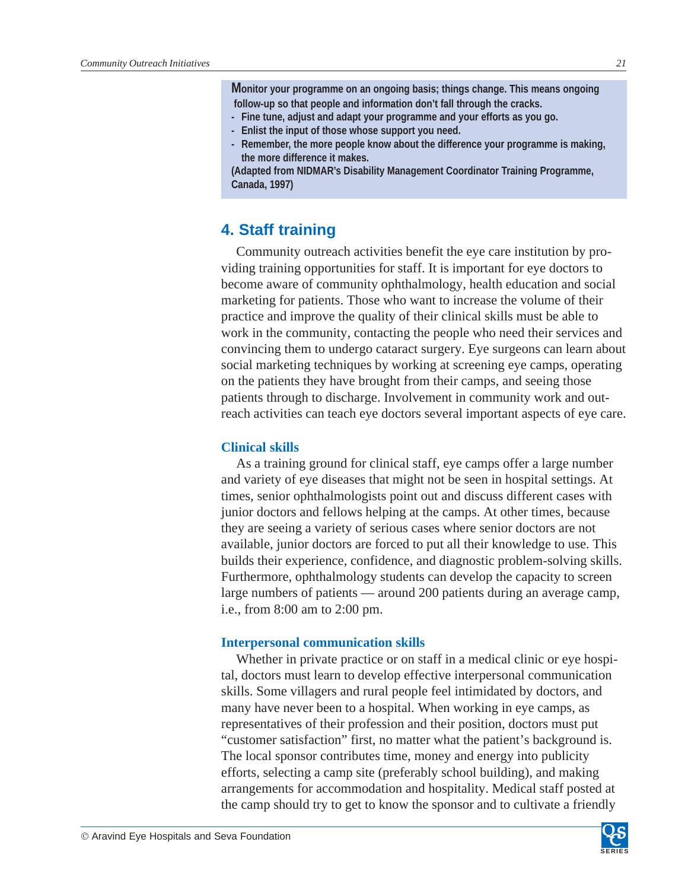**Monitor your programme on an ongoing basis; things change. This means ongoing follow-up so that people and information don't fall through the cracks.**

- **Fine tune, adjust and adapt your programme and your efforts as you go.**
- **Enlist the input of those whose support you need.**
- **Remember, the more people know about the difference your programme is making, the more difference it makes.**

**(Adapted from NIDMAR's Disability Management Coordinator Training Programme, Canada, 1997)**

## 4. Staff training

Community outreach activities benefit the eye care institution by providing training opportunities for staff. It is important for eye doctors to become aware of community ophthalmology, health education and social marketing for patients. Those who want to increase the volume of their practice and improve the quality of their clinical skills must be able to work in the community, contacting the people who need their services and convincing them to undergo cataract surgery. Eye surgeons can learn about social marketing techniques by working at screening eye camps, operating on the patients they have brought from their camps, and seeing those patients through to discharge. Involvement in community work and outreach activities can teach eye doctors several important aspects of eye care.

### Clinical skills

As a training ground for clinical staff, eye camps offer a large number and variety of eye diseases that might not be seen in hospital settings. At times, senior ophthalmologists point out and discuss different cases with junior doctors and fellows helping at the camps. At other times, because they are seeing a variety of serious cases where senior doctors are not available, junior doctors are forced to put all their knowledge to use. This builds their experience, confidence, and diagnostic problem-solving skills. Furthermore, ophthalmology students can develop the capacity to screen large numbers of patients — around 200 patients during an average camp, i.e., from 8:00 am to 2:00 pm.

### Interpersonal communication skills

Whether in private practice or on staff in a medical clinic or eye hospital, doctors must learn to develop effective interpersonal communication skills. Some villagers and rural people feel intimidated by doctors, and many have never been to a hospital. When working in eye camps, as representatives of their profession and their position, doctors must put "customer satisfaction" first, no matter what the patient's background is. The local sponsor contributes time, money and energy into publicity efforts, selecting a camp site (preferably school building), and making arrangements for accommodation and hospitality. Medical staff posted at the camp should try to get to know the sponsor and to cultivate a friendly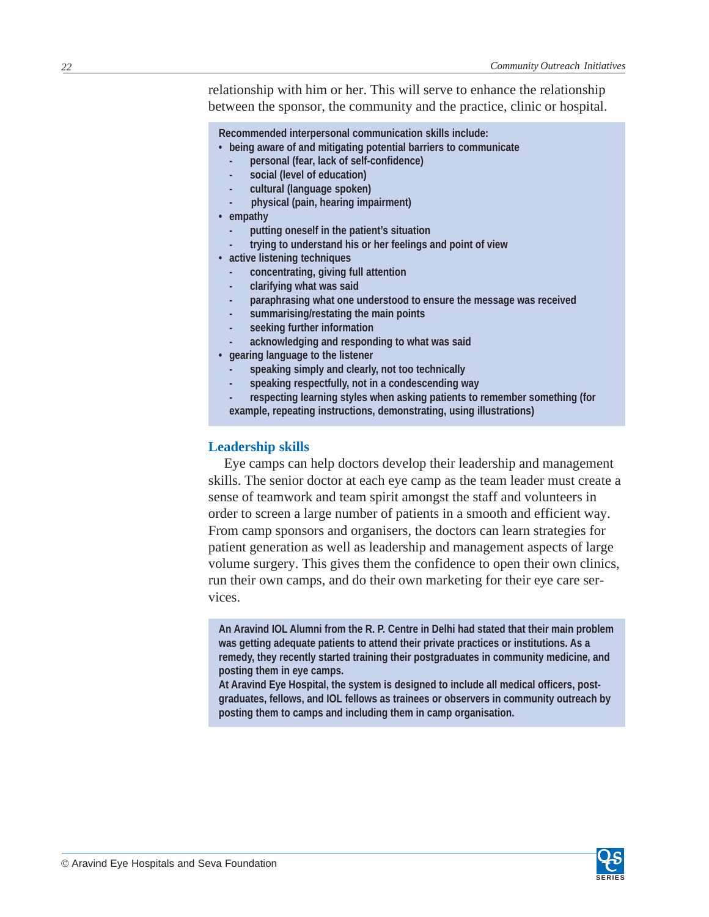relationship with him or her. This will serve to enhance the relationship between the sponsor, the community and the practice, clinic or hospital.

**Recommended interpersonal communication skills include:**

- **being aware of and mitigating potential barriers to communicate**
  - **personal (fear, lack of self-confidence)**
  - **social (level of education)**
  - **cultural (language spoken)**
  - **physical (pain, hearing impairment)**
- **empathy**
  - **putting oneself in the patient's situation**
  - **trying to understand his or her feelings and point of view**
- **active listening techniques**
  - **concentrating, giving full attention**
  - **clarifying what was said**
  - **paraphrasing what one understood to ensure the message was received**
  - **summarising/restating the main points**
  - **seeking further information**
  - **acknowledging and responding to what was said**
- **gearing language to the listener**
  - **speaking simply and clearly, not too technically**
  - **speaking respectfully, not in a condescending way**
  - **respecting learning styles when asking patients to remember something (for example, repeating instructions, demonstrating, using illustrations)**

## Leadership skills

Eye camps can help doctors develop their leadership and management skills. The senior doctor at each eye camp as the team leader must create a sense of teamwork and team spirit amongst the staff and volunteers in order to screen a large number of patients in a smooth and efficient way. From camp sponsors and organisers, the doctors can learn strategies for patient generation as well as leadership and management aspects of large volume surgery. This gives them the confidence to open their own clinics, run their own camps, and do their own marketing for their eye care services.

**An Aravind IOL Alumni from the R. P. Centre in Delhi had stated that their main problem was getting adequate patients to attend their private practices or institutions. As a remedy, they recently started training their postgraduates in community medicine, and posting them in eye camps.**

**At Aravind Eye Hospital, the system is designed to include all medical officers, postgraduates, fellows, and IOL fellows as trainees or observers in community outreach by posting them to camps and including them in camp organisation.**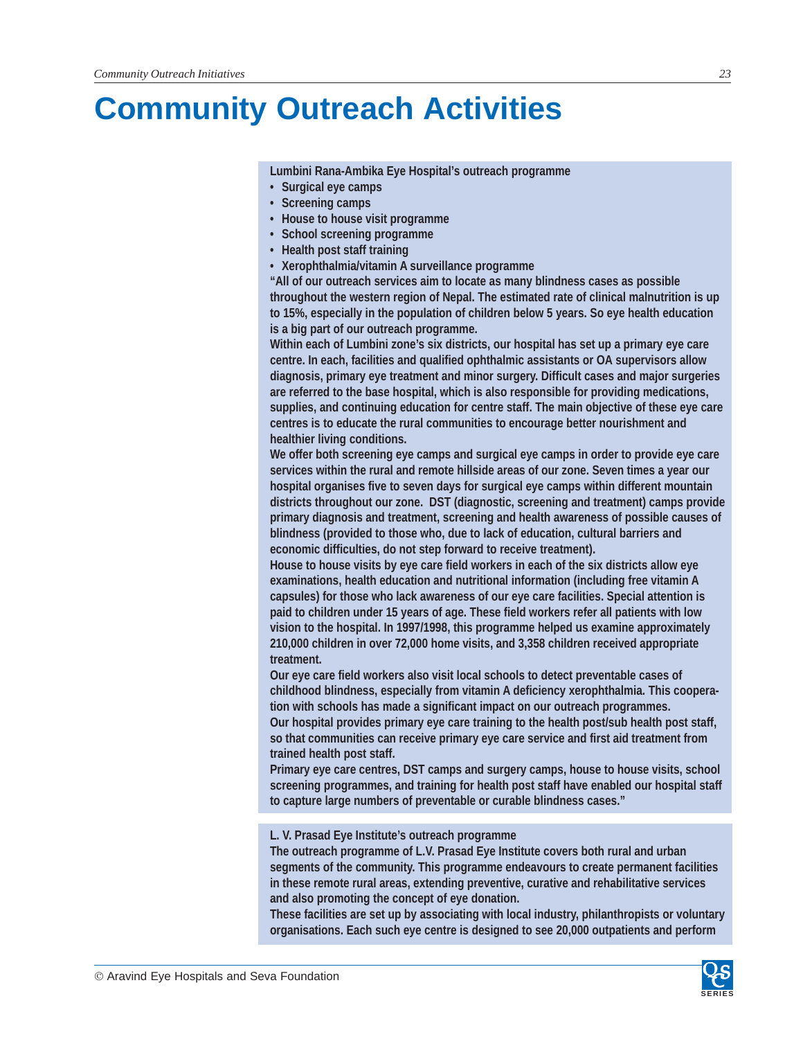# Community Outreach Activities

**Lumbini Rana-Ambika Eye Hospital's outreach programme**

- **Surgical eye camps**
- **Screening camps**
- **House to house visit programme**
- **School screening programme**
- **Health post staff training**
- **Xerophthalmia/vitamin A surveillance programme**

**"All of our outreach services aim to locate as many blindness cases as possible throughout the western region of Nepal. The estimated rate of clinical malnutrition is up to 15%, especially in the population of children below 5 years. So eye health education is a big part of our outreach programme.**

**Within each of Lumbini zone's six districts, our hospital has set up a primary eye care centre. In each, facilities and qualified ophthalmic assistants or OA supervisors allow diagnosis, primary eye treatment and minor surgery. Difficult cases and major surgeries are referred to the base hospital, which is also responsible for providing medications, supplies, and continuing education for centre staff. The main objective of these eye care centres is to educate the rural communities to encourage better nourishment and healthier living conditions.**

**We offer both screening eye camps and surgical eye camps in order to provide eye care services within the rural and remote hillside areas of our zone. Seven times a year our hospital organises five to seven days for surgical eye camps within different mountain districts throughout our zone. DST (diagnostic, screening and treatment) camps provide primary diagnosis and treatment, screening and health awareness of possible causes of blindness (provided to those who, due to lack of education, cultural barriers and economic difficulties, do not step forward to receive treatment).**

**House to house visits by eye care field workers in each of the six districts allow eye examinations, health education and nutritional information (including free vitamin A capsules) for those who lack awareness of our eye care facilities. Special attention is paid to children under 15 years of age. These field workers refer all patients with low vision to the hospital. In 1997/1998, this programme helped us examine approximately 210,000 children in over 72,000 home visits, and 3,358 children received appropriate treatment.**

**Our eye care field workers also visit local schools to detect preventable cases of childhood blindness, especially from vitamin A deficiency xerophthalmia. This cooperation with schools has made a significant impact on our outreach programmes.**

**Our hospital provides primary eye care training to the health post/sub health post staff, so that communities can receive primary eye care service and first aid treatment from trained health post staff.**

**Primary eye care centres, DST camps and surgery camps, house to house visits, school screening programmes, and training for health post staff have enabled our hospital staff to capture large numbers of preventable or curable blindness cases."**

**L. V. Prasad Eye Institute's outreach programme**

**The outreach programme of L.V. Prasad Eye Institute covers both rural and urban segments of the community. This programme endeavours to create permanent facilities in these remote rural areas, extending preventive, curative and rehabilitative services and also promoting the concept of eye donation.**

**These facilities are set up by associating with local industry, philanthropists or voluntary organisations. Each such eye centre is designed to see 20,000 outpatients and perform**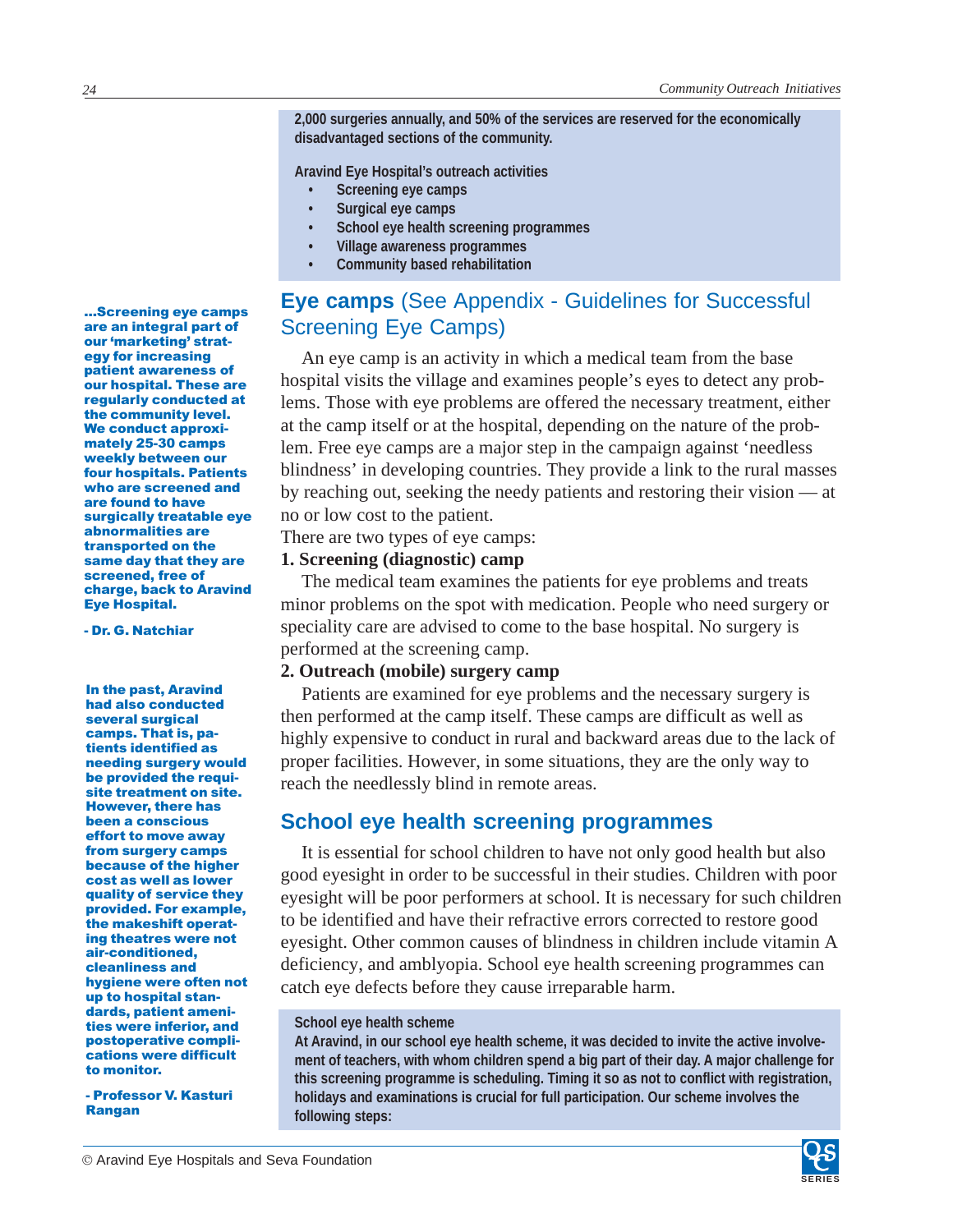**2,000 surgeries annually, and 50% of the services are reserved for the economically disadvantaged sections of the community.**

**Aravind Eye Hospital's outreach activities**

- **Screening eye camps**
- **Surgical eye camps**
- **School eye health screening programmes**
- **Village awareness programmes**
- **Community based rehabilitation**

**...Screening eye camps are an integral part of our 'marketing' strategy for increasing patient awareness of our hospital. These are regularly conducted at the community level. We conduct approximately 25-30 camps weekly between our four hospitals. Patients who are screened and are found to have surgically treatable eye abnormalities are transported on the same day that they are screened, free of charge, back to Aravind Eye Hospital.**

**- Dr. G. Natchiar**

## Eye camps (See Appendix - Guidelines for Successful Screening Eye Camps)

An eye camp is an activity in which a medical team from the base hospital visits the village and examines people's eyes to detect any problems. Those with eye problems are offered the necessary treatment, either at the camp itself or at the hospital, depending on the nature of the problem. Free eye camps are a major step in the campaign against 'needless blindness' in developing countries. They provide a link to the rural masses by reaching out, seeking the needy patients and restoring their vision — at no or low cost to the patient.

There are two types of eye camps:

**1. Screening (diagnostic) camp**

The medical team examines the patients for eye problems and treats minor problems on the spot with medication. People who need surgery or speciality care are advised to come to the base hospital. No surgery is performed at the screening camp.

**2. Outreach (mobile) surgery camp**

Patients are examined for eye problems and the necessary surgery is then performed at the camp itself. These camps are difficult as well as highly expensive to conduct in rural and backward areas due to the lack of proper facilities. However, in some situations, they are the only way to reach the needlessly blind in remote areas.

**In the past, Aravind had also conducted several surgical camps. That is, patients identified as needing surgery would be provided the requisite treatment on site. However, there has been a conscious effort to move away from surgery camps because of the higher cost as well as lower quality of service they provided. For example, the makeshift operating theatres were not air-conditioned, cleanliness and hygiene were often not up to hospital standards, patient amenities were inferior, and postoperative complications were difficult to monitor.**

**- Professor V. Kasturi Rangan**

## School eye health screening programmes

It is essential for school children to have not only good health but also good eyesight in order to be successful in their studies. Children with poor eyesight will be poor performers at school. It is necessary for such children to be identified and have their refractive errors corrected to restore good eyesight. Other common causes of blindness in children include vitamin A deficiency, and amblyopia. School eye health screening programmes can catch eye defects before they cause irreparable harm.

**School eye health scheme**

**At Aravind, in our school eye health scheme, it was decided to invite the active involvement of teachers, with whom children spend a big part of their day. A major challenge for this screening programme is scheduling. Timing it so as not to conflict with registration, holidays and examinations is crucial for full participation. Our scheme involves the following steps:**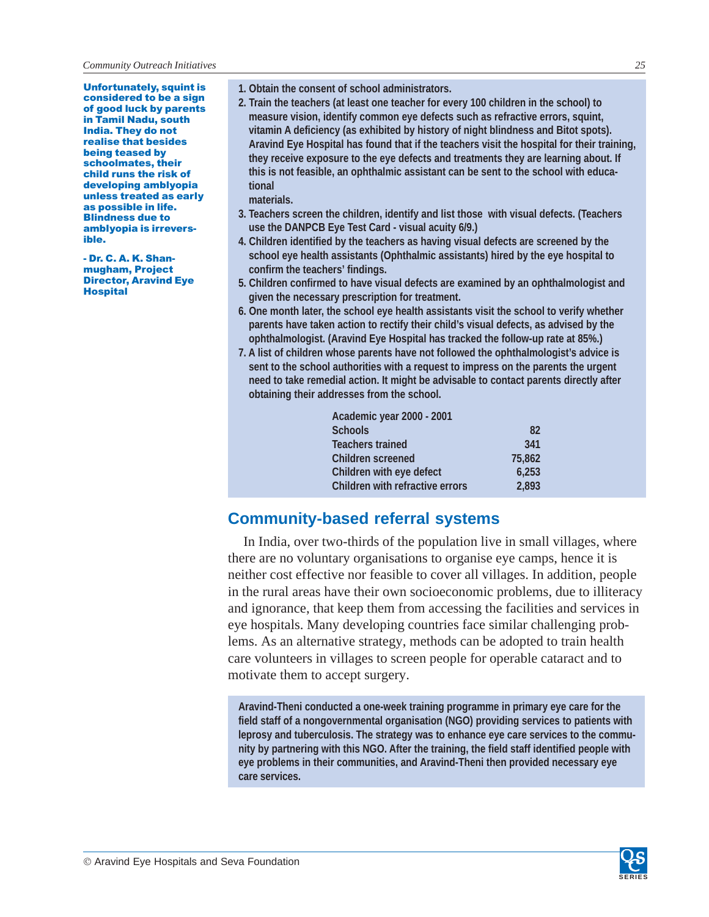**Unfortunately, squint is considered to be a sign of good luck by parents in Tamil Nadu, south India. They do not realise that besides being teased by schoolmates, their child runs the risk of developing amblyopia unless treated as early as possible in life. Blindness due to amblyopia is irreversible.**

**- Dr. C. A. K. Shanmugham, Project Director, Aravind Eye Hospital**

1. Obtain the consent of school administrators.
2. Train the teachers (at least one teacher for every 100 children in the school) to measure vision, identify common eye defects such as refractive errors, squint, vitamin A deficiency (as exhibited by history of night blindness and Bitot spots). Aravind Eye Hospital has found that if the teachers visit the hospital for their training, they receive exposure to the eye defects and treatments they are learning about. If this is not feasible, an ophthalmic assistant can be sent to the school with educational materials.
3. Teachers screen the children, identify and list those with visual defects. (Teachers use the DANPCB Eye Test Card - visual acuity 6/9.)
4. Children identified by the teachers as having visual defects are screened by the school eye health assistants (Ophthalmic assistants) hired by the eye hospital to confirm the teachers' findings.
5. Children confirmed to have visual defects are examined by an ophthalmologist and given the necessary prescription for treatment.
6. One month later, the school eye health assistants visit the school to verify whether parents have taken action to rectify their child's visual defects, as advised by the ophthalmologist. (Aravind Eye Hospital has tracked the follow-up rate at 85%.)
7. A list of children whose parents have not followed the ophthalmologist's advice is sent to the school authorities with a request to impress on the parents the urgent need to take remedial action. It might be advisable to contact parents directly after obtaining their addresses from the school.

| Academic year 2000 - 2001 | |
|---|---|
| Schools | 82 |
| Teachers trained | 341 |
| Children screened | 75,862 |
| Children with eye defect | 6,253 |
| Children with refractive errors | 2,893 |

## Community-based referral systems

In India, over two-thirds of the population live in small villages, where there are no voluntary organisations to organise eye camps, hence it is neither cost effective nor feasible to cover all villages. In addition, people in the rural areas have their own socioeconomic problems, due to illiteracy and ignorance, that keep them from accessing the facilities and services in eye hospitals. Many developing countries face similar challenging problems. As an alternative strategy, methods can be adopted to train health care volunteers in villages to screen people for operable cataract and to motivate them to accept surgery.

**Aravind-Theni conducted a one-week training programme in primary eye care for the field staff of a nongovernmental organisation (NGO) providing services to patients with leprosy and tuberculosis. The strategy was to enhance eye care services to the community by partnering with this NGO. After the training, the field staff identified people with eye problems in their communities, and Aravind-Theni then provided necessary eye care services.**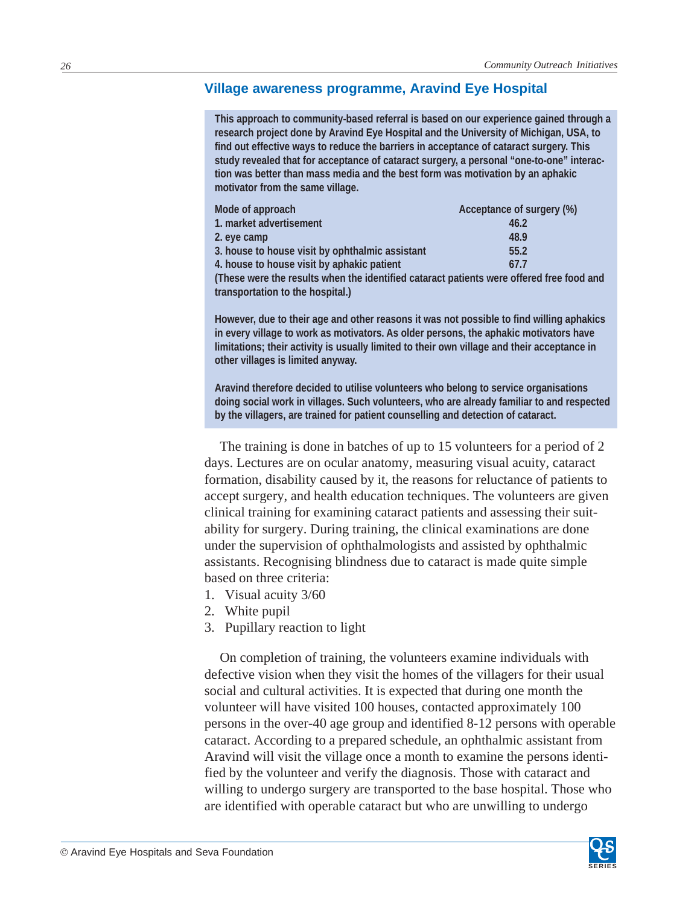## Village awareness programme, Aravind Eye Hospital

**This approach to community-based referral is based on our experience gained through a research project done by Aravind Eye Hospital and the University of Michigan, USA, to find out effective ways to reduce the barriers in acceptance of cataract surgery. This study revealed that for acceptance of cataract surgery, a personal "one-to-one" interaction was better than mass media and the best form was motivation by an aphakic motivator from the same village.**

| Mode of approach | Acceptance of surgery (%) |
|---|---|
| 1. market advertisement | 46.2 |
| 2. eye camp | 48.9 |
| 3. house to house visit by ophthalmic assistant | 55.2 |
| 4. house to house visit by aphakic patient | 67.7 |

**(These were the results when the identified cataract patients were offered free food and transportation to the hospital.)**

**However, due to their age and other reasons it was not possible to find willing aphakics in every village to work as motivators. As older persons, the aphakic motivators have limitations; their activity is usually limited to their own village and their acceptance in other villages is limited anyway.**

**Aravind therefore decided to utilise volunteers who belong to service organisations doing social work in villages. Such volunteers, who are already familiar to and respected by the villagers, are trained for patient counselling and detection of cataract.**

The training is done in batches of up to 15 volunteers for a period of 2 days. Lectures are on ocular anatomy, measuring visual acuity, cataract formation, disability caused by it, the reasons for reluctance of patients to accept surgery, and health education techniques. The volunteers are given clinical training for examining cataract patients and assessing their suitability for surgery. During training, the clinical examinations are done under the supervision of ophthalmologists and assisted by ophthalmic assistants. Recognising blindness due to cataract is made quite simple based on three criteria:

1. Visual acuity 3/60
2. White pupil
3. Pupillary reaction to light

On completion of training, the volunteers examine individuals with defective vision when they visit the homes of the villagers for their usual social and cultural activities. It is expected that during one month the volunteer will have visited 100 houses, contacted approximately 100 persons in the over-40 age group and identified 8-12 persons with operable cataract. According to a prepared schedule, an ophthalmic assistant from Aravind will visit the village once a month to examine the persons identified by the volunteer and verify the diagnosis. Those with cataract and willing to undergo surgery are transported to the base hospital. Those who are identified with operable cataract but who are unwilling to undergo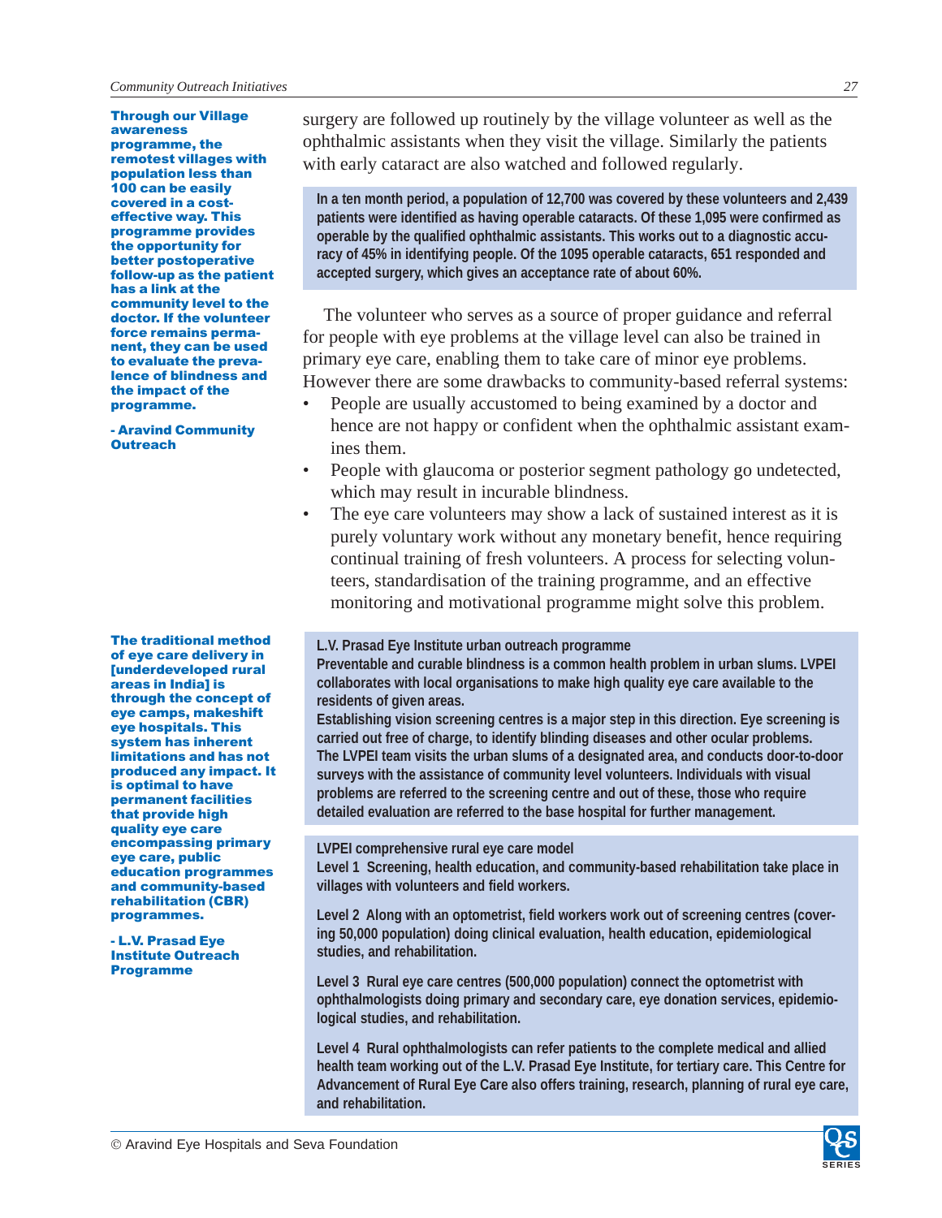surgery are followed up routinely by the village volunteer as well as the ophthalmic assistants when they visit the village. Similarly the patients with early cataract are also watched and followed regularly.

**Through our Village awareness programme, the remotest villages with population less than 100 can be easily covered in a cost-effective way. This programme provides the opportunity for better postoperative follow-up as the patient has a link at the community level to the doctor. If the volunteer force remains permanent, they can be used to evaluate the prevalence of blindness and the impact of the programme.**

**- Aravind Community Outreach**

**In a ten month period, a population of 12,700 was covered by these volunteers and 2,439 patients were identified as having operable cataracts. Of these 1,095 were confirmed as operable by the qualified ophthalmic assistants. This works out to a diagnostic accuracy of 45% in identifying people. Of the 1095 operable cataracts, 651 responded and accepted surgery, which gives an acceptance rate of about 60%.**

The volunteer who serves as a source of proper guidance and referral for people with eye problems at the village level can also be trained in primary eye care, enabling them to take care of minor eye problems. However there are some drawbacks to community-based referral systems:

- People are usually accustomed to being examined by a doctor and hence are not happy or confident when the ophthalmic assistant examines them.
- People with glaucoma or posterior segment pathology go undetected, which may result in incurable blindness.
- The eye care volunteers may show a lack of sustained interest as it is purely voluntary work without any monetary benefit, hence requiring continual training of fresh volunteers. A process for selecting volunteers, standardisation of the training programme, and an effective monitoring and motivational programme might solve this problem.

**The traditional method of eye care delivery in [underdeveloped rural areas in India] is through the concept of eye camps, makeshift eye hospitals. This system has inherent limitations and has not produced any impact. It is optimal to have permanent facilities that provide high quality eye care encompassing primary eye care, public education programmes and community-based rehabilitation (CBR) programmes.**

**- L.V. Prasad Eye Institute Outreach Programme**

**L.V. Prasad Eye Institute urban outreach programme**

**Preventable and curable blindness is a common health problem in urban slums. LVPEI collaborates with local organisations to make high quality eye care available to the residents of given areas.**

**Establishing vision screening centres is a major step in this direction. Eye screening is carried out free of charge, to identify blinding diseases and other ocular problems. The LVPEI team visits the urban slums of a designated area, and conducts door-to-door surveys with the assistance of community level volunteers. Individuals with visual problems are referred to the screening centre and out of these, those who require detailed evaluation are referred to the base hospital for further management.**

**LVPEI comprehensive rural eye care model**

**Level 1** Screening, health education, and community-based rehabilitation take place in villages with volunteers and field workers.

**Level 2** Along with an optometrist, field workers work out of screening centres (covering 50,000 population) doing clinical evaluation, health education, epidemiological studies, and rehabilitation.

**Level 3** Rural eye care centres (500,000 population) connect the optometrist with ophthalmologists doing primary and secondary care, eye donation services, epidemiological studies, and rehabilitation.

**Level 4** Rural ophthalmologists can refer patients to the complete medical and allied health team working out of the L.V. Prasad Eye Institute, for tertiary care. This Centre for Advancement of Rural Eye Care also offers training, research, planning of rural eye care, and rehabilitation.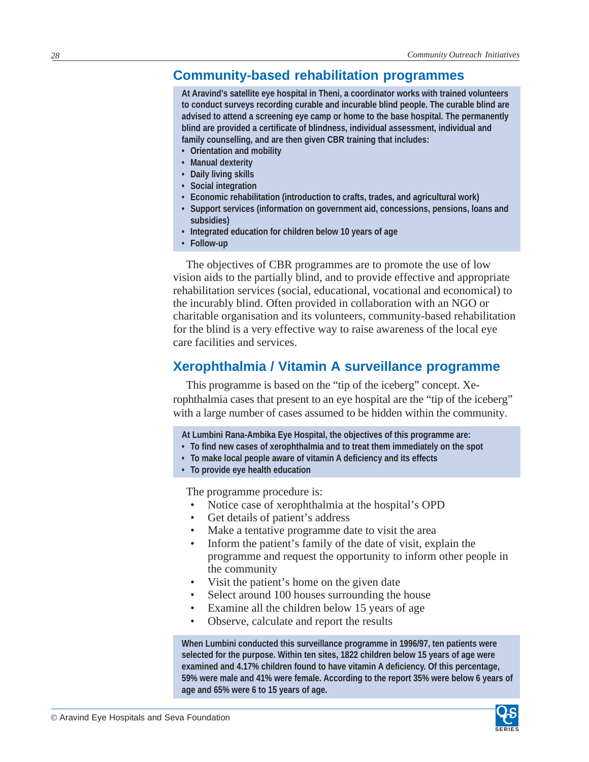## Community-based rehabilitation programmes

**At Aravind's satellite eye hospital in Theni, a coordinator works with trained volunteers to conduct surveys recording curable and incurable blind people. The curable blind are advised to attend a screening eye camp or home to the base hospital. The permanently blind are provided a certificate of blindness, individual assessment, individual and family counselling, and are then given CBR training that includes:**

- **Orientation and mobility**
- **Manual dexterity**
- **Daily living skills**
- **Social integration**
- **Economic rehabilitation (introduction to crafts, trades, and agricultural work)**
- **Support services (information on government aid, concessions, pensions, loans and subsidies)**
- **Integrated education for children below 10 years of age**
- **Follow-up**

The objectives of CBR programmes are to promote the use of low vision aids to the partially blind, and to provide effective and appropriate rehabilitation services (social, educational, vocational and economical) to the incurably blind. Often provided in collaboration with an NGO or charitable organisation and its volunteers, community-based rehabilitation for the blind is a very effective way to raise awareness of the local eye care facilities and services.

## Xerophthalmia / Vitamin A surveillance programme

This programme is based on the "tip of the iceberg" concept. Xerophthalmia cases that present to an eye hospital are the "tip of the iceberg" with a large number of cases assumed to be hidden within the community.

**At Lumbini Rana-Ambika Eye Hospital, the objectives of this programme are:**

- **To find new cases of xerophthalmia and to treat them immediately on the spot**
- **To make local people aware of vitamin A deficiency and its effects**
- **To provide eye health education**

The programme procedure is:

- Notice case of xerophthalmia at the hospital's OPD
- Get details of patient's address
- Make a tentative programme date to visit the area
- Inform the patient's family of the date of visit, explain the programme and request the opportunity to inform other people in the community
- Visit the patient's home on the given date
- Select around 100 houses surrounding the house
- Examine all the children below 15 years of age
- Observe, calculate and report the results

**When Lumbini conducted this surveillance programme in 1996/97, ten patients were selected for the purpose. Within ten sites, 1822 children below 15 years of age were examined and 4.17% children found to have vitamin A deficiency. Of this percentage, 59% were male and 41% were female. According to the report 35% were below 6 years of age and 65% were 6 to 15 years of age.**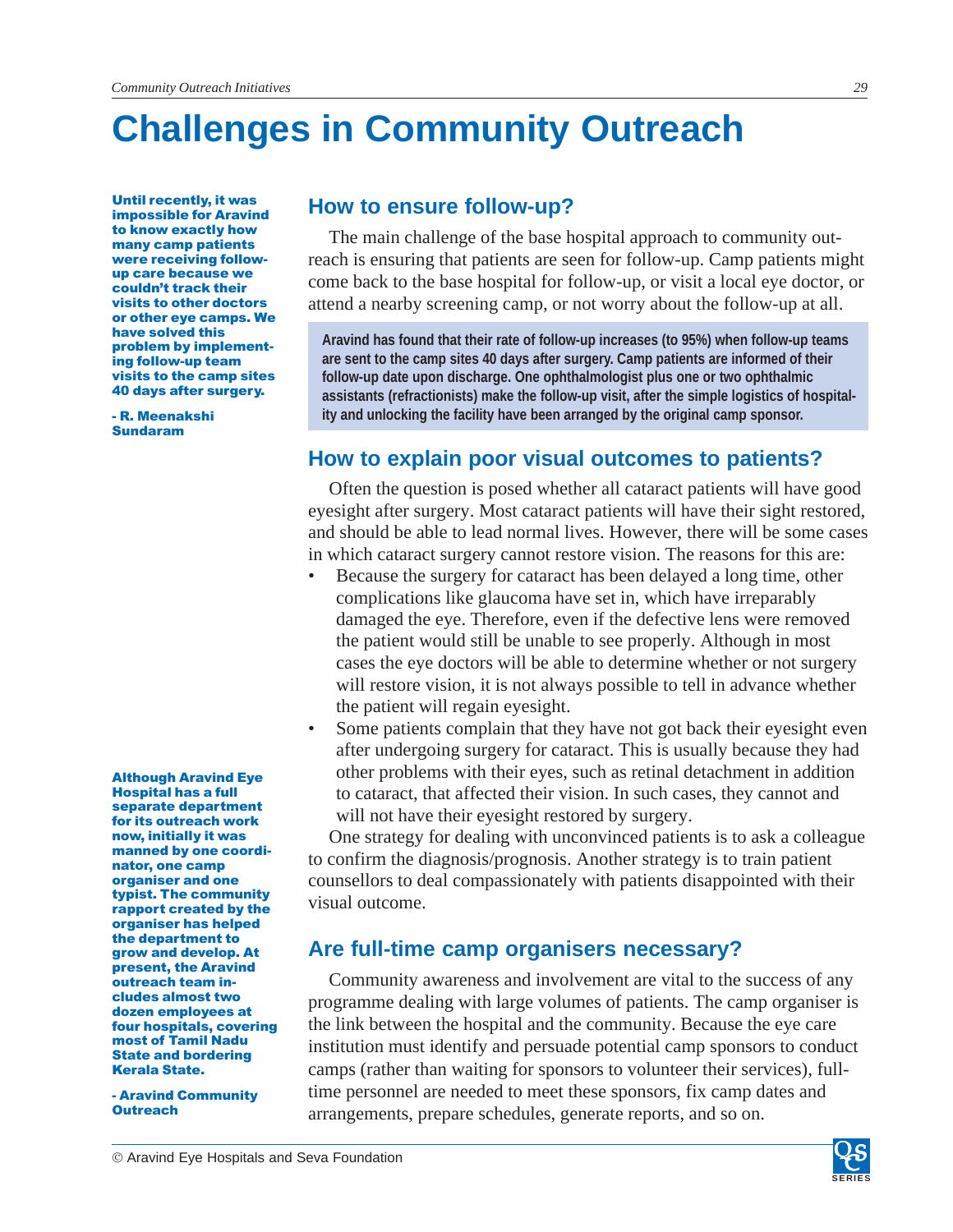# Challenges in Community Outreach

**Until recently, it was impossible for Aravind to know exactly how many camp patients were receiving follow-up care because we couldn't track their visits to other doctors or other eye camps. We have solved this problem by implementing follow-up team visits to the camp sites 40 days after surgery.**

**- R. Meenakshi Sundaram**

## How to ensure follow-up?

The main challenge of the base hospital approach to community outreach is ensuring that patients are seen for follow-up. Camp patients might come back to the base hospital for follow-up, or visit a local eye doctor, or attend a nearby screening camp, or not worry about the follow-up at all.

> **Aravind has found that their rate of follow-up increases (to 95%) when follow-up teams are sent to the camp sites 40 days after surgery. Camp patients are informed of their follow-up date upon discharge. One ophthalmologist plus one or two ophthalmic assistants (refractionists) make the follow-up visit, after the simple logistics of hospitality and unlocking the facility have been arranged by the original camp sponsor.**

## How to explain poor visual outcomes to patients?

Often the question is posed whether all cataract patients will have good eyesight after surgery. Most cataract patients will have their sight restored, and should be able to lead normal lives. However, there will be some cases in which cataract surgery cannot restore vision. The reasons for this are:

- Because the surgery for cataract has been delayed a long time, other complications like glaucoma have set in, which have irreparably damaged the eye. Therefore, even if the defective lens were removed the patient would still be unable to see properly. Although in most cases the eye doctors will be able to determine whether or not surgery will restore vision, it is not always possible to tell in advance whether the patient will regain eyesight.
- Some patients complain that they have not got back their eyesight even after undergoing surgery for cataract. This is usually because they had other problems with their eyes, such as retinal detachment in addition to cataract, that affected their vision. In such cases, they cannot and will not have their eyesight restored by surgery.

One strategy for dealing with unconvinced patients is to ask a colleague to confirm the diagnosis/prognosis. Another strategy is to train patient counsellors to deal compassionately with patients disappointed with their visual outcome.

**Although Aravind Eye Hospital has a full separate department for its outreach work now, initially it was manned by one coordinator, one camp organiser and one typist. The community rapport created by the organiser has helped the department to grow and develop. At present, the Aravind outreach team includes almost two dozen employees at four hospitals, covering most of Tamil Nadu State and bordering Kerala State.**

**- Aravind Community Outreach**

## Are full-time camp organisers necessary?

Community awareness and involvement are vital to the success of any programme dealing with large volumes of patients. The camp organiser is the link between the hospital and the community. Because the eye care institution must identify and persuade potential camp sponsors to conduct camps (rather than waiting for sponsors to volunteer their services), full-time personnel are needed to meet these sponsors, fix camp dates and arrangements, prepare schedules, generate reports, and so on.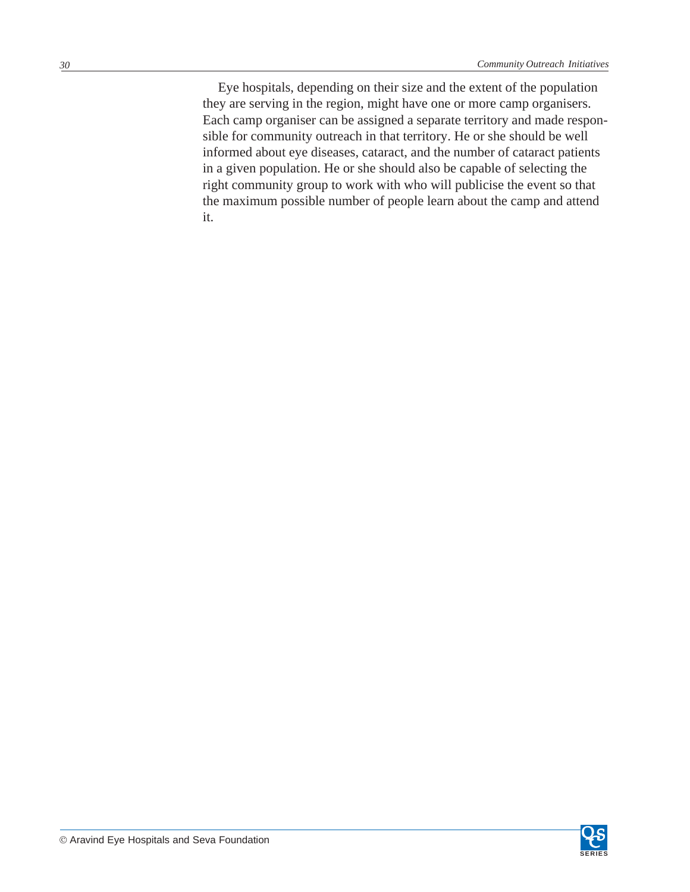Eye hospitals, depending on their size and the extent of the population they are serving in the region, might have one or more camp organisers. Each camp organiser can be assigned a separate territory and made responsible for community outreach in that territory. He or she should be well informed about eye diseases, cataract, and the number of cataract patients in a given population. He or she should also be capable of selecting the right community group to work with who will publicise the event so that the maximum possible number of people learn about the camp and attend it.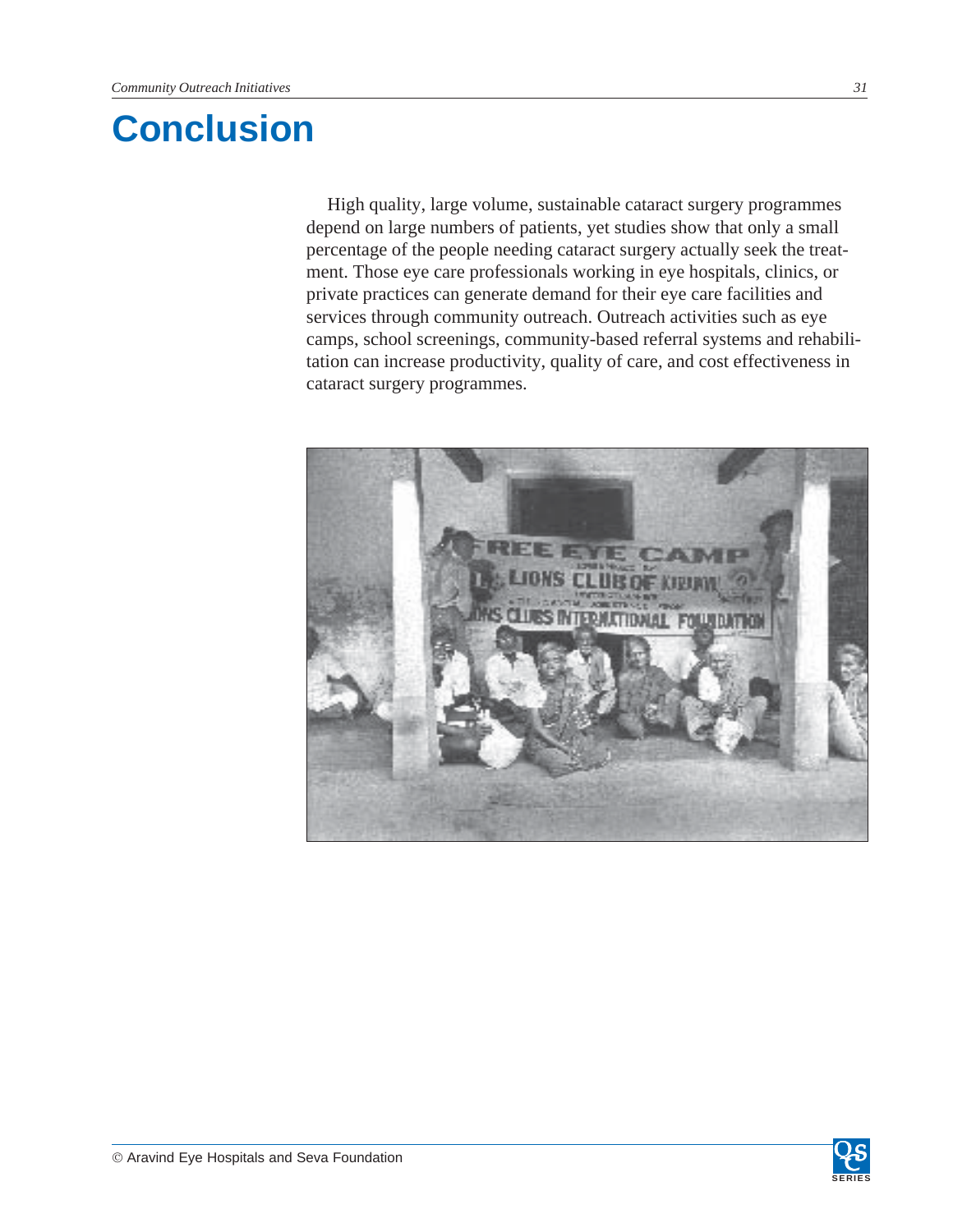# Conclusion

High quality, large volume, sustainable cataract surgery programmes depend on large numbers of patients, yet studies show that only a small percentage of the people needing cataract surgery actually seek the treatment. Those eye care professionals working in eye hospitals, clinics, or private practices can generate demand for their eye care facilities and services through community outreach. Outreach activities such as eye camps, school screenings, community-based referral systems and rehabilitation can increase productivity, quality of care, and cost effectiveness in cataract surgery programmes.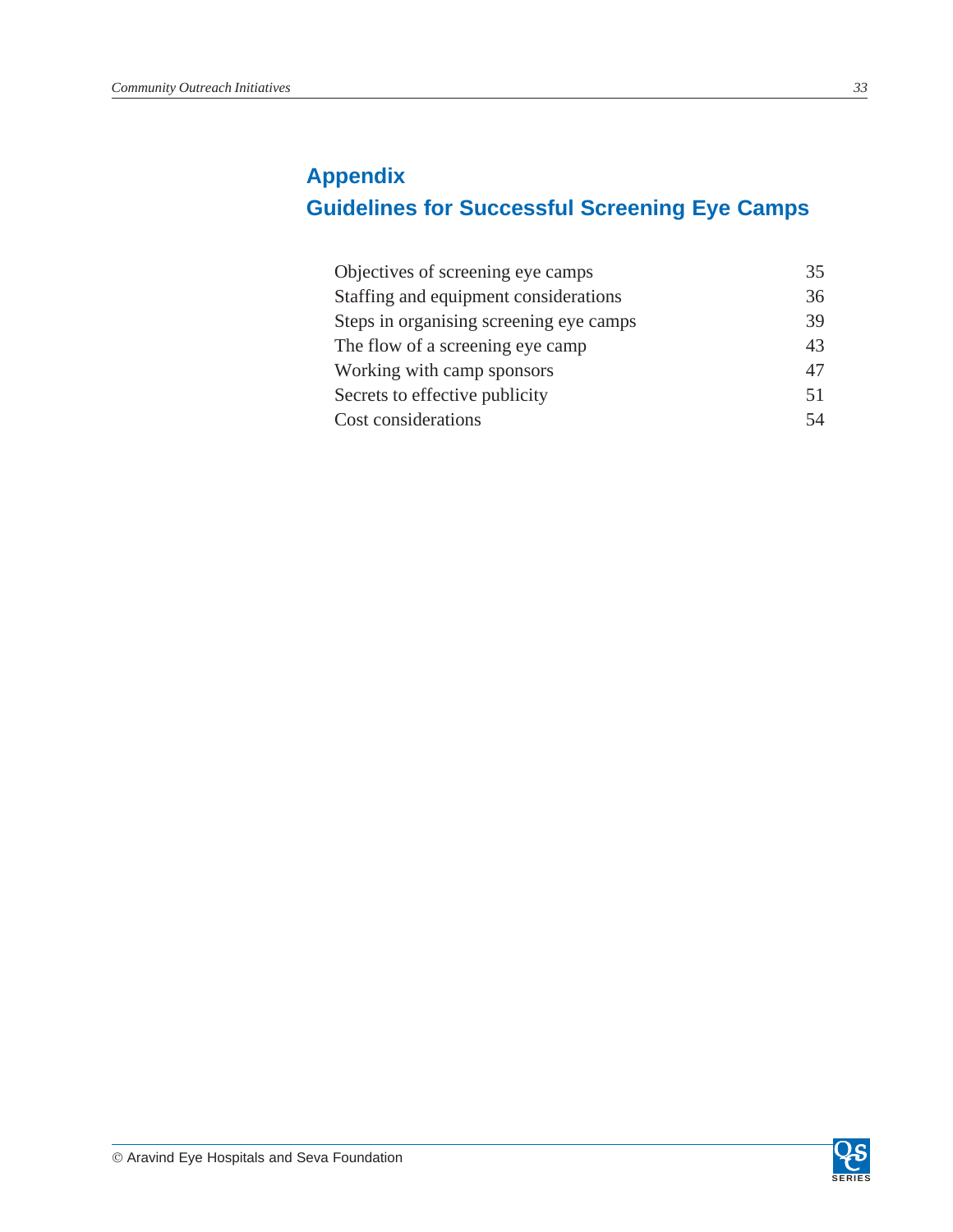# Appendix

# Guidelines for Successful Screening Eye Camps

| | |
|---|---|
| Objectives of screening eye camps | 35 |
| Staffing and equipment considerations | 36 |
| Steps in organising screening eye camps | 39 |
| The flow of a screening eye camp | 43 |
| Working with camp sponsors | 47 |
| Secrets to effective publicity | 51 |
| Cost considerations | 54 |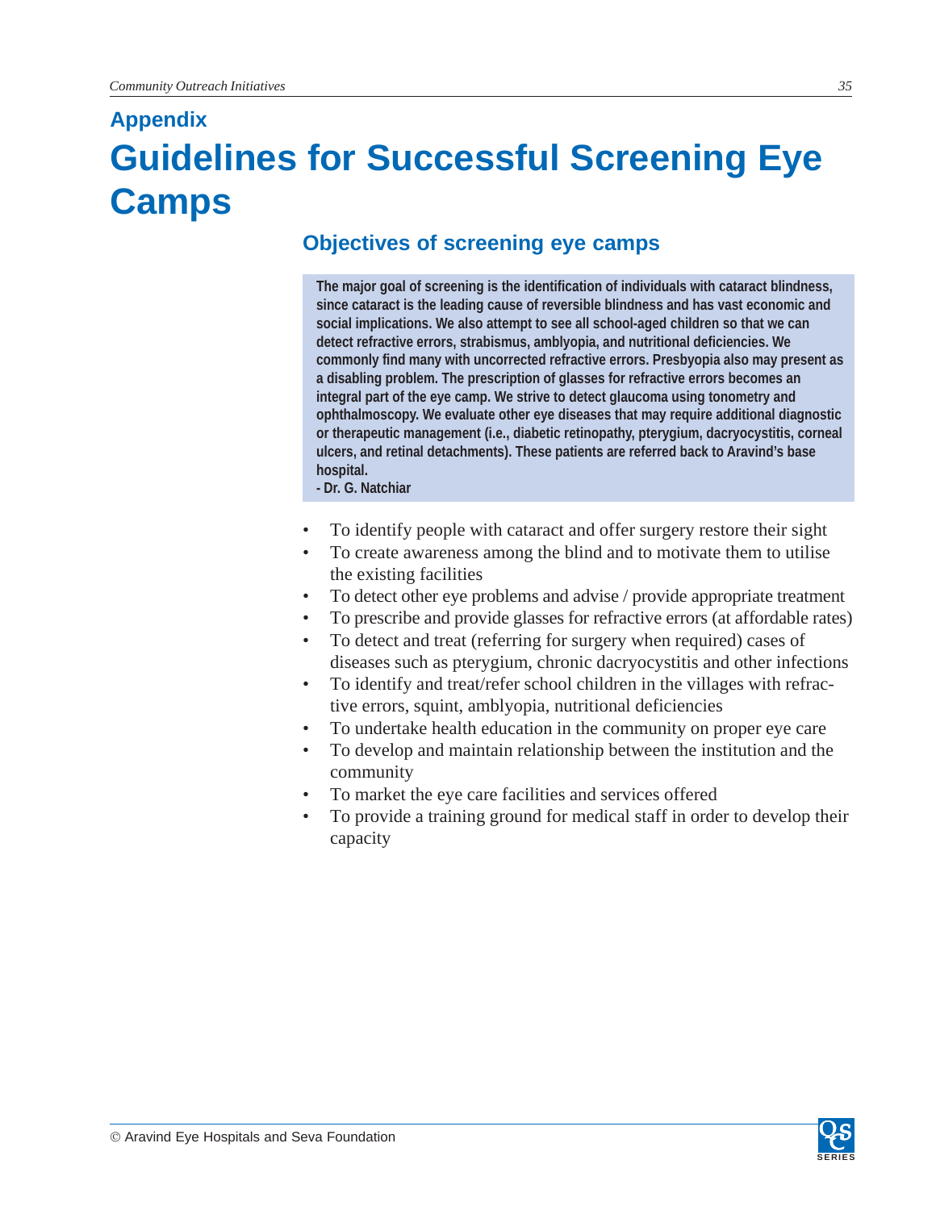## Appendix

# Guidelines for Successful Screening Eye Camps

### Objectives of screening eye camps

> **The major goal of screening is the identification of individuals with cataract blindness, since cataract is the leading cause of reversible blindness and has vast economic and social implications. We also attempt to see all school-aged children so that we can detect refractive errors, strabismus, amblyopia, and nutritional deficiencies. We commonly find many with uncorrected refractive errors. Presbyopia also may present as a disabling problem. The prescription of glasses for refractive errors becomes an integral part of the eye camp. We strive to detect glaucoma using tonometry and ophthalmoscopy. We evaluate other eye diseases that may require additional diagnostic or therapeutic management (i.e., diabetic retinopathy, pterygium, dacryocystitis, corneal ulcers, and retinal detachments). These patients are referred back to Aravind's base hospital.**
> **- Dr. G. Natchiar**

- To identify people with cataract and offer surgery restore their sight
- To create awareness among the blind and to motivate them to utilise the existing facilities
- To detect other eye problems and advise / provide appropriate treatment
- To prescribe and provide glasses for refractive errors (at affordable rates)
- To detect and treat (referring for surgery when required) cases of diseases such as pterygium, chronic dacryocystitis and other infections
- To identify and treat/refer school children in the villages with refractive errors, squint, amblyopia, nutritional deficiencies
- To undertake health education in the community on proper eye care
- To develop and maintain relationship between the institution and the community
- To market the eye care facilities and services offered
- To provide a training ground for medical staff in order to develop their capacity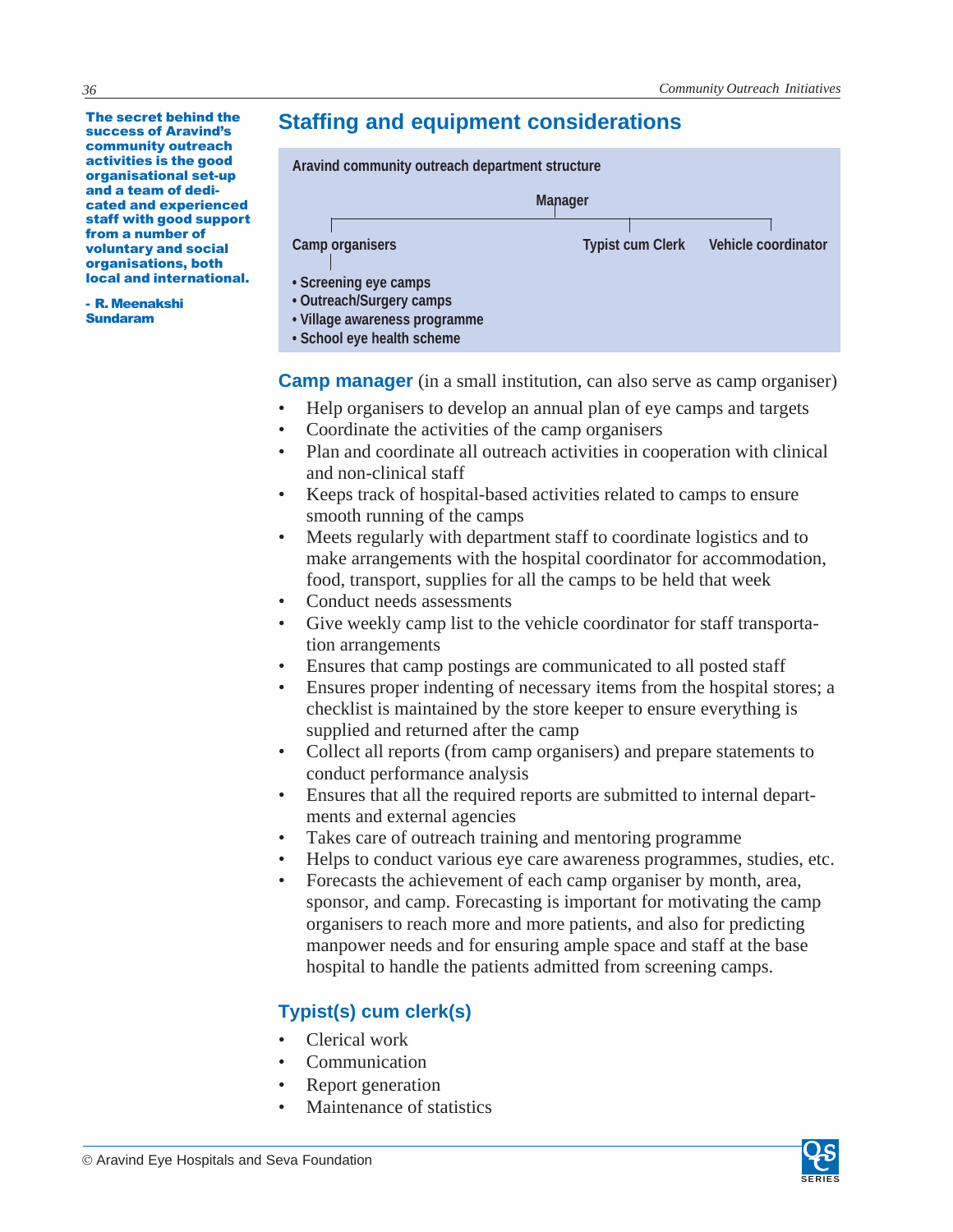> **The secret behind the success of Aravind's community outreach activities is the good organisational set-up and a team of dedicated and experienced staff with good support from a number of voluntary and social organisations, both local and international.**
>
> **- R. Meenakshi Sundaram**

## Staffing and equipment considerations

**Aravind community outreach department structure**

- **Manager**
  - **Camp organisers**
    - Screening eye camps
    - Outreach/Surgery camps
    - Village awareness programme
    - School eye health scheme
  - **Typist cum Clerk**
  - **Vehicle coordinator**

### Camp manager (in a small institution, can also serve as camp organiser)

- Help organisers to develop an annual plan of eye camps and targets
- Coordinate the activities of the camp organisers
- Plan and coordinate all outreach activities in cooperation with clinical and non-clinical staff
- Keeps track of hospital-based activities related to camps to ensure smooth running of the camps
- Meets regularly with department staff to coordinate logistics and to make arrangements with the hospital coordinator for accommodation, food, transport, supplies for all the camps to be held that week
- Conduct needs assessments
- Give weekly camp list to the vehicle coordinator for staff transportation arrangements
- Ensures that camp postings are communicated to all posted staff
- Ensures proper indenting of necessary items from the hospital stores; a checklist is maintained by the store keeper to ensure everything is supplied and returned after the camp
- Collect all reports (from camp organisers) and prepare statements to conduct performance analysis
- Ensures that all the required reports are submitted to internal departments and external agencies
- Takes care of outreach training and mentoring programme
- Helps to conduct various eye care awareness programmes, studies, etc.
- Forecasts the achievement of each camp organiser by month, area, sponsor, and camp. Forecasting is important for motivating the camp organisers to reach more and more patients, and also for predicting manpower needs and for ensuring ample space and staff at the base hospital to handle the patients admitted from screening camps.

### Typist(s) cum clerk(s)

- Clerical work
- Communication
- Report generation
- Maintenance of statistics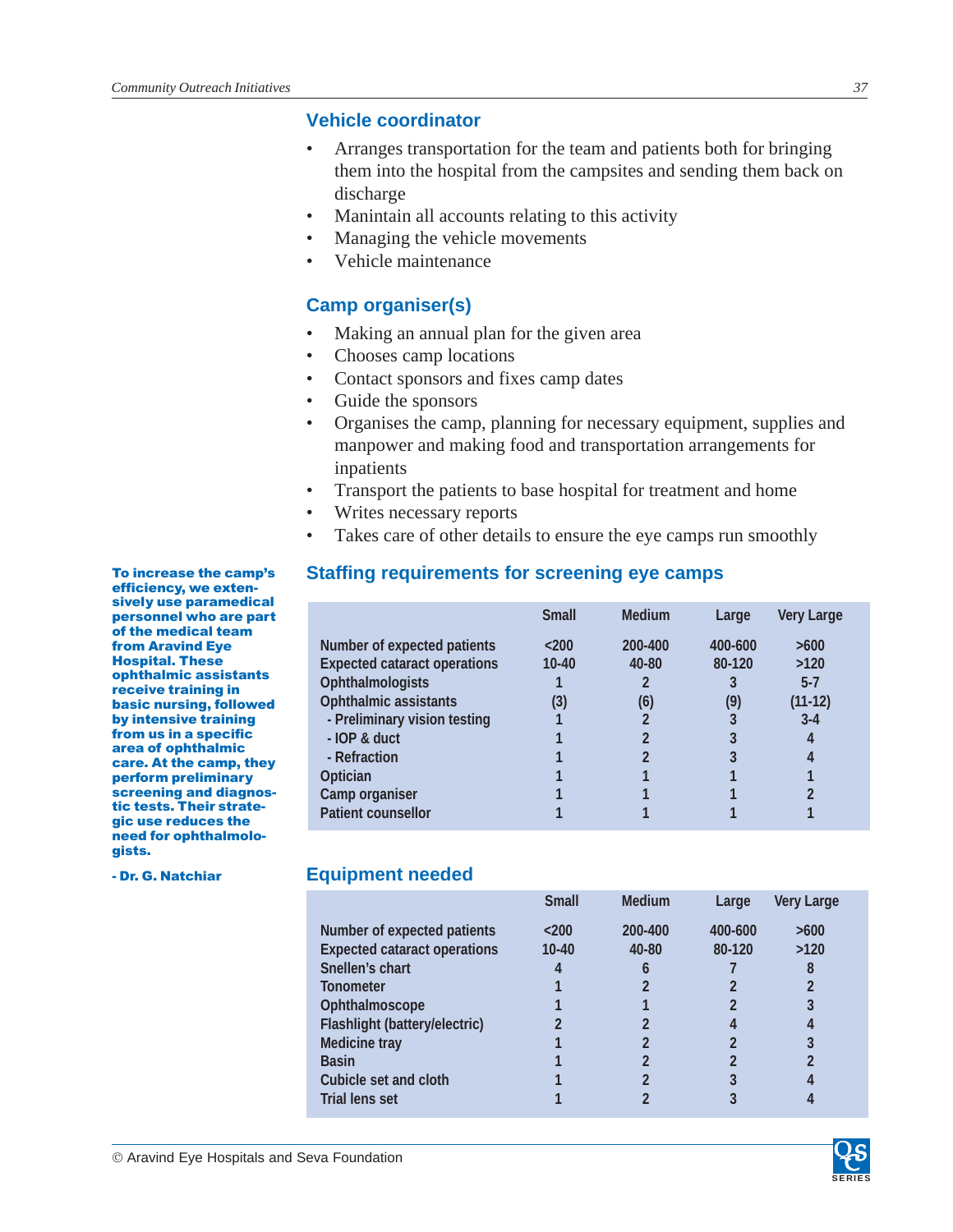### Vehicle coordinator

- Arranges transportation for the team and patients both for bringing them into the hospital from the campsites and sending them back on discharge
- Manintain all accounts relating to this activity
- Managing the vehicle movements
- Vehicle maintenance

### Camp organiser(s)

- Making an annual plan for the given area
- Chooses camp locations
- Contact sponsors and fixes camp dates
- Guide the sponsors
- Organises the camp, planning for necessary equipment, supplies and manpower and making food and transportation arrangements for inpatients
- Transport the patients to base hospital for treatment and home
- Writes necessary reports
- Takes care of other details to ensure the eye camps run smoothly

**To increase the camp's efficiency, we extensively use paramedical personnel who are part of the medical team from Aravind Eye Hospital. These ophthalmic assistants receive training in basic nursing, followed by intensive training from us in a specific area of ophthalmic care. At the camp, they perform preliminary screening and diagnostic tests. Their strategic use reduces the need for ophthalmologists.**

**- Dr. G. Natchiar**

### Staffing requirements for screening eye camps

| | Small | Medium | Large | Very Large |
|---|---|---|---|---|
| Number of expected patients | <200 | 200-400 | 400-600 | >600 |
| Expected cataract operations | 10-40 | 40-80 | 80-120 | >120 |
| Ophthalmologists | 1 | 2 | 3 | 5-7 |
| Ophthalmic assistants | (3) | (6) | (9) | (11-12) |
| - Preliminary vision testing | 1 | 2 | 3 | 3-4 |
| - IOP & duct | 1 | 2 | 3 | 4 |
| - Refraction | 1 | 2 | 3 | 4 |
| Optician | 1 | 1 | 1 | 1 |
| Camp organiser | 1 | 1 | 1 | 2 |
| Patient counsellor | 1 | 1 | 1 | 1 |

### Equipment needed

| | Small | Medium | Large | Very Large |
|---|---|---|---|---|
| Number of expected patients | <200 | 200-400 | 400-600 | >600 |
| Expected cataract operations | 10-40 | 40-80 | 80-120 | >120 |
| Snellen's chart | 4 | 6 | 7 | 8 |
| Tonometer | 1 | 2 | 2 | 2 |
| Ophthalmoscope | 1 | 1 | 2 | 3 |
| Flashlight (battery/electric) | 2 | 2 | 4 | 4 |
| Medicine tray | 1 | 2 | 2 | 3 |
| Basin | 1 | 2 | 2 | 2 |
| Cubicle set and cloth | 1 | 2 | 3 | 4 |
| Trial lens set | 1 | 2 | 3 | 4 |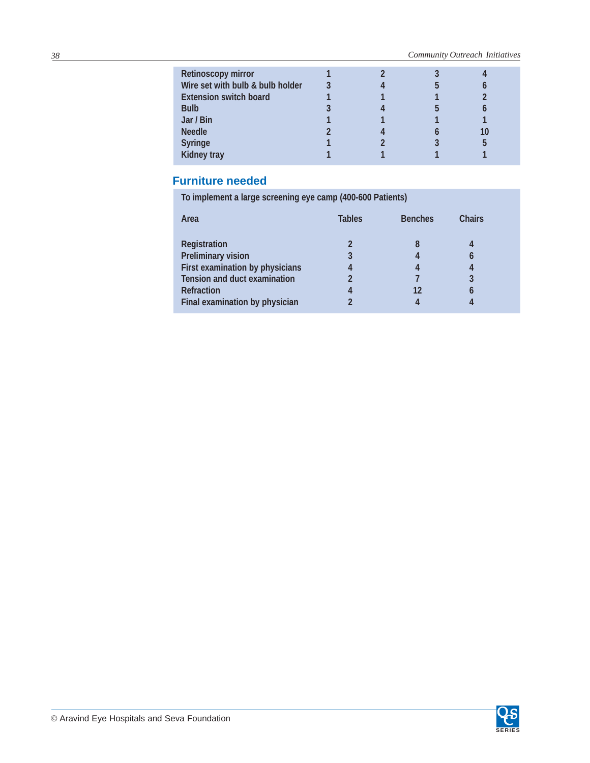| | | | | |
|---|---|---|---|---|
| Retinoscopy mirror | 1 | 2 | 3 | 4 |
| Wire set with bulb & bulb holder | 3 | 4 | 5 | 6 |
| Extension switch board | 1 | 1 | 1 | 2 |
| Bulb | 3 | 4 | 5 | 6 |
| Jar / Bin | 1 | 1 | 1 | 1 |
| Needle | 2 | 4 | 6 | 10 |
| Syringe | 1 | 2 | 3 | 5 |
| Kidney tray | 1 | 1 | 1 | 1 |

## Furniture needed

To implement a large screening eye camp (400-600 Patients)

| Area | Tables | Benches | Chairs |
|---|---|---|---|
| Registration | 2 | 8 | 4 |
| Preliminary vision | 3 | 4 | 6 |
| First examination by physicians | 4 | 4 | 4 |
| Tension and duct examination | 2 | 7 | 3 |
| Refraction | 4 | 12 | 6 |
| Final examination by physician | 2 | 4 | 4 |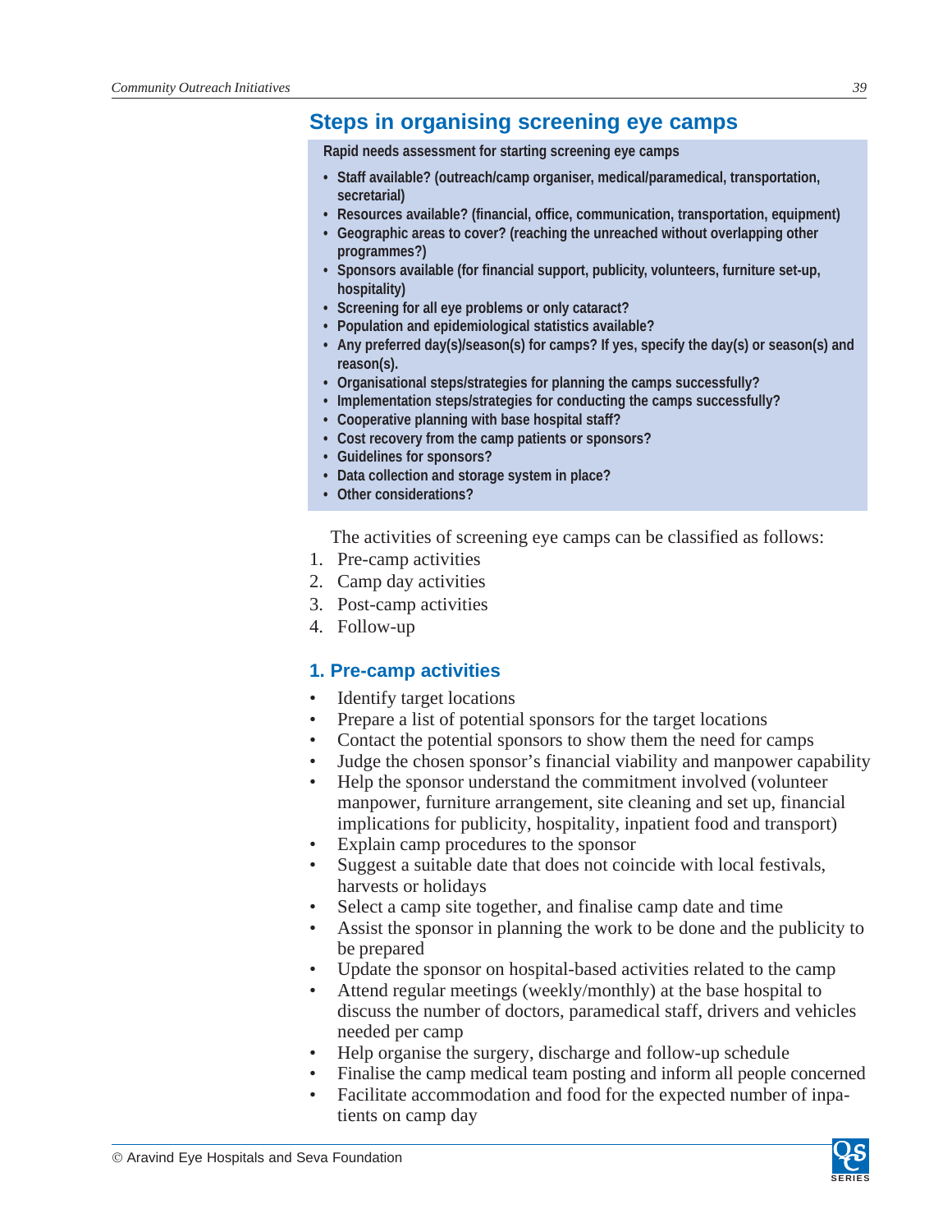## Steps in organising screening eye camps

**Rapid needs assessment for starting screening eye camps**

- **Staff available? (outreach/camp organiser, medical/paramedical, transportation, secretarial)**
- **Resources available? (financial, office, communication, transportation, equipment)**
- **Geographic areas to cover? (reaching the unreached without overlapping other programmes?)**
- **Sponsors available (for financial support, publicity, volunteers, furniture set-up, hospitality)**
- **Screening for all eye problems or only cataract?**
- **Population and epidemiological statistics available?**
- **Any preferred day(s)/season(s) for camps? If yes, specify the day(s) or season(s) and reason(s).**
- **Organisational steps/strategies for planning the camps successfully?**
- **Implementation steps/strategies for conducting the camps successfully?**
- **Cooperative planning with base hospital staff?**
- **Cost recovery from the camp patients or sponsors?**
- **Guidelines for sponsors?**
- **Data collection and storage system in place?**
- **Other considerations?**

The activities of screening eye camps can be classified as follows:

1. Pre-camp activities
2. Camp day activities
3. Post-camp activities
4. Follow-up

### 1. Pre-camp activities

- Identify target locations
- Prepare a list of potential sponsors for the target locations
- Contact the potential sponsors to show them the need for camps
- Judge the chosen sponsor's financial viability and manpower capability
- Help the sponsor understand the commitment involved (volunteer manpower, furniture arrangement, site cleaning and set up, financial implications for publicity, hospitality, inpatient food and transport)
- Explain camp procedures to the sponsor
- Suggest a suitable date that does not coincide with local festivals, harvests or holidays
- Select a camp site together, and finalise camp date and time
- Assist the sponsor in planning the work to be done and the publicity to be prepared
- Update the sponsor on hospital-based activities related to the camp
- Attend regular meetings (weekly/monthly) at the base hospital to discuss the number of doctors, paramedical staff, drivers and vehicles needed per camp
- Help organise the surgery, discharge and follow-up schedule
- Finalise the camp medical team posting and inform all people concerned
- Facilitate accommodation and food for the expected number of inpatients on camp day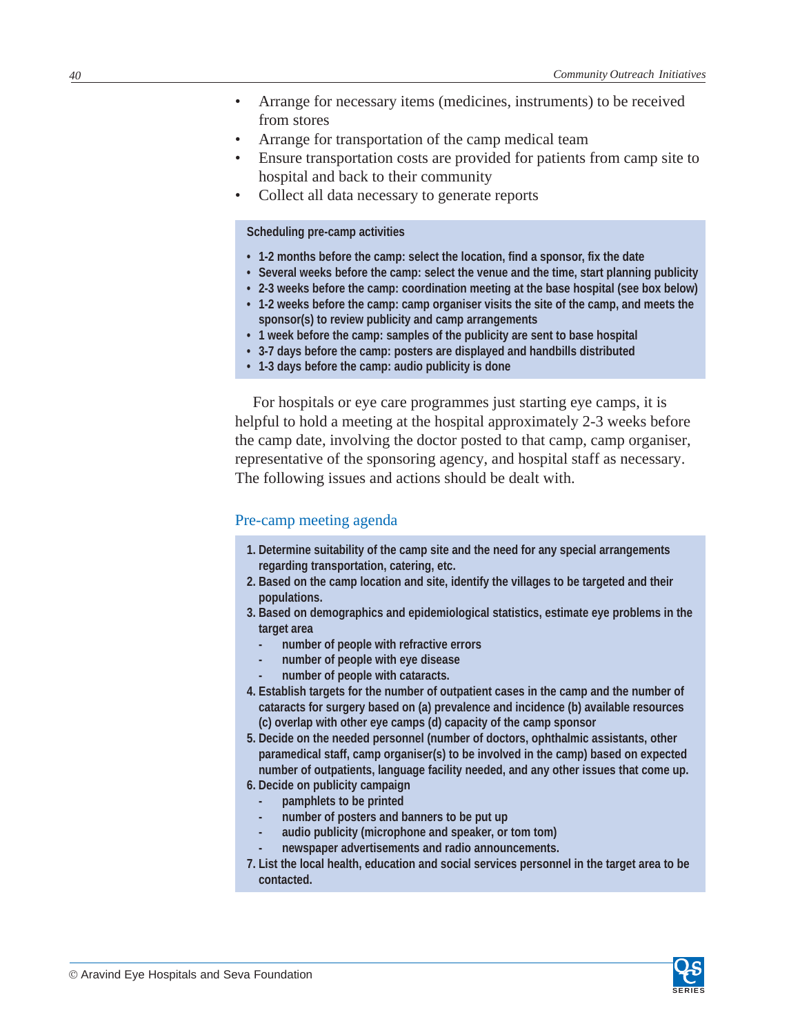- Arrange for necessary items (medicines, instruments) to be received from stores
- Arrange for transportation of the camp medical team
- Ensure transportation costs are provided for patients from camp site to hospital and back to their community
- Collect all data necessary to generate reports

**Scheduling pre-camp activities**

- **1-2 months before the camp: select the location, find a sponsor, fix the date**
- **Several weeks before the camp: select the venue and the time, start planning publicity**
- **2-3 weeks before the camp: coordination meeting at the base hospital (see box below)**
- **1-2 weeks before the camp: camp organiser visits the site of the camp, and meets the sponsor(s) to review publicity and camp arrangements**
- **1 week before the camp: samples of the publicity are sent to base hospital**
- **3-7 days before the camp: posters are displayed and handbills distributed**
- **1-3 days before the camp: audio publicity is done**

For hospitals or eye care programmes just starting eye camps, it is helpful to hold a meeting at the hospital approximately 2-3 weeks before the camp date, involving the doctor posted to that camp, camp organiser, representative of the sponsoring agency, and hospital staff as necessary. The following issues and actions should be dealt with.

## Pre-camp meeting agenda

1. **Determine suitability of the camp site and the need for any special arrangements regarding transportation, catering, etc.**
2. **Based on the camp location and site, identify the villages to be targeted and their populations.**
3. **Based on demographics and epidemiological statistics, estimate eye problems in the target area**
   - **number of people with refractive errors**
   - **number of people with eye disease**
   - **number of people with cataracts.**
4. **Establish targets for the number of outpatient cases in the camp and the number of cataracts for surgery based on (a) prevalence and incidence (b) available resources (c) overlap with other eye camps (d) capacity of the camp sponsor**
5. **Decide on the needed personnel (number of doctors, ophthalmic assistants, other paramedical staff, camp organiser(s) to be involved in the camp) based on expected number of outpatients, language facility needed, and any other issues that come up.**
6. **Decide on publicity campaign**
   - **pamphlets to be printed**
   - **number of posters and banners to be put up**
   - **audio publicity (microphone and speaker, or tom tom)**
   - **newspaper advertisements and radio announcements.**
7. **List the local health, education and social services personnel in the target area to be contacted.**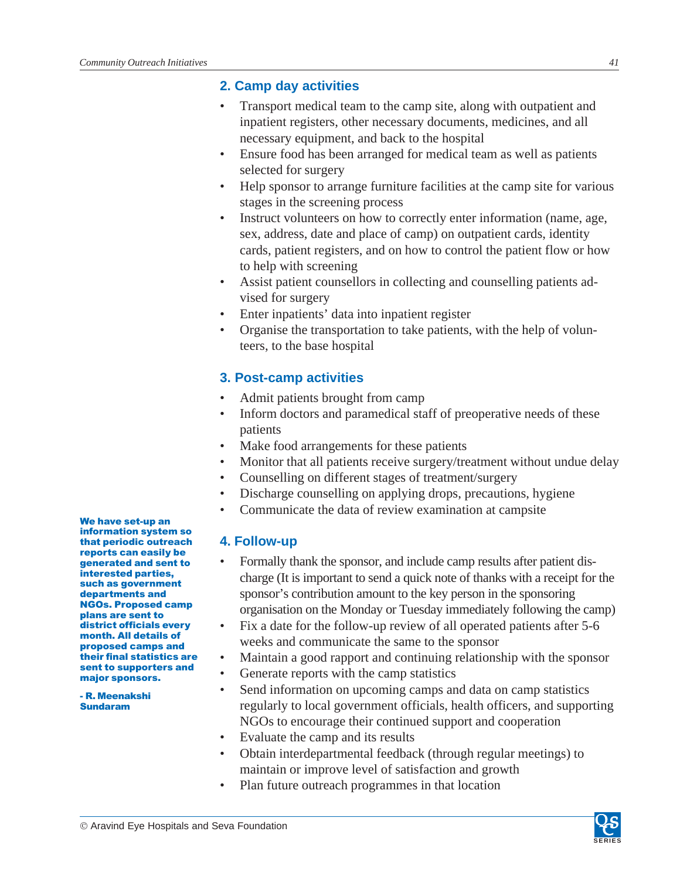## 2. Camp day activities

- Transport medical team to the camp site, along with outpatient and inpatient registers, other necessary documents, medicines, and all necessary equipment, and back to the hospital
- Ensure food has been arranged for medical team as well as patients selected for surgery
- Help sponsor to arrange furniture facilities at the camp site for various stages in the screening process
- Instruct volunteers on how to correctly enter information (name, age, sex, address, date and place of camp) on outpatient cards, identity cards, patient registers, and on how to control the patient flow or how to help with screening
- Assist patient counsellors in collecting and counselling patients advised for surgery
- Enter inpatients' data into inpatient register
- Organise the transportation to take patients, with the help of volunteers, to the base hospital

## 3. Post-camp activities

- Admit patients brought from camp
- Inform doctors and paramedical staff of preoperative needs of these patients
- Make food arrangements for these patients
- Monitor that all patients receive surgery/treatment without undue delay
- Counselling on different stages of treatment/surgery
- Discharge counselling on applying drops, precautions, hygiene
- Communicate the data of review examination at campsite

**We have set-up an information system so that periodic outreach reports can easily be generated and sent to interested parties, such as government departments and NGOs. Proposed camp plans are sent to district officials every month. All details of proposed camps and their final statistics are sent to supporters and major sponsors.**

**- R. Meenakshi Sundaram**

## 4. Follow-up

- Formally thank the sponsor, and include camp results after patient discharge (It is important to send a quick note of thanks with a receipt for the sponsor's contribution amount to the key person in the sponsoring organisation on the Monday or Tuesday immediately following the camp)
- Fix a date for the follow-up review of all operated patients after 5-6 weeks and communicate the same to the sponsor
- Maintain a good rapport and continuing relationship with the sponsor
- Generate reports with the camp statistics
- Send information on upcoming camps and data on camp statistics regularly to local government officials, health officers, and supporting NGOs to encourage their continued support and cooperation
- Evaluate the camp and its results
- Obtain interdepartmental feedback (through regular meetings) to maintain or improve level of satisfaction and growth
- Plan future outreach programmes in that location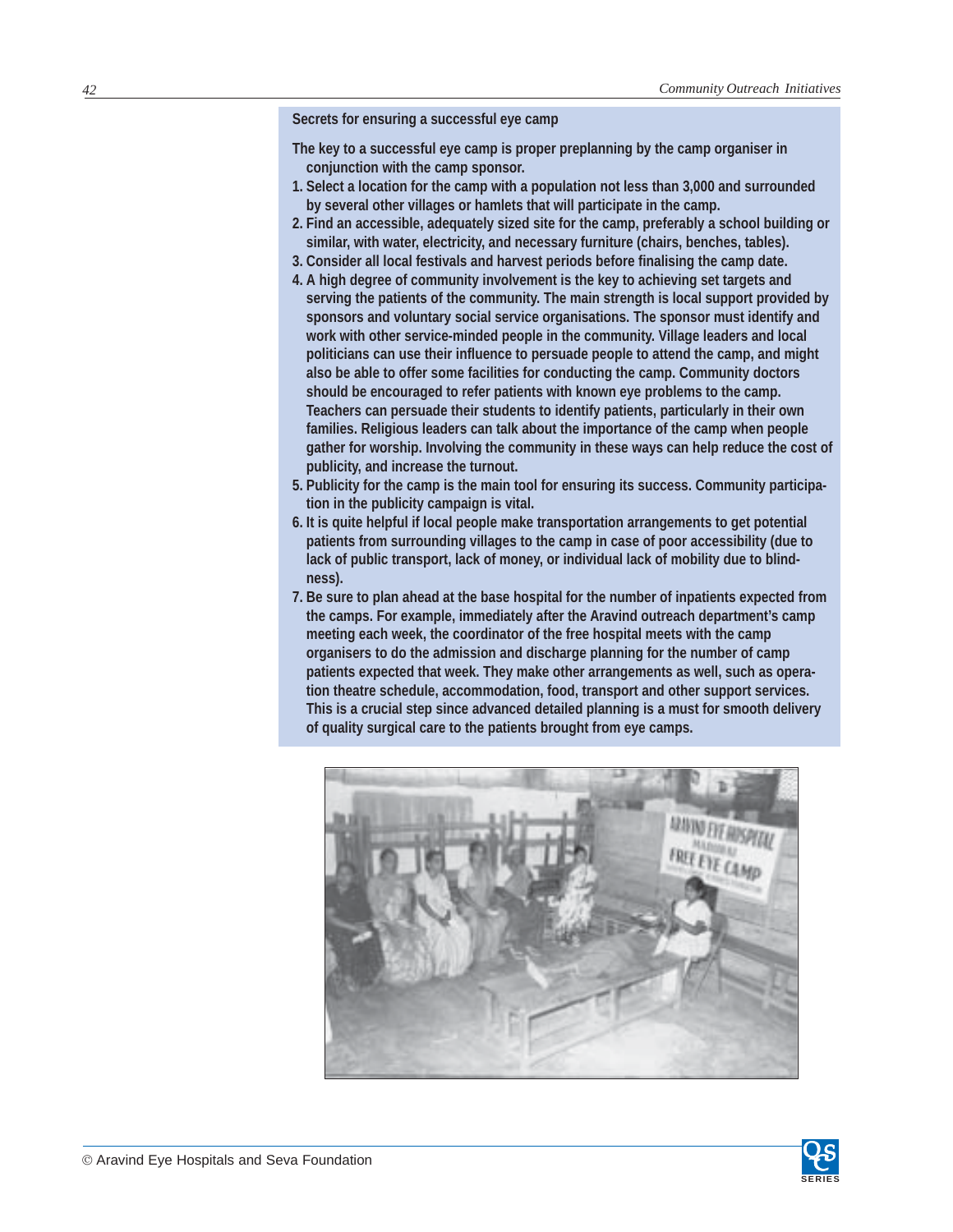**Secrets for ensuring a successful eye camp**

The key to a successful eye camp is proper preplanning by the camp organiser in conjunction with the camp sponsor.

1. Select a location for the camp with a population not less than 3,000 and surrounded by several other villages or hamlets that will participate in the camp.
2. Find an accessible, adequately sized site for the camp, preferably a school building or similar, with water, electricity, and necessary furniture (chairs, benches, tables).
3. Consider all local festivals and harvest periods before finalising the camp date.
4. A high degree of community involvement is the key to achieving set targets and serving the patients of the community. The main strength is local support provided by sponsors and voluntary social service organisations. The sponsor must identify and work with other service-minded people in the community. Village leaders and local politicians can use their influence to persuade people to attend the camp, and might also be able to offer some facilities for conducting the camp. Community doctors should be encouraged to refer patients with known eye problems to the camp. Teachers can persuade their students to identify patients, particularly in their own families. Religious leaders can talk about the importance of the camp when people gather for worship. Involving the community in these ways can help reduce the cost of publicity, and increase the turnout.
5. Publicity for the camp is the main tool for ensuring its success. Community participation in the publicity campaign is vital.
6. It is quite helpful if local people make transportation arrangements to get potential patients from surrounding villages to the camp in case of poor accessibility (due to lack of public transport, lack of money, or individual lack of mobility due to blindness).
7. Be sure to plan ahead at the base hospital for the number of inpatients expected from the camps. For example, immediately after the Aravind outreach department's camp meeting each week, the coordinator of the free hospital meets with the camp organisers to do the admission and discharge planning for the number of camp patients expected that week. They make other arrangements as well, such as operation theatre schedule, accommodation, food, transport and other support services. This is a crucial step since advanced detailed planning is a must for smooth delivery of quality surgical care to the patients brought from eye camps.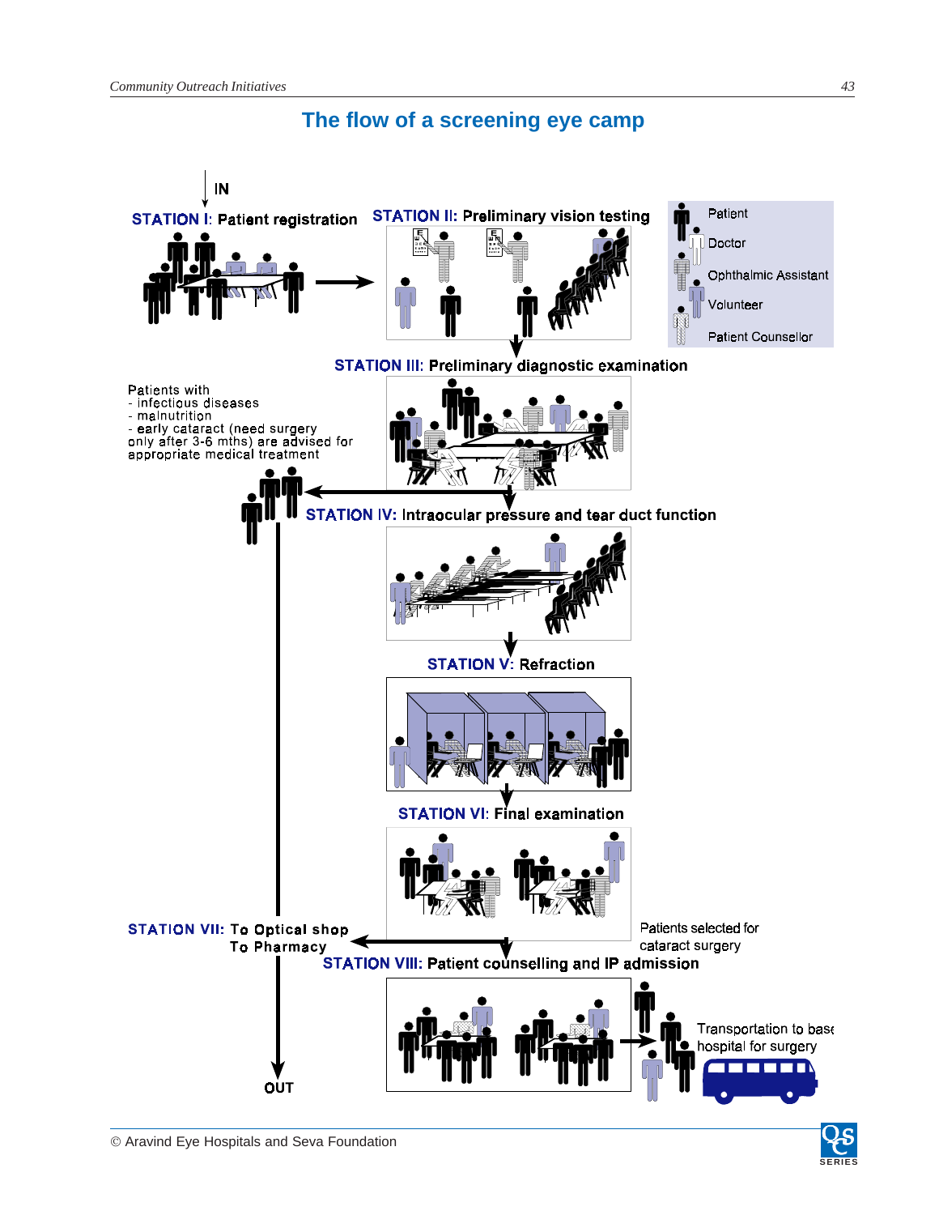## The flow of a screening eye camp

IN

**STATION I:** Patient registration

**STATION II:** Preliminary vision testing

- Patient
- Doctor
- Ophthalmic Assistant
- Volunteer
- Patient Counsellor

**STATION III:** Preliminary diagnostic examination

Patients with
- infectious diseases
- malnutrition
- early cataract (need surgery only after 3-6 mths) are advised for appropriate medical treatment

**STATION IV:** Intraocular pressure and tear duct function

**STATION V:** Refraction

**STATION VI:** Final examination

**STATION VII:** To Optical shop
To Pharmacy

Patients selected for cataract surgery

**STATION VIII:** Patient counselling and IP admission

Transportation to base hospital for surgery

OUT

© Aravind Eye Hospitals and Seva Foundation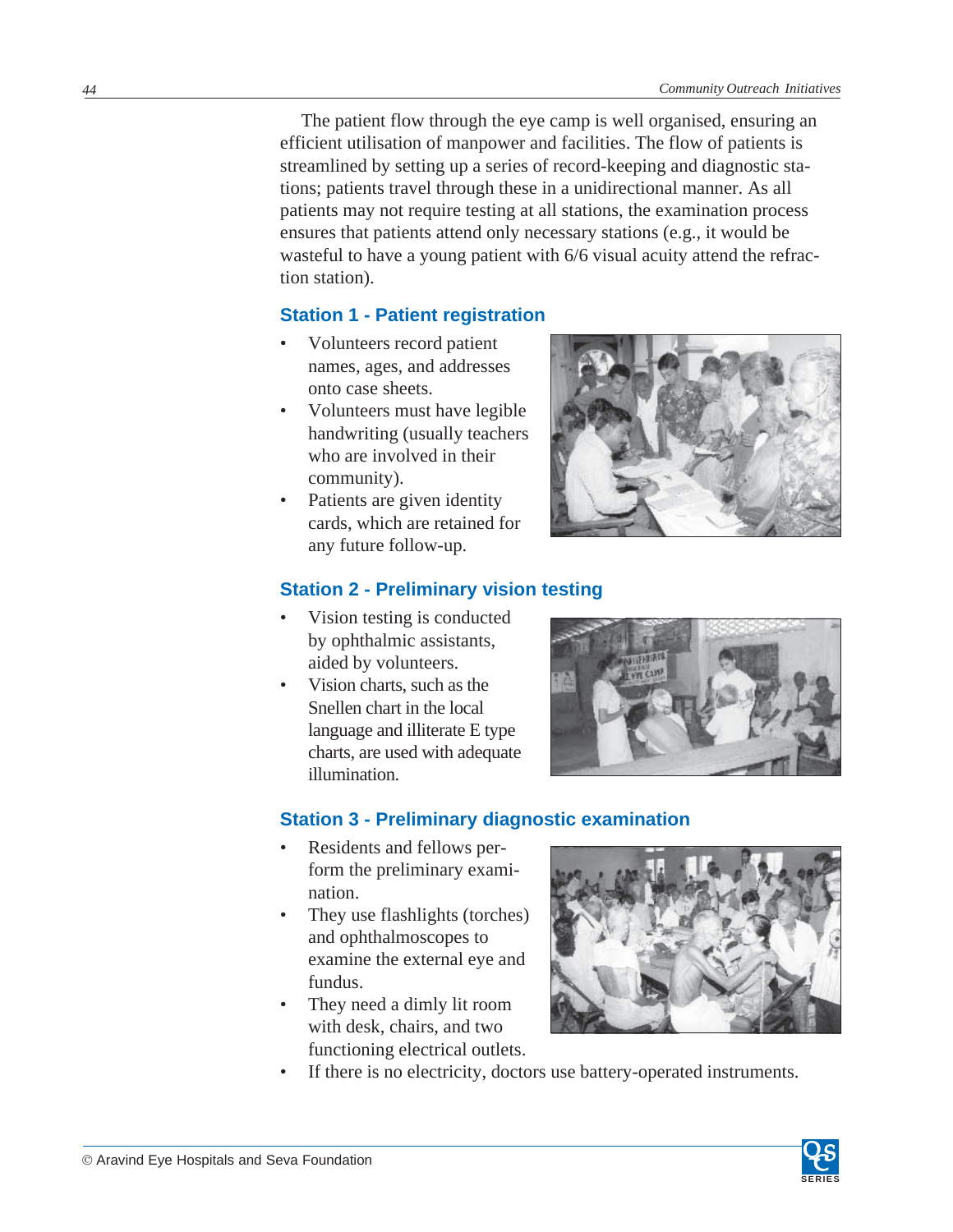The patient flow through the eye camp is well organised, ensuring an efficient utilisation of manpower and facilities. The flow of patients is streamlined by setting up a series of record-keeping and diagnostic stations; patients travel through these in a unidirectional manner. As all patients may not require testing at all stations, the examination process ensures that patients attend only necessary stations (e.g., it would be wasteful to have a young patient with 6/6 visual acuity attend the refraction station).

## Station 1 - Patient registration

- Volunteers record patient names, ages, and addresses onto case sheets.
- Volunteers must have legible handwriting (usually teachers who are involved in their community).
- Patients are given identity cards, which are retained for any future follow-up.

## Station 2 - Preliminary vision testing

- Vision testing is conducted by ophthalmic assistants, aided by volunteers.
- Vision charts, such as the Snellen chart in the local language and illiterate E type charts, are used with adequate illumination.

## Station 3 - Preliminary diagnostic examination

- Residents and fellows perform the preliminary examination.
- They use flashlights (torches) and ophthalmoscopes to examine the external eye and fundus.
- They need a dimly lit room with desk, chairs, and two functioning electrical outlets.
- If there is no electricity, doctors use battery-operated instruments.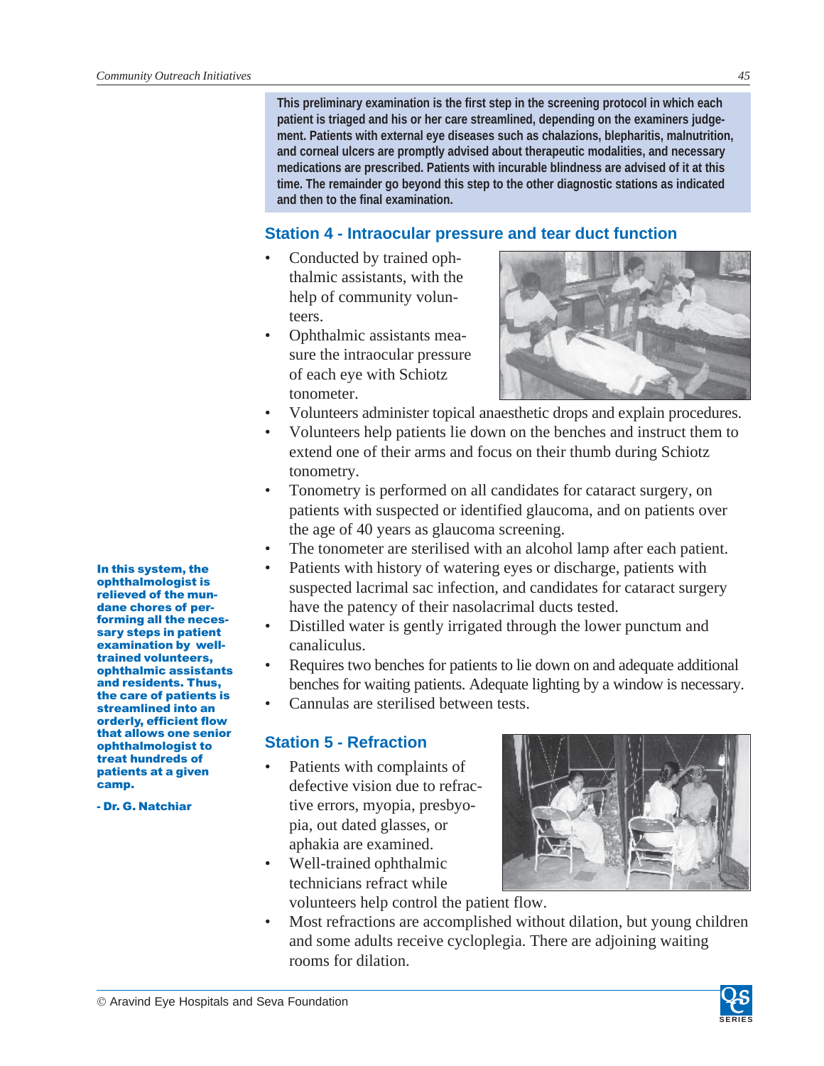**This preliminary examination is the first step in the screening protocol in which each patient is triaged and his or her care streamlined, depending on the examiners judgement. Patients with external eye diseases such as chalazions, blepharitis, malnutrition, and corneal ulcers are promptly advised about therapeutic modalities, and necessary medications are prescribed. Patients with incurable blindness are advised of it at this time. The remainder go beyond this step to the other diagnostic stations as indicated and then to the final examination.**

## Station 4 - Intraocular pressure and tear duct function

- Conducted by trained ophthalmic assistants, with the help of community volunteers.
- Ophthalmic assistants measure the intraocular pressure of each eye with Schiotz tonometer.
- Volunteers administer topical anaesthetic drops and explain procedures.
- Volunteers help patients lie down on the benches and instruct them to extend one of their arms and focus on their thumb during Schiotz tonometry.
- Tonometry is performed on all candidates for cataract surgery, on patients with suspected or identified glaucoma, and on patients over the age of 40 years as glaucoma screening.
- The tonometer are sterilised with an alcohol lamp after each patient.
- Patients with history of watering eyes or discharge, patients with suspected lacrimal sac infection, and candidates for cataract surgery have the patency of their nasolacrimal ducts tested.
- Distilled water is gently irrigated through the lower punctum and canaliculus.
- Requires two benches for patients to lie down on and adequate additional benches for waiting patients. Adequate lighting by a window is necessary.
- Cannulas are sterilised between tests.

**In this system, the ophthalmologist is relieved of the mundane chores of performing all the necessary steps in patient examination by well-trained volunteers, ophthalmic assistants and residents. Thus, the care of patients is streamlined into an orderly, efficient flow that allows one senior ophthalmologist to treat hundreds of patients at a given camp.**

**- Dr. G. Natchiar**

## Station 5 - Refraction

- Patients with complaints of defective vision due to refractive errors, myopia, presbyopia, out dated glasses, or aphakia are examined.
- Well-trained ophthalmic technicians refract while volunteers help control the patient flow.
- Most refractions are accomplished without dilation, but young children and some adults receive cycloplegia. There are adjoining waiting rooms for dilation.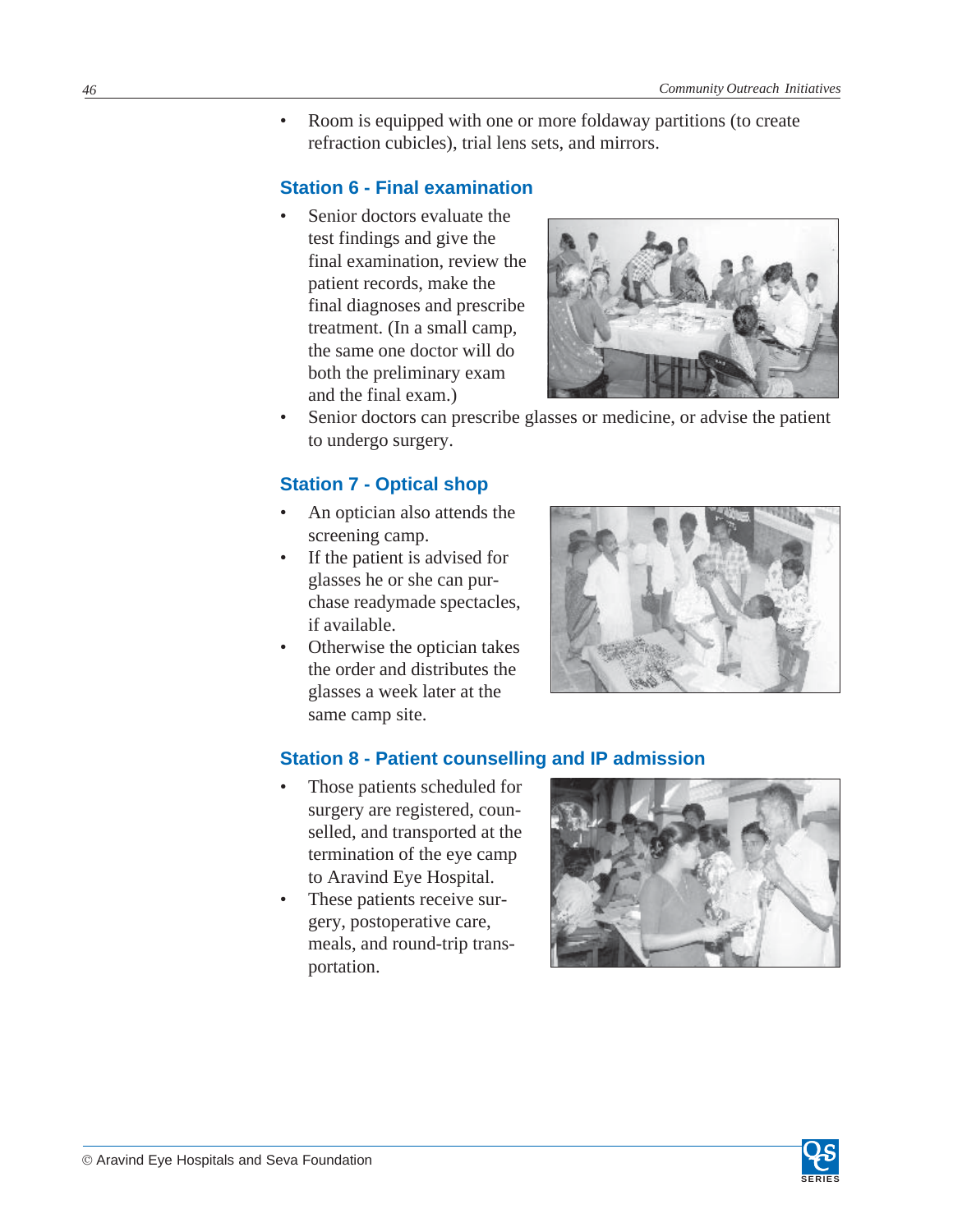- Room is equipped with one or more foldaway partitions (to create refraction cubicles), trial lens sets, and mirrors.

### Station 6 - Final examination

- Senior doctors evaluate the test findings and give the final examination, review the patient records, make the final diagnoses and prescribe treatment. (In a small camp, the same one doctor will do both the preliminary exam and the final exam.)
- Senior doctors can prescribe glasses or medicine, or advise the patient to undergo surgery.

### Station 7 - Optical shop

- An optician also attends the screening camp.
- If the patient is advised for glasses he or she can purchase readymade spectacles, if available.
- Otherwise the optician takes the order and distributes the glasses a week later at the same camp site.

### Station 8 - Patient counselling and IP admission

- Those patients scheduled for surgery are registered, counselled, and transported at the termination of the eye camp to Aravind Eye Hospital.
- These patients receive surgery, postoperative care, meals, and round-trip transportation.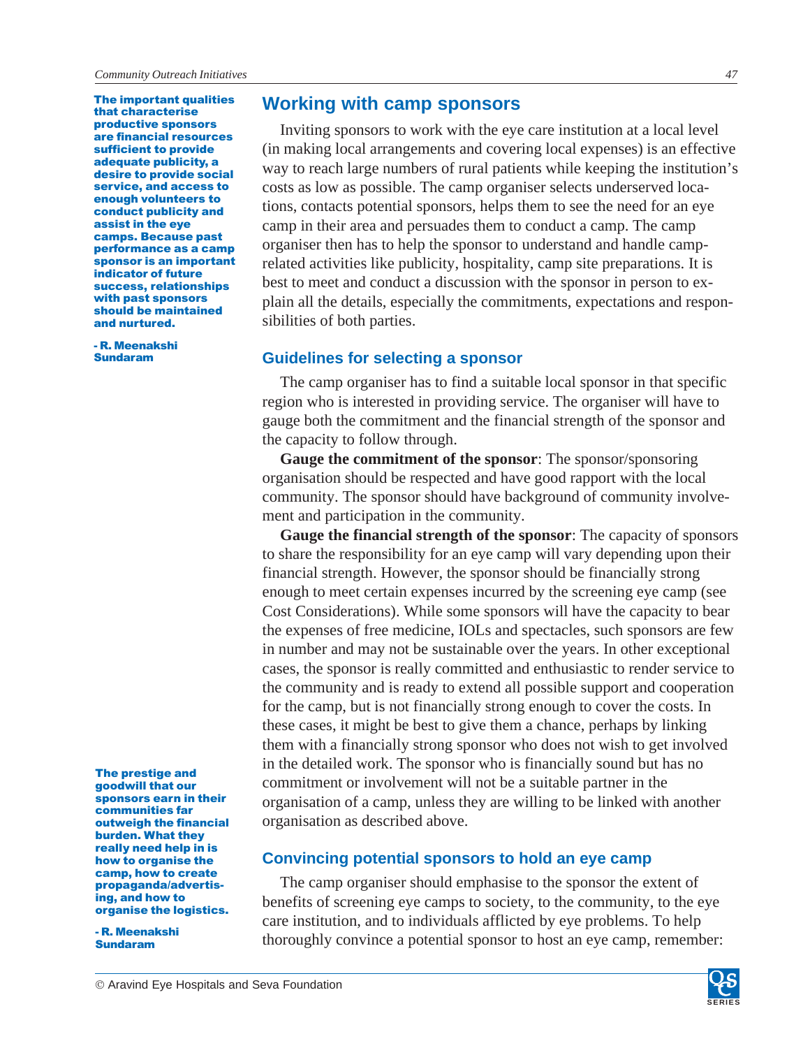## Working with camp sponsors

Inviting sponsors to work with the eye care institution at a local level (in making local arrangements and covering local expenses) is an effective way to reach large numbers of rural patients while keeping the institution's costs as low as possible. The camp organiser selects underserved locations, contacts potential sponsors, helps them to see the need for an eye camp in their area and persuades them to conduct a camp. The camp organiser then has to help the sponsor to understand and handle camp-related activities like publicity, hospitality, camp site preparations. It is best to meet and conduct a discussion with the sponsor in person to explain all the details, especially the commitments, expectations and responsibilities of both parties.

**The important qualities that characterise productive sponsors are financial resources sufficient to provide adequate publicity, a desire to provide social service, and access to enough volunteers to conduct publicity and assist in the eye camps. Because past performance as a camp sponsor is an important indicator of future success, relationships with past sponsors should be maintained and nurtured.**

**- R. Meenakshi Sundaram**

### Guidelines for selecting a sponsor

The camp organiser has to find a suitable local sponsor in that specific region who is interested in providing service. The organiser will have to gauge both the commitment and the financial strength of the sponsor and the capacity to follow through.

**Gauge the commitment of the sponsor**: The sponsor/sponsoring organisation should be respected and have good rapport with the local community. The sponsor should have background of community involvement and participation in the community.

**Gauge the financial strength of the sponsor**: The capacity of sponsors to share the responsibility for an eye camp will vary depending upon their financial strength. However, the sponsor should be financially strong enough to meet certain expenses incurred by the screening eye camp (see Cost Considerations). While some sponsors will have the capacity to bear the expenses of free medicine, IOLs and spectacles, such sponsors are few in number and may not be sustainable over the years. In other exceptional cases, the sponsor is really committed and enthusiastic to render service to the community and is ready to extend all possible support and cooperation for the camp, but is not financially strong enough to cover the costs. In these cases, it might be best to give them a chance, perhaps by linking them with a financially strong sponsor who does not wish to get involved in the detailed work. The sponsor who is financially sound but has no commitment or involvement will not be a suitable partner in the organisation of a camp, unless they are willing to be linked with another organisation as described above.

**The prestige and goodwill that our sponsors earn in their communities far outweigh the financial burden. What they really need help in is how to organise the camp, how to create propaganda/advertising, and how to organise the logistics.**

**- R. Meenakshi Sundaram**

### Convincing potential sponsors to hold an eye camp

The camp organiser should emphasise to the sponsor the extent of benefits of screening eye camps to society, to the community, to the eye care institution, and to individuals afflicted by eye problems. To help thoroughly convince a potential sponsor to host an eye camp, remember: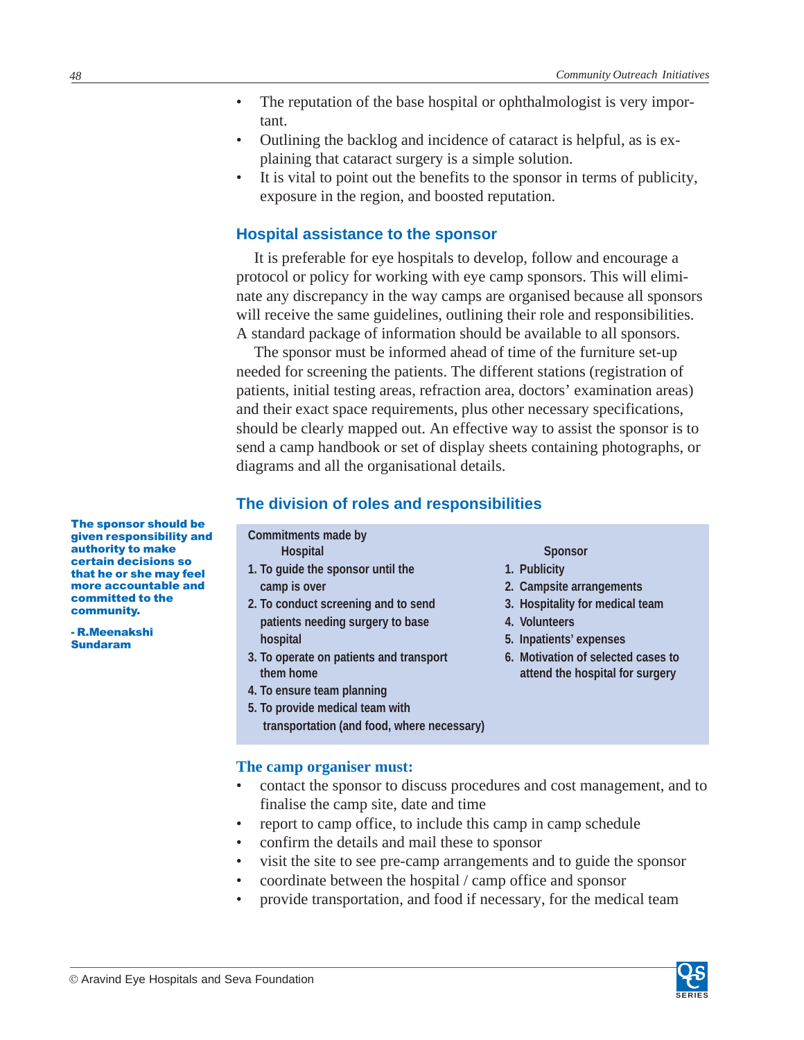- The reputation of the base hospital or ophthalmologist is very important.
- Outlining the backlog and incidence of cataract is helpful, as is explaining that cataract surgery is a simple solution.
- It is vital to point out the benefits to the sponsor in terms of publicity, exposure in the region, and boosted reputation.

## Hospital assistance to the sponsor

It is preferable for eye hospitals to develop, follow and encourage a protocol or policy for working with eye camp sponsors. This will eliminate any discrepancy in the way camps are organised because all sponsors will receive the same guidelines, outlining their role and responsibilities. A standard package of information should be available to all sponsors.

The sponsor must be informed ahead of time of the furniture set-up needed for screening the patients. The different stations (registration of patients, initial testing areas, refraction area, doctors' examination areas) and their exact space requirements, plus other necessary specifications, should be clearly mapped out. An effective way to assist the sponsor is to send a camp handbook or set of display sheets containing photographs, or diagrams and all the organisational details.

**The sponsor should be given responsibility and authority to make certain decisions so that he or she may feel more accountable and committed to the community.**

**- R.Meenakshi Sundaram**

## The division of roles and responsibilities

**Commitments made by**

| Hospital | Sponsor |
|---|---|
| 1. To guide the sponsor until the camp is over | 1. Publicity |
| 2. To conduct screening and to send patients needing surgery to base hospital | 2. Campsite arrangements |
| 3. To operate on patients and transport them home | 3. Hospitality for medical team |
| 4. To ensure team planning | 4. Volunteers |
| 5. To provide medical team with transportation (and food, where necessary) | 5. Inpatients' expenses |
| | 6. Motivation of selected cases to attend the hospital for surgery |

### The camp organiser must:

- contact the sponsor to discuss procedures and cost management, and to finalise the camp site, date and time
- report to camp office, to include this camp in camp schedule
- confirm the details and mail these to sponsor
- visit the site to see pre-camp arrangements and to guide the sponsor
- coordinate between the hospital / camp office and sponsor
- provide transportation, and food if necessary, for the medical team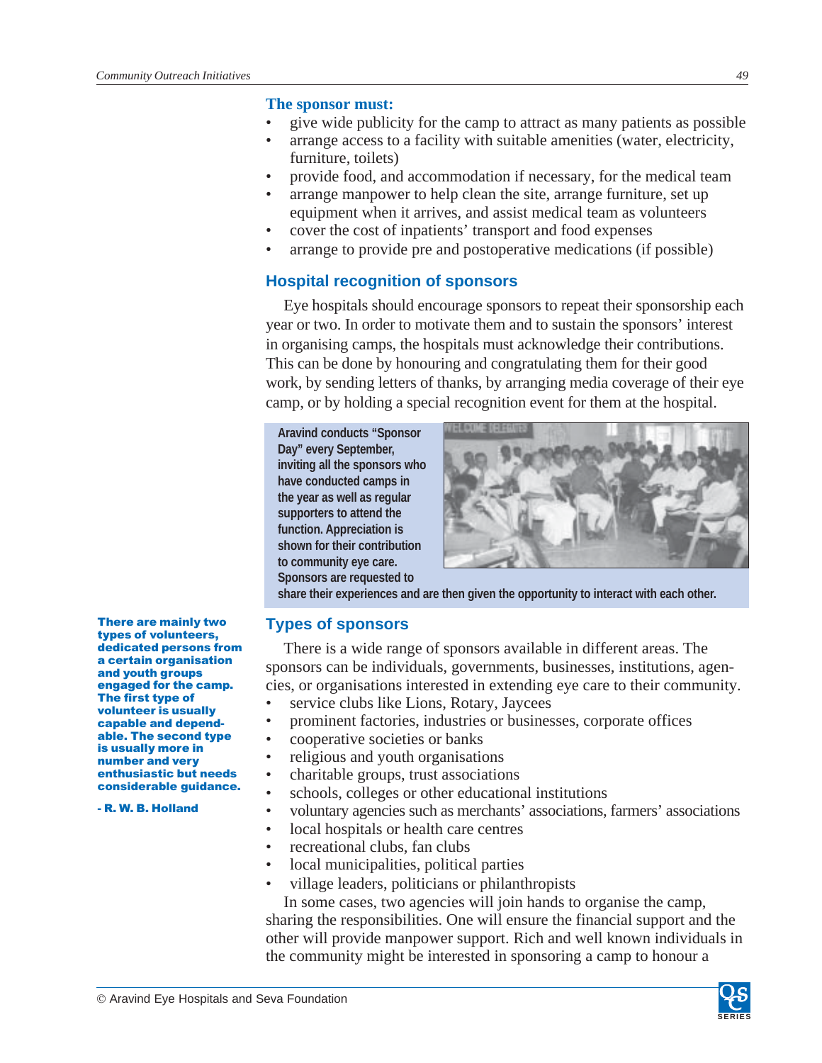**The sponsor must:**

- give wide publicity for the camp to attract as many patients as possible
- arrange access to a facility with suitable amenities (water, electricity, furniture, toilets)
- provide food, and accommodation if necessary, for the medical team
- arrange manpower to help clean the site, arrange furniture, set up equipment when it arrives, and assist medical team as volunteers
- cover the cost of inpatients' transport and food expenses
- arrange to provide pre and postoperative medications (if possible)

## Hospital recognition of sponsors

Eye hospitals should encourage sponsors to repeat their sponsorship each year or two. In order to motivate them and to sustain the sponsors' interest in organising camps, the hospitals must acknowledge their contributions. This can be done by honouring and congratulating them for their good work, by sending letters of thanks, by arranging media coverage of their eye camp, or by holding a special recognition event for them at the hospital.

**Aravind conducts "Sponsor Day" every September, inviting all the sponsors who have conducted camps in the year as well as regular supporters to attend the function. Appreciation is shown for their contribution to community eye care. Sponsors are requested to share their experiences and are then given the opportunity to interact with each other.**

**There are mainly two types of volunteers, dedicated persons from a certain organisation and youth groups engaged for the camp. The first type of volunteer is usually capable and dependable. The second type is usually more in number and very enthusiastic but needs considerable guidance.**

**- R. W. B. Holland**

## Types of sponsors

There is a wide range of sponsors available in different areas. The sponsors can be individuals, governments, businesses, institutions, agencies, or organisations interested in extending eye care to their community.

- service clubs like Lions, Rotary, Jaycees
- prominent factories, industries or businesses, corporate offices
- cooperative societies or banks
- religious and youth organisations
- charitable groups, trust associations
- schools, colleges or other educational institutions
- voluntary agencies such as merchants' associations, farmers' associations
- local hospitals or health care centres
- recreational clubs, fan clubs
- local municipalities, political parties
- village leaders, politicians or philanthropists

In some cases, two agencies will join hands to organise the camp, sharing the responsibilities. One will ensure the financial support and the other will provide manpower support. Rich and well known individuals in the community might be interested in sponsoring a camp to honour a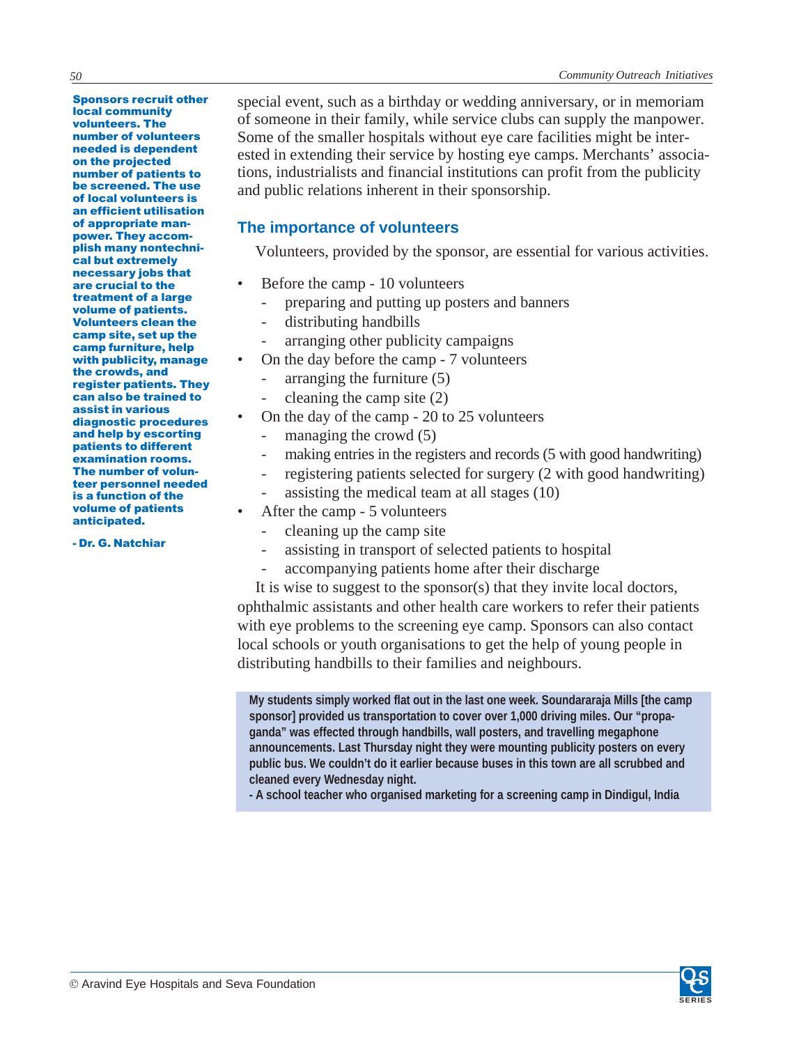special event, such as a birthday or wedding anniversary, or in memoriam of someone in their family, while service clubs can supply the manpower. Some of the smaller hospitals without eye care facilities might be interested in extending their service by hosting eye camps. Merchants' associations, industrialists and financial institutions can profit from the publicity and public relations inherent in their sponsorship.

## The importance of volunteers

Volunteers, provided by the sponsor, are essential for various activities.

- Before the camp - 10 volunteers
  - preparing and putting up posters and banners
  - distributing handbills
  - arranging other publicity campaigns
- On the day before the camp - 7 volunteers
  - arranging the furniture (5)
  - cleaning the camp site (2)
- On the day of the camp - 20 to 25 volunteers
  - managing the crowd (5)
  - making entries in the registers and records (5 with good handwriting)
  - registering patients selected for surgery (2 with good handwriting)
  - assisting the medical team at all stages (10)
- After the camp - 5 volunteers
  - cleaning up the camp site
  - assisting in transport of selected patients to hospital
  - accompanying patients home after their discharge

It is wise to suggest to the sponsor(s) that they invite local doctors, ophthalmic assistants and other health care workers to refer their patients with eye problems to the screening eye camp. Sponsors can also contact local schools or youth organisations to get the help of young people in distributing handbills to their families and neighbours.

> **My students simply worked flat out in the last one week. Soundararaja Mills [the camp sponsor] provided us transportation to cover over 1,000 driving miles. Our "propaganda" was effected through handbills, wall posters, and travelling megaphone announcements. Last Thursday night they were mounting publicity posters on every public bus. We couldn't do it earlier because buses in this town are all scrubbed and cleaned every Wednesday night.**
>
> **- A school teacher who organised marketing for a screening camp in Dindigul, India**

**Sponsors recruit other local community volunteers. The number of volunteers needed is dependent on the projected number of patients to be screened. The use of local volunteers is an efficient utilisation of appropriate manpower. They accomplish many nontechnical but extremely necessary jobs that are crucial to the treatment of a large volume of patients. Volunteers clean the camp site, set up the camp furniture, help with publicity, manage the crowds, and register patients. They can also be trained to assist in various diagnostic procedures and help by escorting patients to different examination rooms. The number of volunteer personnel needed is a function of the volume of patients anticipated.**

**- Dr. G. Natchiar**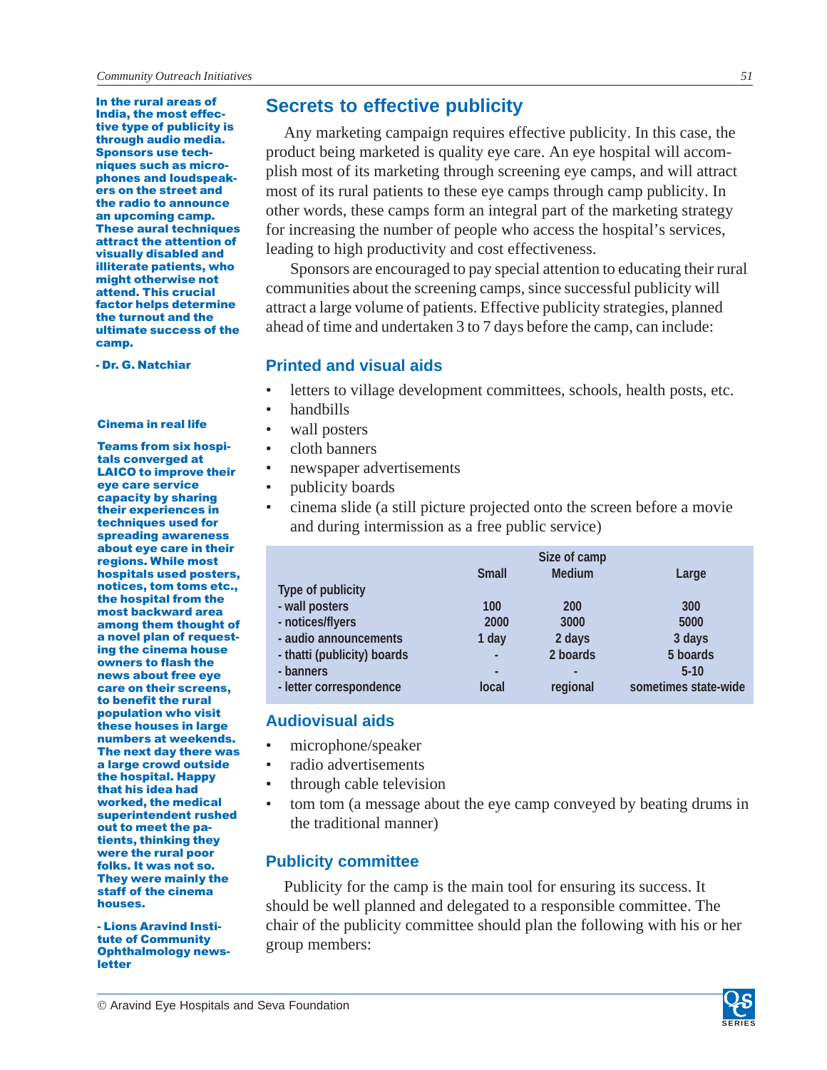In the rural areas of India, the most effective type of publicity is through audio media. Sponsors use techniques such as microphones and loudspeakers on the street and the radio to announce an upcoming camp. These aural techniques attract the attention of visually disabled and illiterate patients, who might otherwise not attend. This crucial factor helps determine the turnout and the ultimate success of the camp.

- Dr. G. Natchiar

**Cinema in real life**

Teams from six hospitals converged at LAICO to improve their eye care service capacity by sharing their experiences in techniques used for spreading awareness about eye care in their regions. While most hospitals used posters, notices, tom toms etc., the hospital from the most backward area among them thought of a novel plan of requesting the cinema house owners to flash the news about free eye care on their screens, to benefit the rural population who visit these houses in large numbers at weekends. The next day there was a large crowd outside the hospital. Happy that his idea had worked, the medical superintendent rushed out to meet the patients, thinking they were the rural poor folks. It was not so. They were mainly the staff of the cinema houses.

- Lions Aravind Institute of Community Ophthalmology newsletter

## Secrets to effective publicity

Any marketing campaign requires effective publicity. In this case, the product being marketed is quality eye care. An eye hospital will accomplish most of its marketing through screening eye camps, and will attract most of its rural patients to these eye camps through camp publicity. In other words, these camps form an integral part of the marketing strategy for increasing the number of people who access the hospital's services, leading to high productivity and cost effectiveness.

Sponsors are encouraged to pay special attention to educating their rural communities about the screening camps, since successful publicity will attract a large volume of patients. Effective publicity strategies, planned ahead of time and undertaken 3 to 7 days before the camp, can include:

### Printed and visual aids

- letters to village development committees, schools, health posts, etc.
- handbills
- wall posters
- cloth banners
- newspaper advertisements
- publicity boards
- cinema slide (a still picture projected onto the screen before a movie and during intermission as a free public service)

| | Size of camp | | |
|---|---|---|---|
| | Small | Medium | Large |
| Type of publicity | | | |
| - wall posters | 100 | 200 | 300 |
| - notices/flyers | 2000 | 3000 | 5000 |
| - audio announcements | 1 day | 2 days | 3 days |
| - thatti (publicity) boards | - | 2 boards | 5 boards |
| - banners | - | - | 5-10 |
| - letter correspondence | local | regional | sometimes state-wide |

### Audiovisual aids

- microphone/speaker
- radio advertisements
- through cable television
- tom tom (a message about the eye camp conveyed by beating drums in the traditional manner)

### Publicity committee

Publicity for the camp is the main tool for ensuring its success. It should be well planned and delegated to a responsible committee. The chair of the publicity committee should plan the following with his or her group members: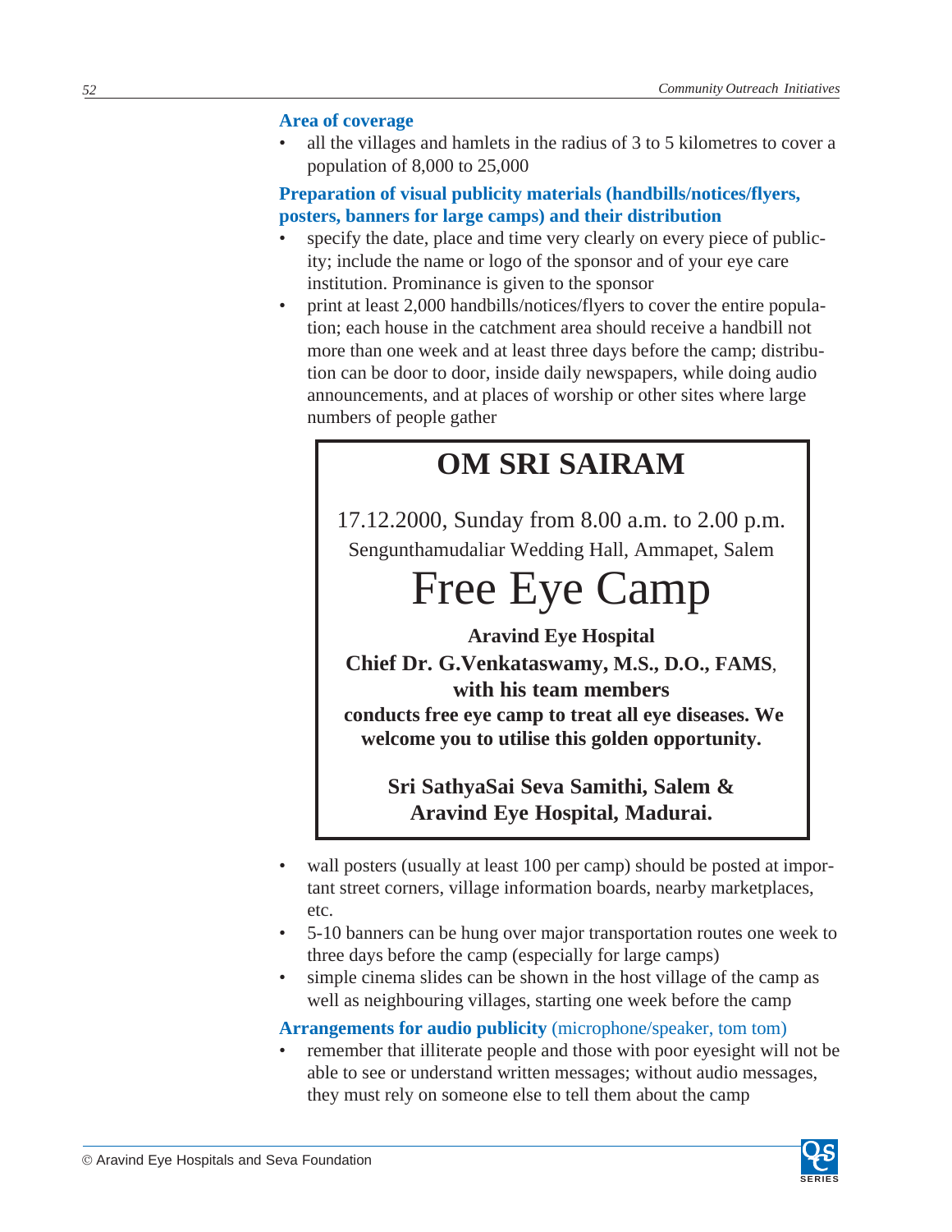### Area of coverage

- all the villages and hamlets in the radius of 3 to 5 kilometres to cover a population of 8,000 to 25,000

### Preparation of visual publicity materials (handbills/notices/flyers, posters, banners for large camps) and their distribution

- specify the date, place and time very clearly on every piece of publicity; include the name or logo of the sponsor and of your eye care institution. Prominance is given to the sponsor
- print at least 2,000 handbills/notices/flyers to cover the entire population; each house in the catchment area should receive a handbill not more than one week and at least three days before the camp; distribution can be door to door, inside daily newspapers, while doing audio announcements, and at places of worship or other sites where large numbers of people gather

> **OM SRI SAIRAM**
>
> 17.12.2000, Sunday from 8.00 a.m. to 2.00 p.m.
> Sengunthamudaliar Wedding Hall, Ammapet, Salem
>
> Free Eye Camp
>
> **Aravind Eye Hospital**
> **Chief Dr. G.Venkataswamy, M.S., D.O., FAMS, with his team members conducts free eye camp to treat all eye diseases. We welcome you to utilise this golden opportunity.**
>
> **Sri SathyaSai Seva Samithi, Salem & Aravind Eye Hospital, Madurai.**

- wall posters (usually at least 100 per camp) should be posted at important street corners, village information boards, nearby marketplaces, etc.
- 5-10 banners can be hung over major transportation routes one week to three days before the camp (especially for large camps)
- simple cinema slides can be shown in the host village of the camp as well as neighbouring villages, starting one week before the camp

### Arrangements for audio publicity (microphone/speaker, tom tom)

- remember that illiterate people and those with poor eyesight will not be able to see or understand written messages; without audio messages, they must rely on someone else to tell them about the camp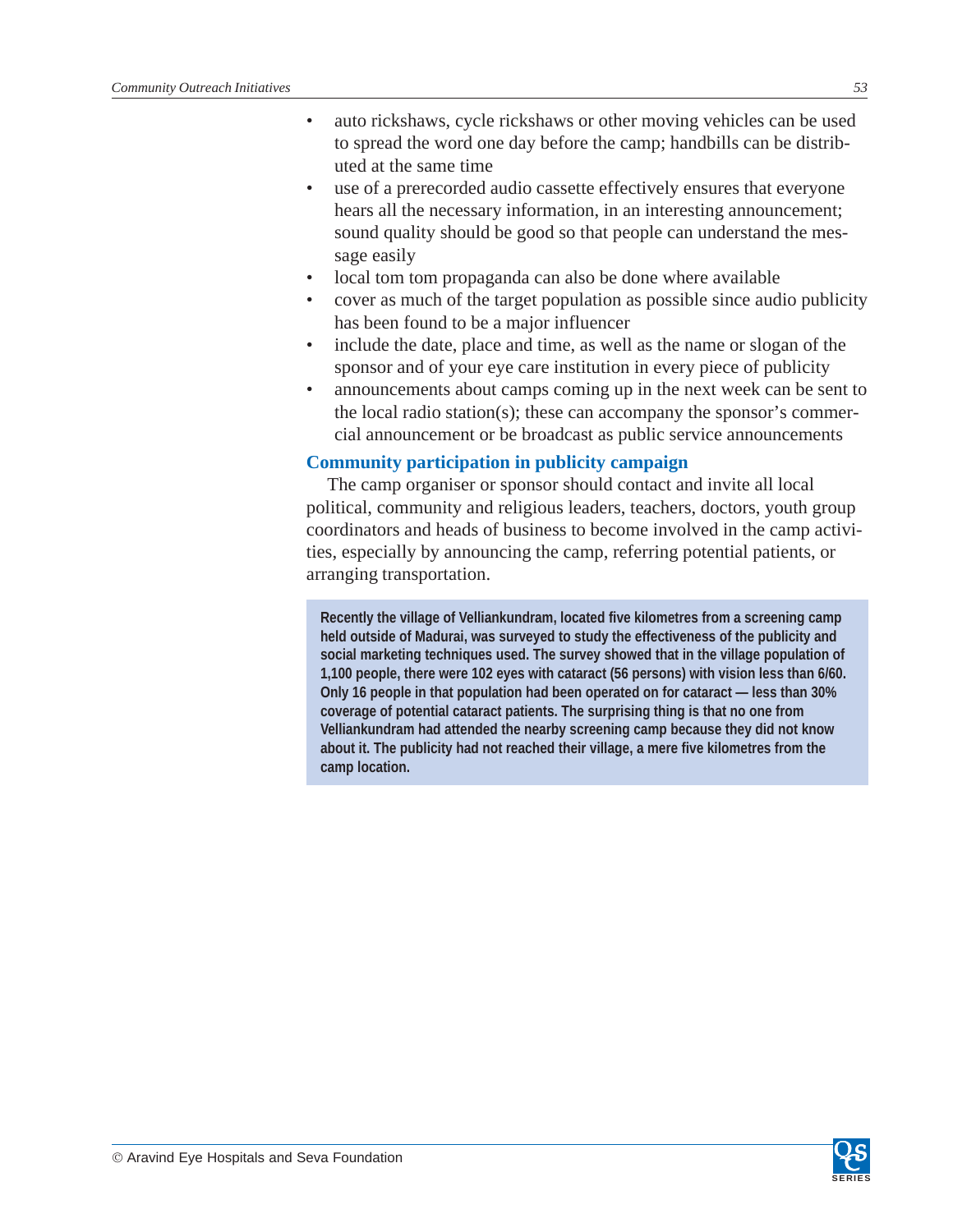- auto rickshaws, cycle rickshaws or other moving vehicles can be used to spread the word one day before the camp; handbills can be distributed at the same time
- use of a prerecorded audio cassette effectively ensures that everyone hears all the necessary information, in an interesting announcement; sound quality should be good so that people can understand the message easily
- local tom tom propaganda can also be done where available
- cover as much of the target population as possible since audio publicity has been found to be a major influencer
- include the date, place and time, as well as the name or slogan of the sponsor and of your eye care institution in every piece of publicity
- announcements about camps coming up in the next week can be sent to the local radio station(s); these can accompany the sponsor's commercial announcement or be broadcast as public service announcements

### Community participation in publicity campaign

The camp organiser or sponsor should contact and invite all local political, community and religious leaders, teachers, doctors, youth group coordinators and heads of business to become involved in the camp activities, especially by announcing the camp, referring potential patients, or arranging transportation.

> **Recently the village of Velliankundram, located five kilometres from a screening camp held outside of Madurai, was surveyed to study the effectiveness of the publicity and social marketing techniques used. The survey showed that in the village population of 1,100 people, there were 102 eyes with cataract (56 persons) with vision less than 6/60. Only 16 people in that population had been operated on for cataract — less than 30% coverage of potential cataract patients. The surprising thing is that no one from Velliankundram had attended the nearby screening camp because they did not know about it. The publicity had not reached their village, a mere five kilometres from the camp location.**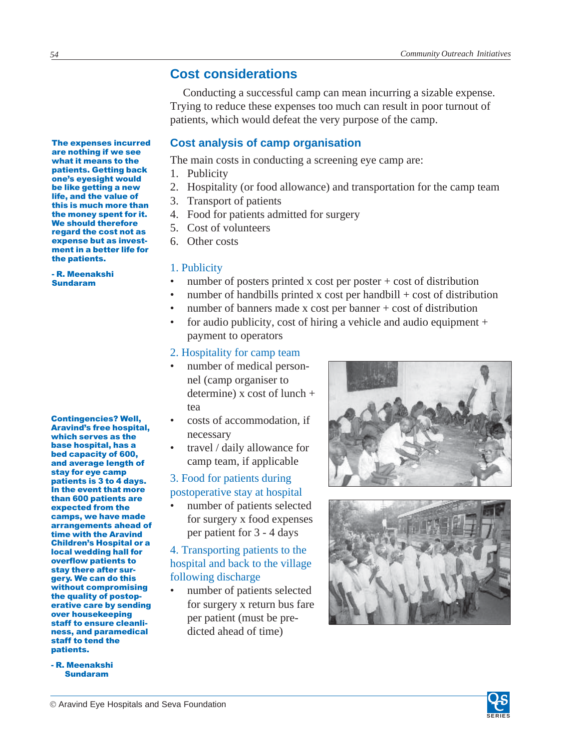## Cost considerations

Conducting a successful camp can mean incurring a sizable expense. Trying to reduce these expenses too much can result in poor turnout of patients, which would defeat the very purpose of the camp.

**The expenses incurred are nothing if we see what it means to the patients. Getting back one's eyesight would be like getting a new life, and the value of this is much more than the money spent for it. We should therefore regard the cost not as expense but as investment in a better life for the patients.**

**- R. Meenakshi Sundaram**

### Cost analysis of camp organisation

The main costs in conducting a screening eye camp are:

1. Publicity
2. Hospitality (or food allowance) and transportation for the camp team
3. Transport of patients
4. Food for patients admitted for surgery
5. Cost of volunteers
6. Other costs

#### 1. Publicity

- number of posters printed x cost per poster + cost of distribution
- number of handbills printed x cost per handbill + cost of distribution
- number of banners made x cost per banner + cost of distribution
- for audio publicity, cost of hiring a vehicle and audio equipment + payment to operators

#### 2. Hospitality for camp team

- number of medical personnel (camp organiser to determine) x cost of lunch + tea
- costs of accommodation, if necessary
- travel / daily allowance for camp team, if applicable

#### 3. Food for patients during postoperative stay at hospital

- number of patients selected for surgery x food expenses per patient for 3 - 4 days

#### 4. Transporting patients to the hospital and back to the village following discharge

- number of patients selected for surgery x return bus fare per patient (must be predicted ahead of time)

**Contingencies? Well, Aravind's free hospital, which serves as the base hospital, has a bed capacity of 600, and average length of stay for eye camp patients is 3 to 4 days. In the event that more than 600 patients are expected from the camps, we have made arrangements ahead of time with the Aravind Children's Hospital or a local wedding hall for overflow patients to stay there after surgery. We can do this without compromising the quality of postoperative care by sending over housekeeping staff to ensure cleanliness, and paramedical staff to tend the patients.**

**- R. Meenakshi Sundaram**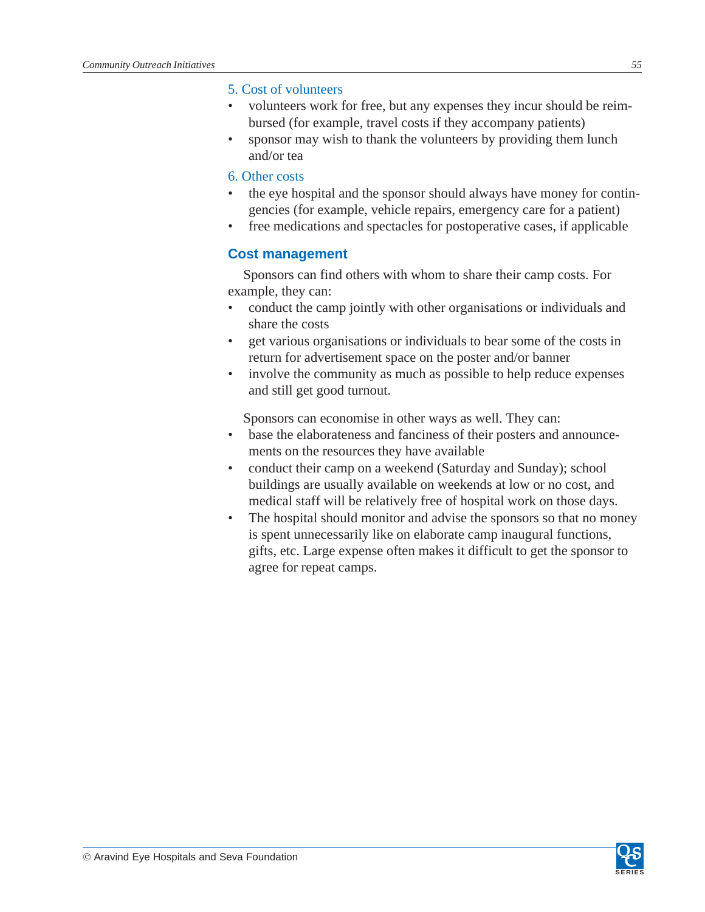5. Cost of volunteers

- volunteers work for free, but any expenses they incur should be reimbursed (for example, travel costs if they accompany patients)
- sponsor may wish to thank the volunteers by providing them lunch and/or tea

6. Other costs

- the eye hospital and the sponsor should always have money for contingencies (for example, vehicle repairs, emergency care for a patient)
- free medications and spectacles for postoperative cases, if applicable

## Cost management

Sponsors can find others with whom to share their camp costs. For example, they can:

- conduct the camp jointly with other organisations or individuals and share the costs
- get various organisations or individuals to bear some of the costs in return for advertisement space on the poster and/or banner
- involve the community as much as possible to help reduce expenses and still get good turnout.

Sponsors can economise in other ways as well. They can:

- base the elaborateness and fanciness of their posters and announcements on the resources they have available
- conduct their camp on a weekend (Saturday and Sunday); school buildings are usually available on weekends at low or no cost, and medical staff will be relatively free of hospital work on those days.
- The hospital should monitor and advise the sponsors so that no money is spent unnecessarily like on elaborate camp inaugural functions, gifts, etc. Large expense often makes it difficult to get the sponsor to agree for repeat camps.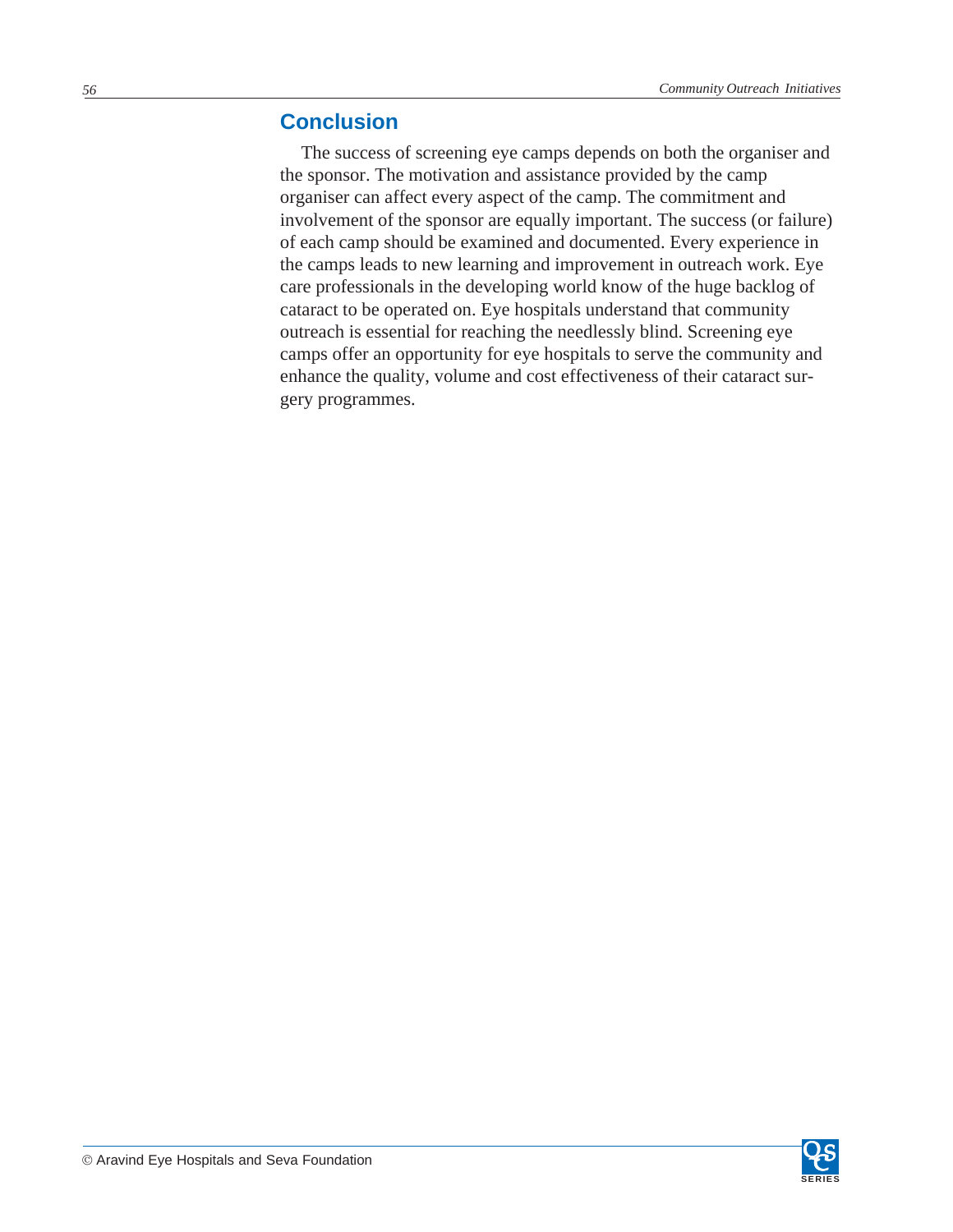## Conclusion

The success of screening eye camps depends on both the organiser and the sponsor. The motivation and assistance provided by the camp organiser can affect every aspect of the camp. The commitment and involvement of the sponsor are equally important. The success (or failure) of each camp should be examined and documented. Every experience in the camps leads to new learning and improvement in outreach work. Eye care professionals in the developing world know of the huge backlog of cataract to be operated on. Eye hospitals understand that community outreach is essential for reaching the needlessly blind. Screening eye camps offer an opportunity for eye hospitals to serve the community and enhance the quality, volume and cost effectiveness of their cataract surgery programmes.